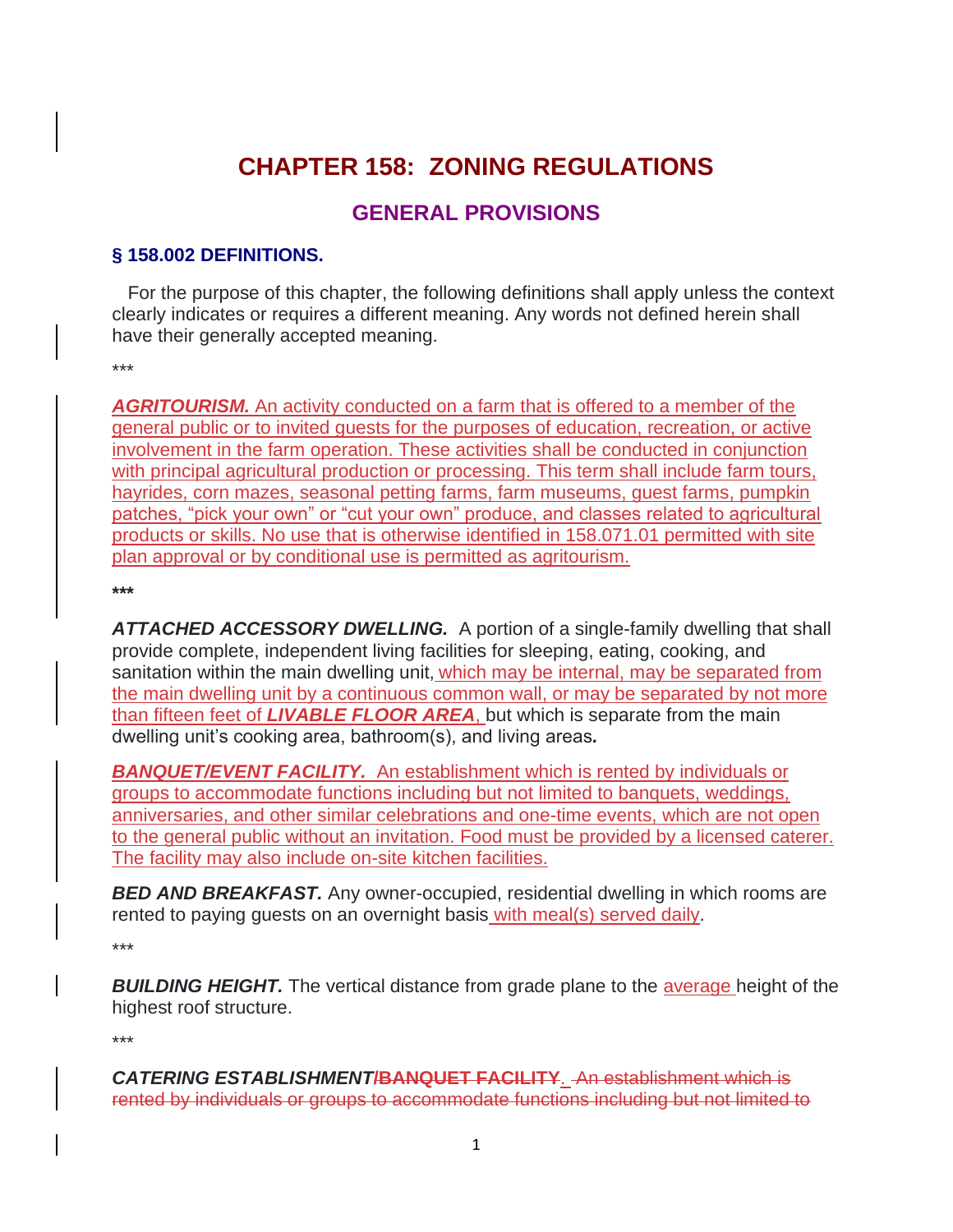# CHAPTER 158: ZONING REGULATIONS

## GENERAL PROVISIONS

### § 158.002 DEFINITIONS.

For the purpose of this chapter, the following definitions shall apply unless the context clearly indicates or requires a different meaning. Any words not defined herein shall have their generally accepted meaning.

***

***AGRITOURISM.*** An activity conducted on a farm that is offered to a member of the general public or to invited guests for the purposes of education, recreation, or active involvement in the farm operation. These activities shall be conducted in conjunction with principal agricultural production or processing. This term shall include farm tours, hayrides, corn mazes, seasonal petting farms, farm museums, guest farms, pumpkin patches, "pick your own" or "cut your own" produce, and classes related to agricultural products or skills. No use that is otherwise identified in 158.071.01 permitted with site plan approval or by conditional use is permitted as agritourism.

***

***ATTACHED ACCESSORY DWELLING.*** A portion of a single-family dwelling that shall provide complete, independent living facilities for sleeping, eating, cooking, and sanitation within the main dwelling unit, which may be internal, may be separated from the main dwelling unit by a continuous common wall, or may be separated by not more than fifteen feet of ***LIVABLE FLOOR AREA***, but which is separate from the main dwelling unit's cooking area, bathroom(s), and living areas.

***BANQUET/EVENT FACILITY.*** An establishment which is rented by individuals or groups to accommodate functions including but not limited to banquets, weddings, anniversaries, and other similar celebrations and one-time events, which are not open to the general public without an invitation. Food must be provided by a licensed caterer. The facility may also include on-site kitchen facilities.

***BED AND BREAKFAST.*** Any owner-occupied, residential dwelling in which rooms are rented to paying guests on an overnight basis with meal(s) served daily.

***

***BUILDING HEIGHT.*** The vertical distance from grade plane to the average height of the highest roof structure.

***

***CATERING ESTABLISHMENT/~~BANQUET FACILITY~~***. ~~An establishment which is rented by individuals or groups to accommodate functions including but not limited to~~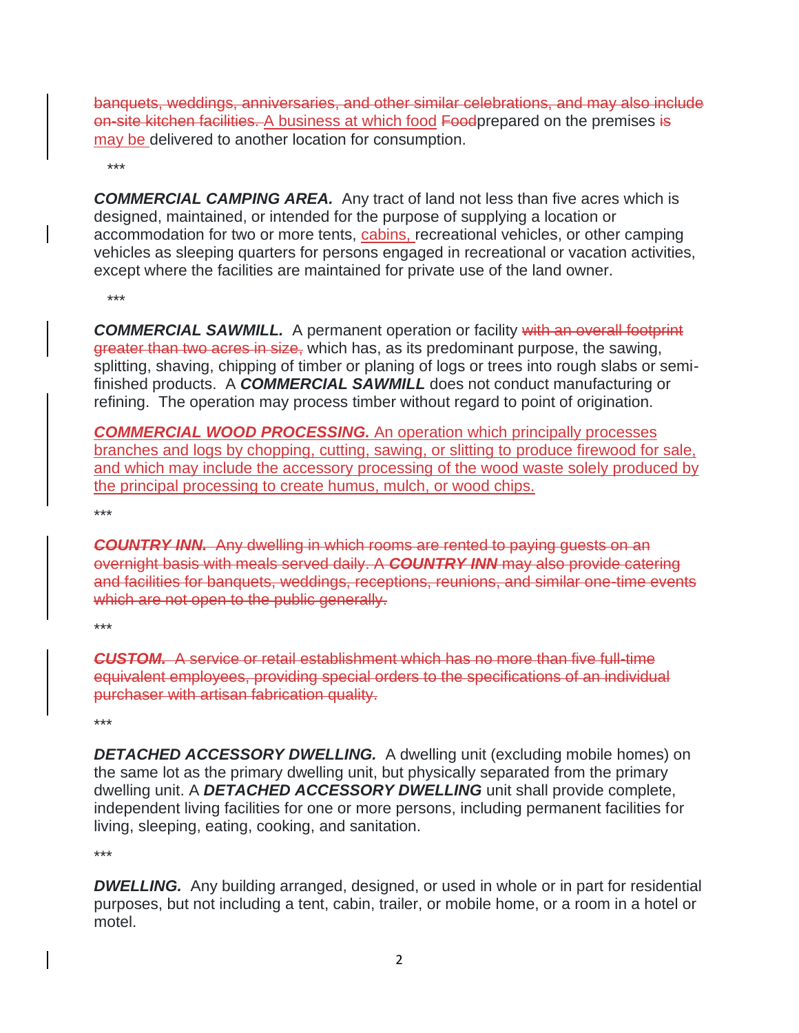~~banquets, weddings, anniversaries, and other similar celebrations, and may also include on-site kitchen facilities.~~ <ins>A business at which food</ins> ~~Food~~prepared on the premises ~~is~~ <ins>may be</ins> delivered to another location for consumption.

***

***COMMERCIAL CAMPING AREA.*** Any tract of land not less than five acres which is designed, maintained, or intended for the purpose of supplying a location or accommodation for two or more tents, <ins>cabins,</ins> recreational vehicles, or other camping vehicles as sleeping quarters for persons engaged in recreational or vacation activities, except where the facilities are maintained for private use of the land owner.

***

***COMMERCIAL SAWMILL.*** A permanent operation or facility ~~with an overall footprint greater than two acres in size,~~ which has, as its predominant purpose, the sawing, splitting, shaving, chipping of timber or planing of logs or trees into rough slabs or semi-finished products. A ***COMMERCIAL SAWMILL*** does not conduct manufacturing or refining. The operation may process timber without regard to point of origination.

<ins>***COMMERCIAL WOOD PROCESSING.*** An operation which principally processes branches and logs by chopping, cutting, sawing, or slitting to produce firewood for sale, and which may include the accessory processing of the wood waste solely produced by the principal processing to create humus, mulch, or wood chips.</ins>

***

~~***COUNTRY INN.*** Any dwelling in which rooms are rented to paying guests on an overnight basis with meals served daily. A ***COUNTRY INN*** may also provide catering and facilities for banquets, weddings, receptions, reunions, and similar one-time events which are not open to the public generally.~~

***

~~***CUSTOM.*** A service or retail establishment which has no more than five full-time equivalent employees, providing special orders to the specifications of an individual purchaser with artisan fabrication quality.~~

***

***DETACHED ACCESSORY DWELLING.*** A dwelling unit (excluding mobile homes) on the same lot as the primary dwelling unit, but physically separated from the primary dwelling unit. A ***DETACHED ACCESSORY DWELLING*** unit shall provide complete, independent living facilities for one or more persons, including permanent facilities for living, sleeping, eating, cooking, and sanitation.

***

***DWELLING.*** Any building arranged, designed, or used in whole or in part for residential purposes, but not including a tent, cabin, trailer, or mobile home, or a room in a hotel or motel.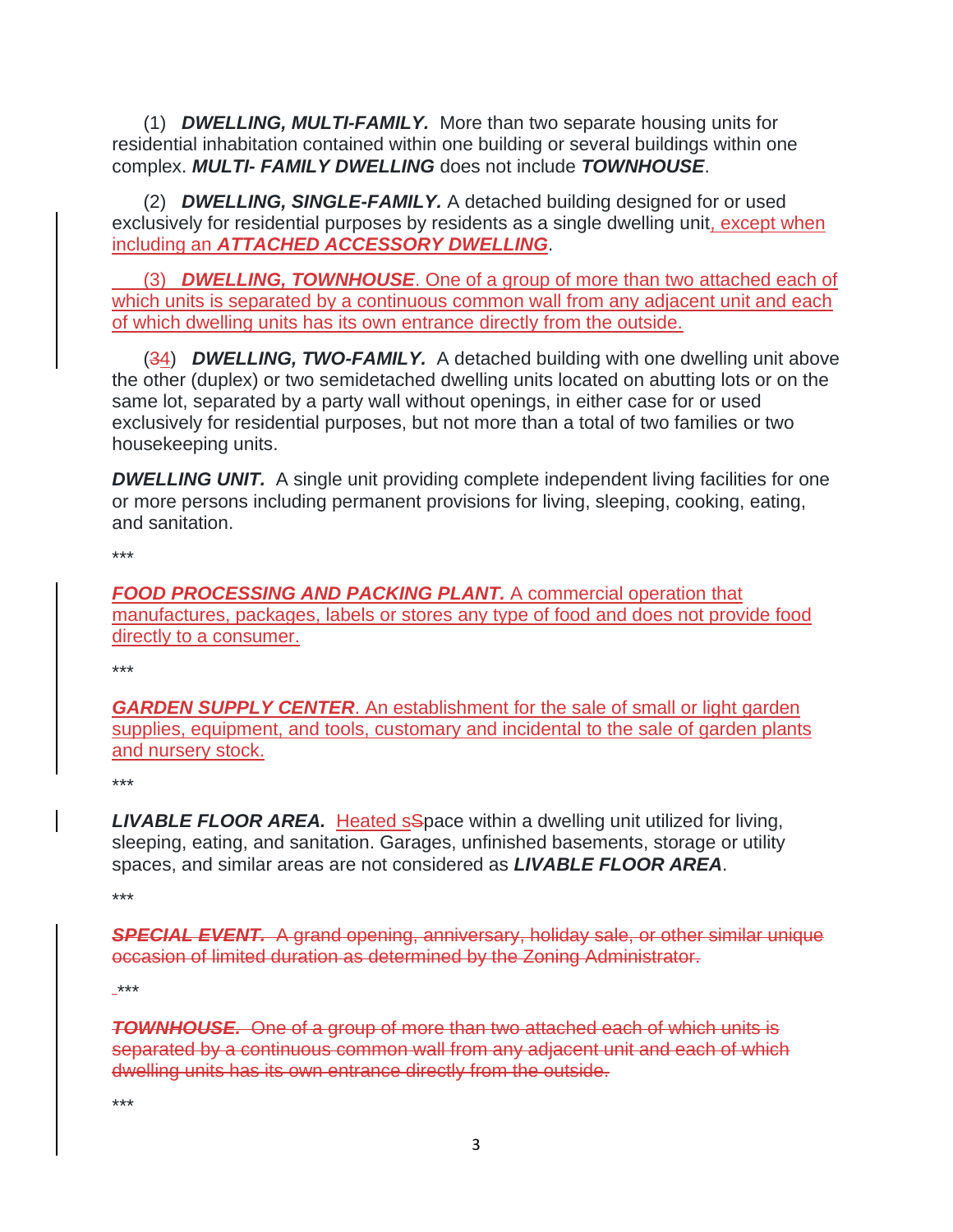(1) ***DWELLING, MULTI-FAMILY.*** More than two separate housing units for residential inhabitation contained within one building or several buildings within one complex. ***MULTI- FAMILY DWELLING*** does not include ***TOWNHOUSE***.

(2) ***DWELLING, SINGLE-FAMILY.*** A detached building designed for or used exclusively for residential purposes by residents as a single dwelling unit<u>, except when including an **_ATTACHED ACCESSORY DWELLING_**</u>.

<u>(3) **_DWELLING, TOWNHOUSE_**. One of a group of more than two attached each of which units is separated by a continuous common wall from any adjacent unit and each of which dwelling units has its own entrance directly from the outside.</u>

(~~3~~<u>4</u>) ***DWELLING, TWO-FAMILY.*** A detached building with one dwelling unit above the other (duplex) or two semidetached dwelling units located on abutting lots or on the same lot, separated by a party wall without openings, in either case for or used exclusively for residential purposes, but not more than a total of two families or two housekeeping units.

***DWELLING UNIT.*** A single unit providing complete independent living facilities for one or more persons including permanent provisions for living, sleeping, cooking, eating, and sanitation.

***

<u>**_FOOD PROCESSING AND PACKING PLANT._** A commercial operation that manufactures, packages, labels or stores any type of food and does not provide food directly to a consumer.</u>

***

<u>**_GARDEN SUPPLY CENTER_**. An establishment for the sale of small or light garden supplies, equipment, and tools, customary and incidental to the sale of garden plants and nursery stock.</u>

***

***LIVABLE FLOOR AREA.*** <u>Heated s</u>~~S~~pace within a dwelling unit utilized for living, sleeping, eating, and sanitation. Garages, unfinished basements, storage or utility spaces, and similar areas are not considered as ***LIVABLE FLOOR AREA***.

***

~~***SPECIAL EVENT.*** A grand opening, anniversary, holiday sale, or other similar unique occasion of limited duration as determined by the Zoning Administrator.~~

***

~~***TOWNHOUSE.*** One of a group of more than two attached each of which units is separated by a continuous common wall from any adjacent unit and each of which dwelling units has its own entrance directly from the outside.~~

***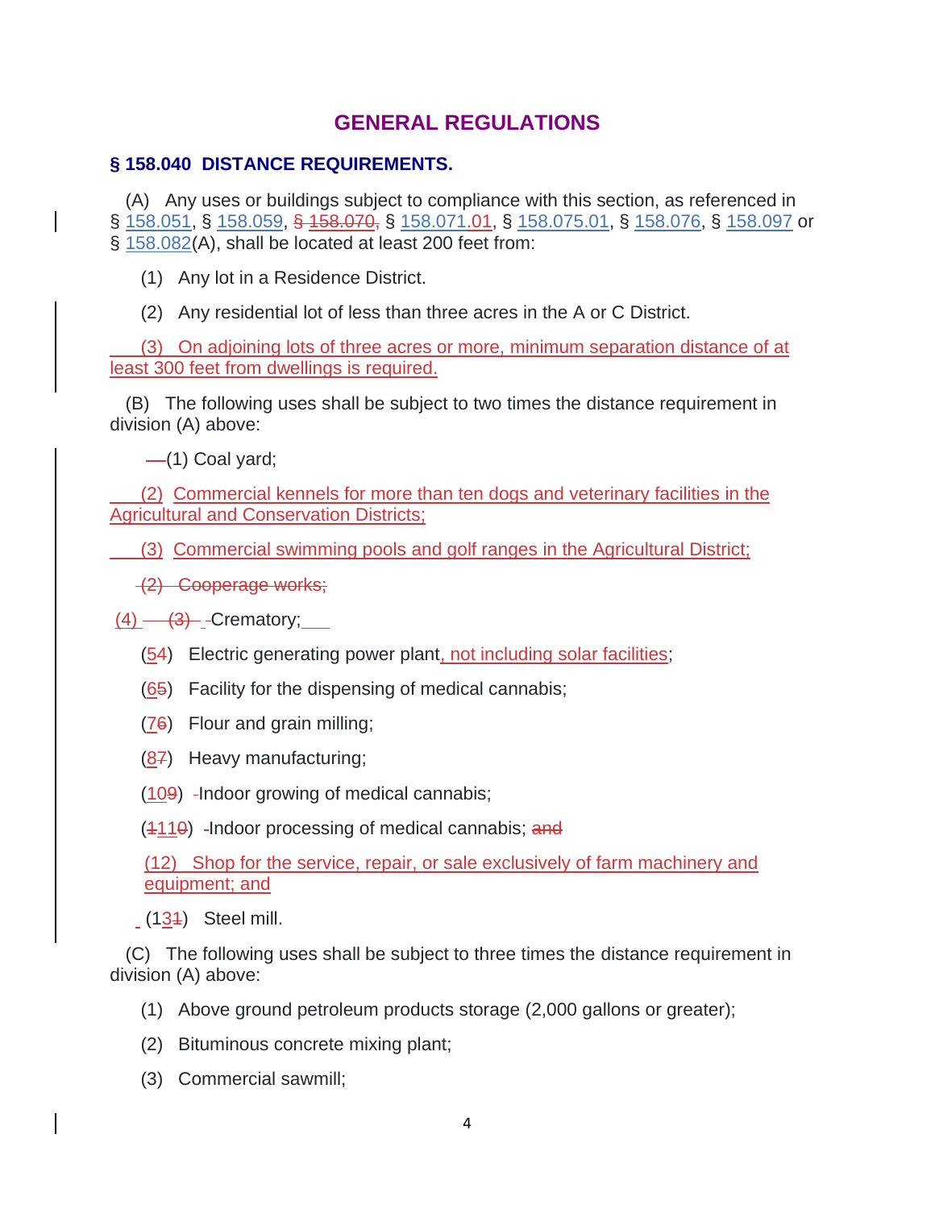## GENERAL REGULATIONS

### § 158.040 DISTANCE REQUIREMENTS.

(A) Any uses or buildings subject to compliance with this section, as referenced in § 158.051, § 158.059, ~~§ 158.070,~~ § 158.071.01, § 158.075.01, § 158.076, § 158.097 or § 158.082(A), shall be located at least 200 feet from:

(1) Any lot in a Residence District.

(2) Any residential lot of less than three acres in the A or C District.

(3) On adjoining lots of three acres or more, minimum separation distance of at least 300 feet from dwellings is required.

(B) The following uses shall be subject to two times the distance requirement in division (A) above:

(1) Coal yard;

(2) Commercial kennels for more than ten dogs and veterinary facilities in the Agricultural and Conservation Districts;

(3) Commercial swimming pools and golf ranges in the Agricultural District;

~~(2) Cooperage works;~~

(4) ~~(3)~~ Crematory;

(5~~4~~) Electric generating power plant, not including solar facilities;

(6~~5~~) Facility for the dispensing of medical cannabis;

(7~~6~~) Flour and grain milling;

(8~~7~~) Heavy manufacturing;

(10~~9~~) Indoor growing of medical cannabis;

(~~1~~11~~0~~) Indoor processing of medical cannabis; ~~and~~

(12) Shop for the service, repair, or sale exclusively of farm machinery and equipment; and

(13~~1~~) Steel mill.

(C) The following uses shall be subject to three times the distance requirement in division (A) above:

(1) Above ground petroleum products storage (2,000 gallons or greater);

(2) Bituminous concrete mixing plant;

(3) Commercial sawmill;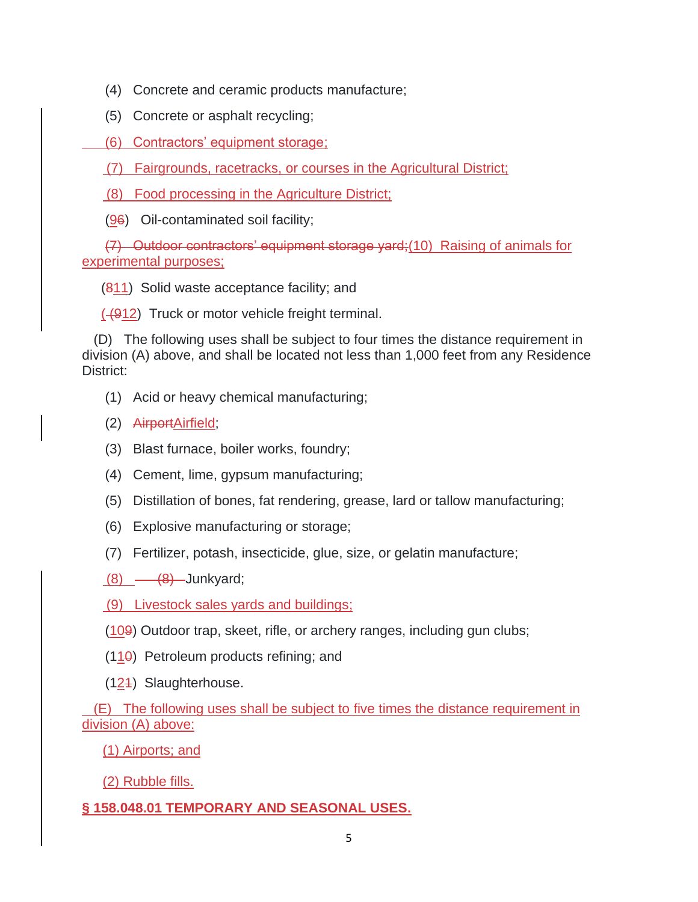(4) Concrete and ceramic products manufacture;

(5) Concrete or asphalt recycling;

(6) Contractors' equipment storage;

(7) Fairgrounds, racetracks, or courses in the Agricultural District;

(8) Food processing in the Agriculture District;

(96) Oil-contaminated soil facility;

~~(7) Outdoor contractors' equipment storage yard;~~(10) Raising of animals for experimental purposes;

(811) Solid waste acceptance facility; and

( (912) Truck or motor vehicle freight terminal.

(D) The following uses shall be subject to four times the distance requirement in division (A) above, and shall be located not less than 1,000 feet from any Residence District:

(1) Acid or heavy chemical manufacturing;

(2) ~~Airport~~Airfield;

(3) Blast furnace, boiler works, foundry;

(4) Cement, lime, gypsum manufacturing;

(5) Distillation of bones, fat rendering, grease, lard or tallow manufacturing;

(6) Explosive manufacturing or storage;

(7) Fertilizer, potash, insecticide, glue, size, or gelatin manufacture;

(8) ~~(8)~~ Junkyard;

(9) Livestock sales yards and buildings;

(109) Outdoor trap, skeet, rifle, or archery ranges, including gun clubs;

(110) Petroleum products refining; and

(121) Slaughterhouse.

(E) The following uses shall be subject to five times the distance requirement in division (A) above:

(1) Airports; and

(2) Rubble fills.

**§ 158.048.01 TEMPORARY AND SEASONAL USES.**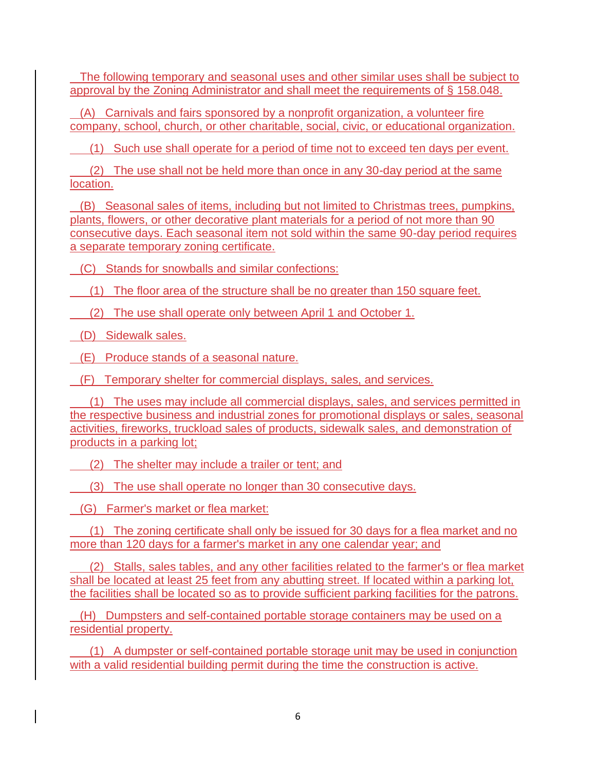The following temporary and seasonal uses and other similar uses shall be subject to approval by the Zoning Administrator and shall meet the requirements of § 158.048.

(A) Carnivals and fairs sponsored by a nonprofit organization, a volunteer fire company, school, church, or other charitable, social, civic, or educational organization.

(1) Such use shall operate for a period of time not to exceed ten days per event.

(2) The use shall not be held more than once in any 30-day period at the same location.

(B) Seasonal sales of items, including but not limited to Christmas trees, pumpkins, plants, flowers, or other decorative plant materials for a period of not more than 90 consecutive days. Each seasonal item not sold within the same 90-day period requires a separate temporary zoning certificate.

(C) Stands for snowballs and similar confections:

(1) The floor area of the structure shall be no greater than 150 square feet.

(2) The use shall operate only between April 1 and October 1.

(D) Sidewalk sales.

(E) Produce stands of a seasonal nature.

(F) Temporary shelter for commercial displays, sales, and services.

(1) The uses may include all commercial displays, sales, and services permitted in the respective business and industrial zones for promotional displays or sales, seasonal activities, fireworks, truckload sales of products, sidewalk sales, and demonstration of products in a parking lot;

(2) The shelter may include a trailer or tent; and

(3) The use shall operate no longer than 30 consecutive days.

(G) Farmer's market or flea market:

(1) The zoning certificate shall only be issued for 30 days for a flea market and no more than 120 days for a farmer's market in any one calendar year; and

(2) Stalls, sales tables, and any other facilities related to the farmer's or flea market shall be located at least 25 feet from any abutting street. If located within a parking lot, the facilities shall be located so as to provide sufficient parking facilities for the patrons.

(H) Dumpsters and self-contained portable storage containers may be used on a residential property.

(1) A dumpster or self-contained portable storage unit may be used in conjunction with a valid residential building permit during the time the construction is active.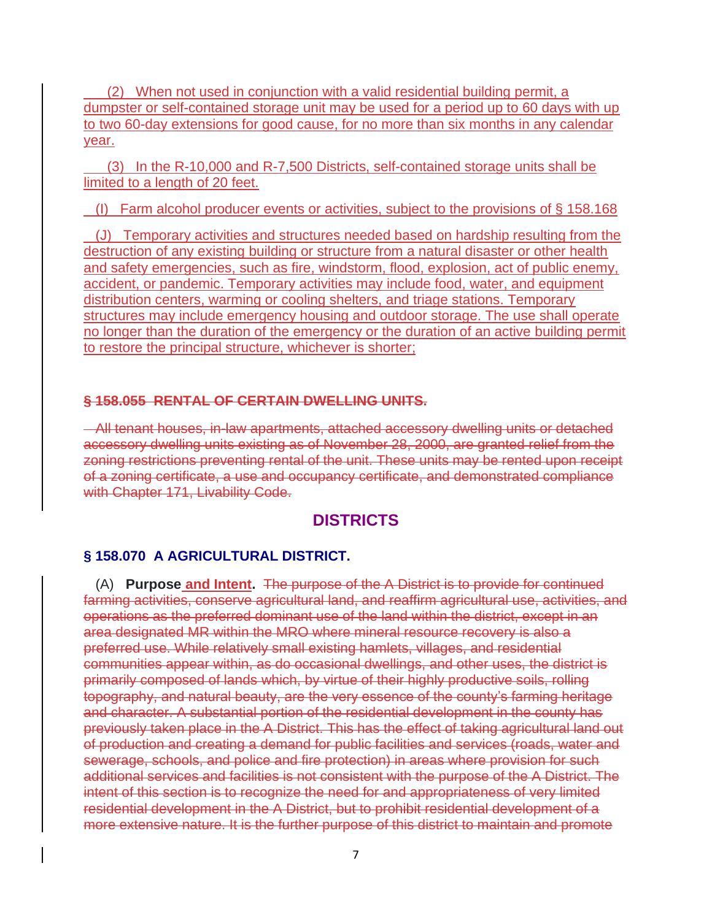(2) When not used in conjunction with a valid residential building permit, a dumpster or self-contained storage unit may be used for a period up to 60 days with up to two 60-day extensions for good cause, for no more than six months in any calendar year.

(3) In the R-10,000 and R-7,500 Districts, self-contained storage units shall be limited to a length of 20 feet.

(I) Farm alcohol producer events or activities, subject to the provisions of § 158.168

(J) Temporary activities and structures needed based on hardship resulting from the destruction of any existing building or structure from a natural disaster or other health and safety emergencies, such as fire, windstorm, flood, explosion, act of public enemy, accident, or pandemic. Temporary activities may include food, water, and equipment distribution centers, warming or cooling shelters, and triage stations. Temporary structures may include emergency housing and outdoor storage. The use shall operate no longer than the duration of the emergency or the duration of an active building permit to restore the principal structure, whichever is shorter;

~~**§ 158.055 RENTAL OF CERTAIN DWELLING UNITS.**~~

~~All tenant houses, in-law apartments, attached accessory dwelling units or detached accessory dwelling units existing as of November 28, 2000, are granted relief from the zoning restrictions preventing rental of the unit. These units may be rented upon receipt of a zoning certificate, a use and occupancy certificate, and demonstrated compliance with Chapter 171, Livability Code.~~

## DISTRICTS

### § 158.070 A AGRICULTURAL DISTRICT.

(A) **Purpose and Intent.** ~~The purpose of the A District is to provide for continued farming activities, conserve agricultural land, and reaffirm agricultural use, activities, and operations as the preferred dominant use of the land within the district, except in an area designated MR within the MRO where mineral resource recovery is also a preferred use. While relatively small existing hamlets, villages, and residential communities appear within, as do occasional dwellings, and other uses, the district is primarily composed of lands which, by virtue of their highly productive soils, rolling topography, and natural beauty, are the very essence of the county's farming heritage and character. A substantial portion of the residential development in the county has previously taken place in the A District. This has the effect of taking agricultural land out of production and creating a demand for public facilities and services (roads, water and sewerage, schools, and police and fire protection) in areas where provision for such additional services and facilities is not consistent with the purpose of the A District. The intent of this section is to recognize the need for and appropriateness of very limited residential development in the A District, but to prohibit residential development of a more extensive nature. It is the further purpose of this district to maintain and promote~~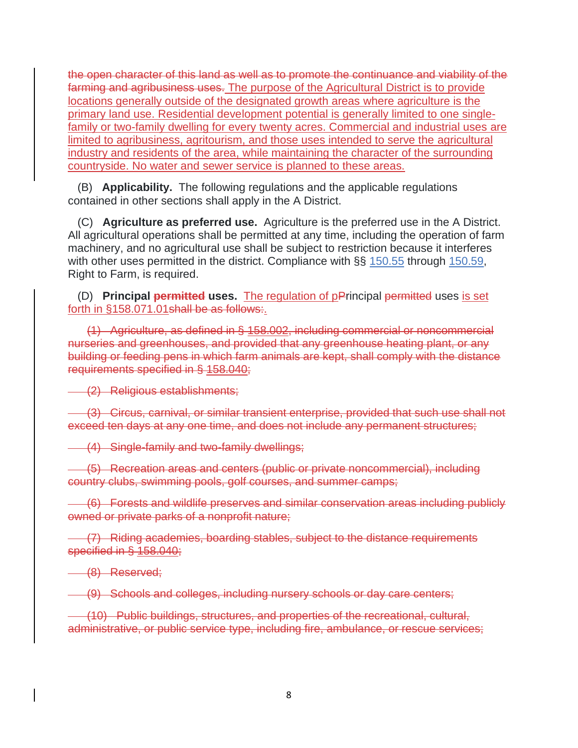~~the open character of this land as well as to promote the continuance and viability of the farming and agribusiness uses.~~ The purpose of the Agricultural District is to provide locations generally outside of the designated growth areas where agriculture is the primary land use. Residential development potential is generally limited to one single-family or two-family dwelling for every twenty acres. Commercial and industrial uses are limited to agribusiness, agritourism, and those uses intended to serve the agricultural industry and residents of the area, while maintaining the character of the surrounding countryside. No water and sewer service is planned to these areas.

(B) **Applicability.** The following regulations and the applicable regulations contained in other sections shall apply in the A District.

(C) **Agriculture as preferred use.** Agriculture is the preferred use in the A District. All agricultural operations shall be permitted at any time, including the operation of farm machinery, and no agricultural use shall be subject to restriction because it interferes with other uses permitted in the district. Compliance with §§ 150.55 through 150.59, Right to Farm, is required.

(D) **Principal ~~permitted~~ uses.** The regulation of p~~P~~rincipal ~~permitted~~ uses is set forth in §158.071.01~~shall be as follows:~~.

~~(1) Agriculture, as defined in § 158.002, including commercial or noncommercial nurseries and greenhouses, and provided that any greenhouse heating plant, or any building or feeding pens in which farm animals are kept, shall comply with the distance requirements specified in § 158.040;~~

~~(2) Religious establishments;~~

~~(3) Circus, carnival, or similar transient enterprise, provided that such use shall not exceed ten days at any one time, and does not include any permanent structures;~~

~~(4) Single-family and two-family dwellings;~~

~~(5) Recreation areas and centers (public or private noncommercial), including country clubs, swimming pools, golf courses, and summer camps;~~

~~(6) Forests and wildlife preserves and similar conservation areas including publicly owned or private parks of a nonprofit nature;~~

~~(7) Riding academies, boarding stables, subject to the distance requirements specified in § 158.040;~~

~~(8) Reserved;~~

~~(9) Schools and colleges, including nursery schools or day care centers;~~

~~(10) Public buildings, structures, and properties of the recreational, cultural, administrative, or public service type, including fire, ambulance, or rescue services;~~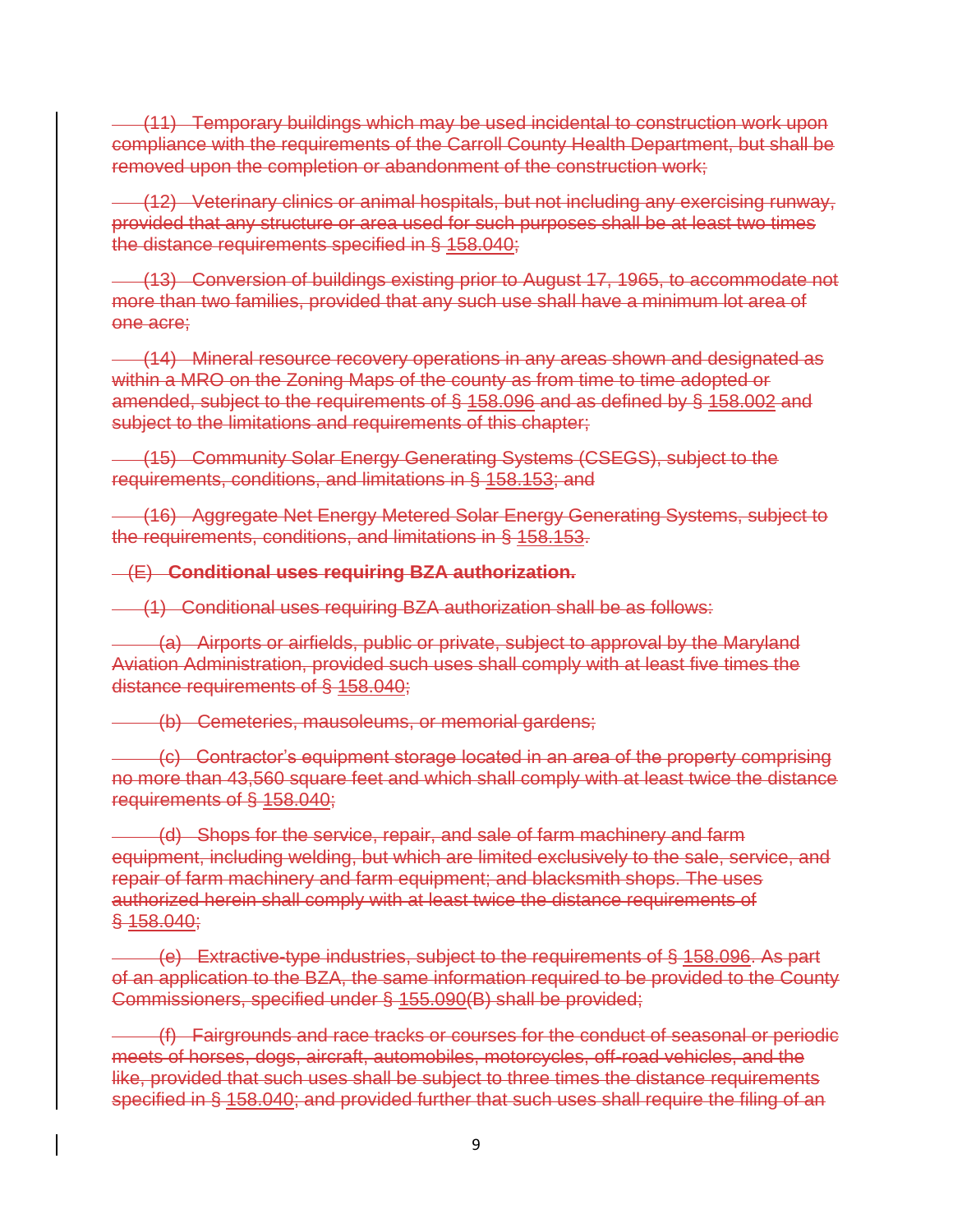~~(11) Temporary buildings which may be used incidental to construction work upon compliance with the requirements of the Carroll County Health Department, but shall be removed upon the completion or abandonment of the construction work;~~

~~(12) Veterinary clinics or animal hospitals, but not including any exercising runway, provided that any structure or area used for such purposes shall be at least two times the distance requirements specified in § 158.040;~~

~~(13) Conversion of buildings existing prior to August 17, 1965, to accommodate not more than two families, provided that any such use shall have a minimum lot area of one acre;~~

~~(14) Mineral resource recovery operations in any areas shown and designated as within a MRO on the Zoning Maps of the county as from time to time adopted or amended, subject to the requirements of § 158.096 and as defined by § 158.002 and subject to the limitations and requirements of this chapter;~~

~~(15) Community Solar Energy Generating Systems (CSEGS), subject to the requirements, conditions, and limitations in § 158.153; and~~

~~(16) Aggregate Net Energy Metered Solar Energy Generating Systems, subject to the requirements, conditions, and limitations in § 158.153.~~

~~(E) **Conditional uses requiring BZA authorization.**~~

~~(1) Conditional uses requiring BZA authorization shall be as follows:~~

~~(a) Airports or airfields, public or private, subject to approval by the Maryland Aviation Administration, provided such uses shall comply with at least five times the distance requirements of § 158.040;~~

~~(b) Cemeteries, mausoleums, or memorial gardens;~~

~~(c) Contractor's equipment storage located in an area of the property comprising no more than 43,560 square feet and which shall comply with at least twice the distance requirements of § 158.040;~~

~~(d) Shops for the service, repair, and sale of farm machinery and farm equipment, including welding, but which are limited exclusively to the sale, service, and repair of farm machinery and farm equipment; and blacksmith shops. The uses authorized herein shall comply with at least twice the distance requirements of § 158.040;~~

~~(e) Extractive-type industries, subject to the requirements of § 158.096. As part of an application to the BZA, the same information required to be provided to the County Commissioners, specified under § 155.090(B) shall be provided;~~

~~(f) Fairgrounds and race tracks or courses for the conduct of seasonal or periodic meets of horses, dogs, aircraft, automobiles, motorcycles, off-road vehicles, and the like, provided that such uses shall be subject to three times the distance requirements specified in § 158.040; and provided further that such uses shall require the filing of an~~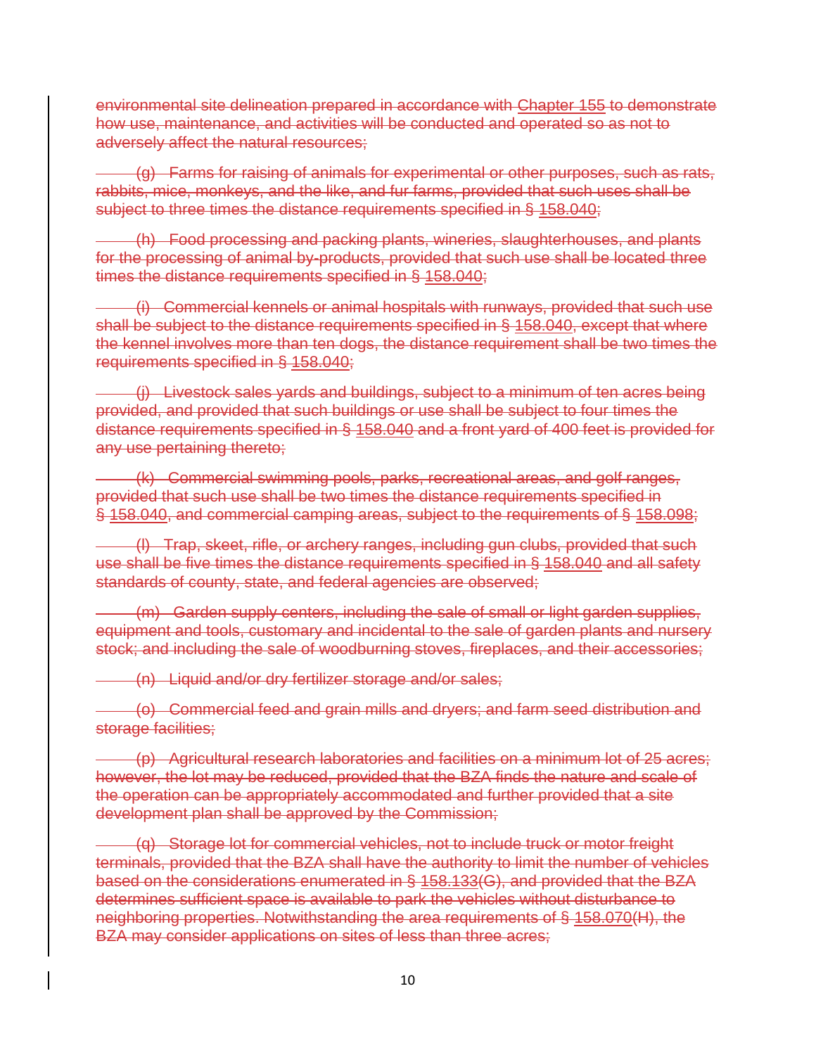environmental site delineation prepared in accordance with Chapter 155 to demonstrate how use, maintenance, and activities will be conducted and operated so as not to adversely affect the natural resources;

(g) Farms for raising of animals for experimental or other purposes, such as rats, rabbits, mice, monkeys, and the like, and fur farms, provided that such uses shall be subject to three times the distance requirements specified in § 158.040;

(h) Food processing and packing plants, wineries, slaughterhouses, and plants for the processing of animal by-products, provided that such use shall be located three times the distance requirements specified in § 158.040;

(i) Commercial kennels or animal hospitals with runways, provided that such use shall be subject to the distance requirements specified in § 158.040, except that where the kennel involves more than ten dogs, the distance requirement shall be two times the requirements specified in § 158.040;

(j) Livestock sales yards and buildings, subject to a minimum of ten acres being provided, and provided that such buildings or use shall be subject to four times the distance requirements specified in § 158.040 and a front yard of 400 feet is provided for any use pertaining thereto;

(k) Commercial swimming pools, parks, recreational areas, and golf ranges, provided that such use shall be two times the distance requirements specified in § 158.040, and commercial camping areas, subject to the requirements of § 158.098;

(l) Trap, skeet, rifle, or archery ranges, including gun clubs, provided that such use shall be five times the distance requirements specified in § 158.040 and all safety standards of county, state, and federal agencies are observed;

(m) Garden supply centers, including the sale of small or light garden supplies, equipment and tools, customary and incidental to the sale of garden plants and nursery stock; and including the sale of woodburning stoves, fireplaces, and their accessories;

(n) Liquid and/or dry fertilizer storage and/or sales;

(o) Commercial feed and grain mills and dryers; and farm seed distribution and storage facilities;

(p) Agricultural research laboratories and facilities on a minimum lot of 25 acres; however, the lot may be reduced, provided that the BZA finds the nature and scale of the operation can be appropriately accommodated and further provided that a site development plan shall be approved by the Commission;

(q) Storage lot for commercial vehicles, not to include truck or motor freight terminals, provided that the BZA shall have the authority to limit the number of vehicles based on the considerations enumerated in § 158.133(G), and provided that the BZA determines sufficient space is available to park the vehicles without disturbance to neighboring properties. Notwithstanding the area requirements of § 158.070(H), the BZA may consider applications on sites of less than three acres;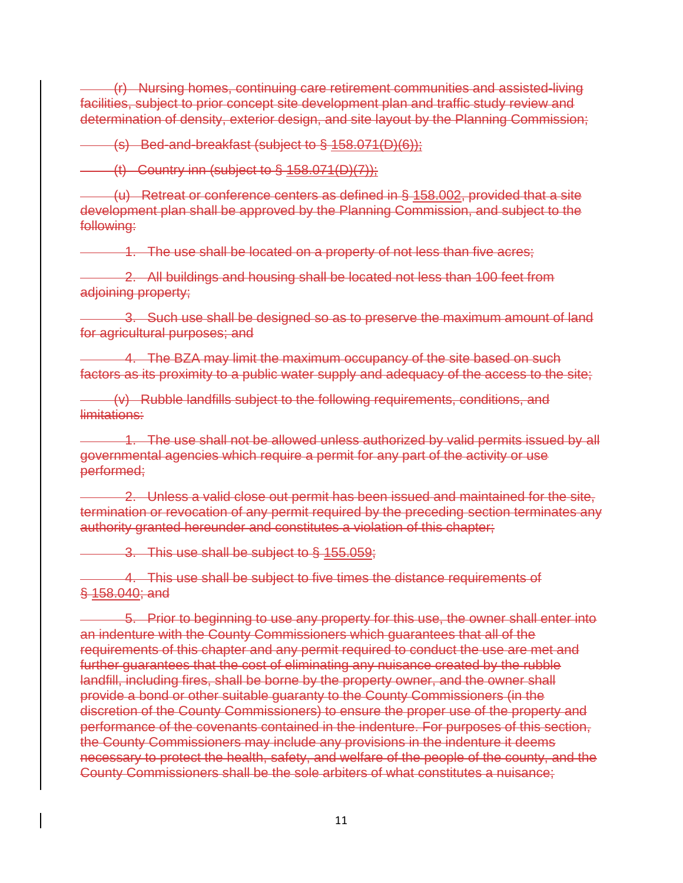~~(r) Nursing homes, continuing care retirement communities and assisted-living facilities, subject to prior concept site development plan and traffic study review and determination of density, exterior design, and site layout by the Planning Commission;~~

~~(s) Bed-and-breakfast (subject to § 158.071(D)(6));~~

~~(t) Country inn (subject to § 158.071(D)(7));~~

~~(u) Retreat or conference centers as defined in § 158.002, provided that a site development plan shall be approved by the Planning Commission, and subject to the following:~~

~~1. The use shall be located on a property of not less than five acres;~~

~~2. All buildings and housing shall be located not less than 100 feet from adjoining property;~~

~~3. Such use shall be designed so as to preserve the maximum amount of land for agricultural purposes; and~~

~~4. The BZA may limit the maximum occupancy of the site based on such factors as its proximity to a public water supply and adequacy of the access to the site;~~

~~(v) Rubble landfills subject to the following requirements, conditions, and limitations:~~

~~1. The use shall not be allowed unless authorized by valid permits issued by all governmental agencies which require a permit for any part of the activity or use performed;~~

~~2. Unless a valid close out permit has been issued and maintained for the site, termination or revocation of any permit required by the preceding section terminates any authority granted hereunder and constitutes a violation of this chapter;~~

~~3. This use shall be subject to § 155.059;~~

~~4. This use shall be subject to five times the distance requirements of § 158.040; and~~

~~5. Prior to beginning to use any property for this use, the owner shall enter into an indenture with the County Commissioners which guarantees that all of the requirements of this chapter and any permit required to conduct the use are met and further guarantees that the cost of eliminating any nuisance created by the rubble landfill, including fires, shall be borne by the property owner, and the owner shall provide a bond or other suitable guaranty to the County Commissioners (in the discretion of the County Commissioners) to ensure the proper use of the property and performance of the covenants contained in the indenture. For purposes of this section, the County Commissioners may include any provisions in the indenture it deems necessary to protect the health, safety, and welfare of the people of the county, and the County Commissioners shall be the sole arbiters of what constitutes a nuisance;~~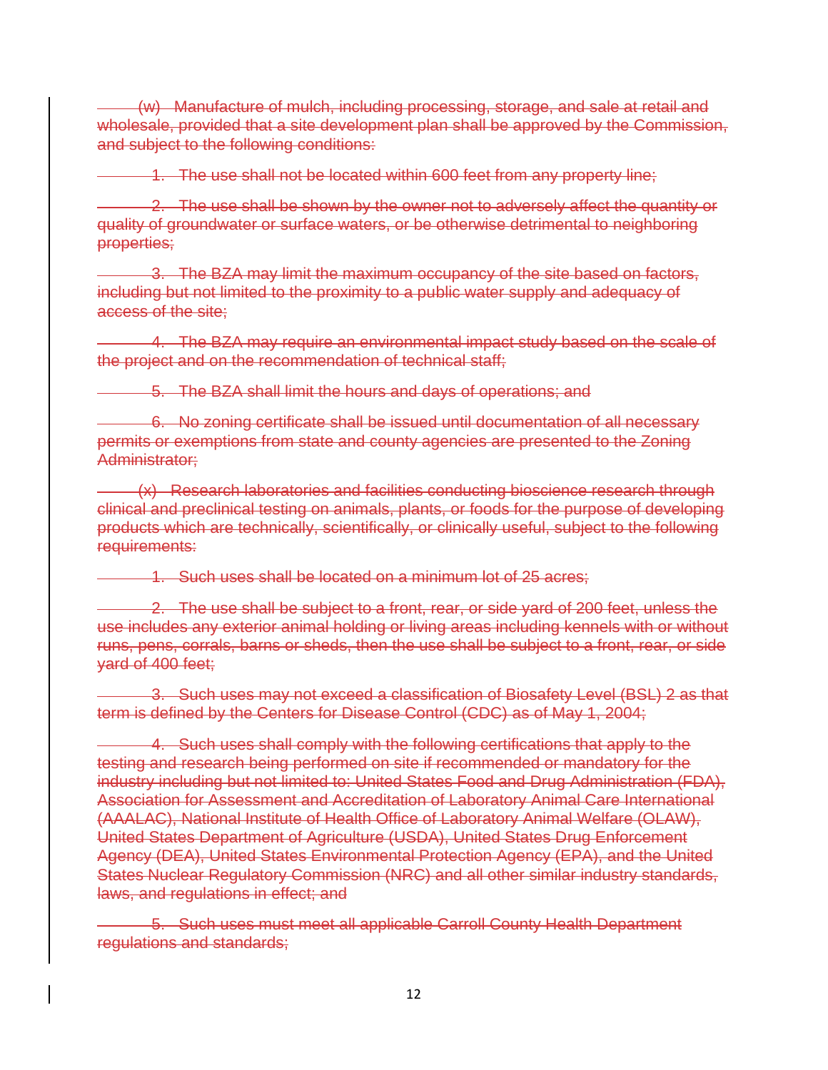~~(w) Manufacture of mulch, including processing, storage, and sale at retail and wholesale, provided that a site development plan shall be approved by the Commission, and subject to the following conditions:~~

~~1. The use shall not be located within 600 feet from any property line;~~

~~2. The use shall be shown by the owner not to adversely affect the quantity or quality of groundwater or surface waters, or be otherwise detrimental to neighboring properties;~~

~~3. The BZA may limit the maximum occupancy of the site based on factors, including but not limited to the proximity to a public water supply and adequacy of access of the site;~~

~~4. The BZA may require an environmental impact study based on the scale of the project and on the recommendation of technical staff;~~

~~5. The BZA shall limit the hours and days of operations; and~~

~~6. No zoning certificate shall be issued until documentation of all necessary permits or exemptions from state and county agencies are presented to the Zoning Administrator;~~

~~(x) Research laboratories and facilities conducting bioscience research through clinical and preclinical testing on animals, plants, or foods for the purpose of developing products which are technically, scientifically, or clinically useful, subject to the following requirements:~~

~~1. Such uses shall be located on a minimum lot of 25 acres;~~

~~2. The use shall be subject to a front, rear, or side yard of 200 feet, unless the use includes any exterior animal holding or living areas including kennels with or without runs, pens, corrals, barns or sheds, then the use shall be subject to a front, rear, or side yard of 400 feet;~~

~~3. Such uses may not exceed a classification of Biosafety Level (BSL) 2 as that term is defined by the Centers for Disease Control (CDC) as of May 1, 2004;~~

~~4. Such uses shall comply with the following certifications that apply to the testing and research being performed on site if recommended or mandatory for the industry including but not limited to: United States Food and Drug Administration (FDA), Association for Assessment and Accreditation of Laboratory Animal Care International (AAALAC), National Institute of Health Office of Laboratory Animal Welfare (OLAW), United States Department of Agriculture (USDA), United States Drug Enforcement Agency (DEA), United States Environmental Protection Agency (EPA), and the United States Nuclear Regulatory Commission (NRC) and all other similar industry standards, laws, and regulations in effect; and~~

~~5. Such uses must meet all applicable Carroll County Health Department regulations and standards;~~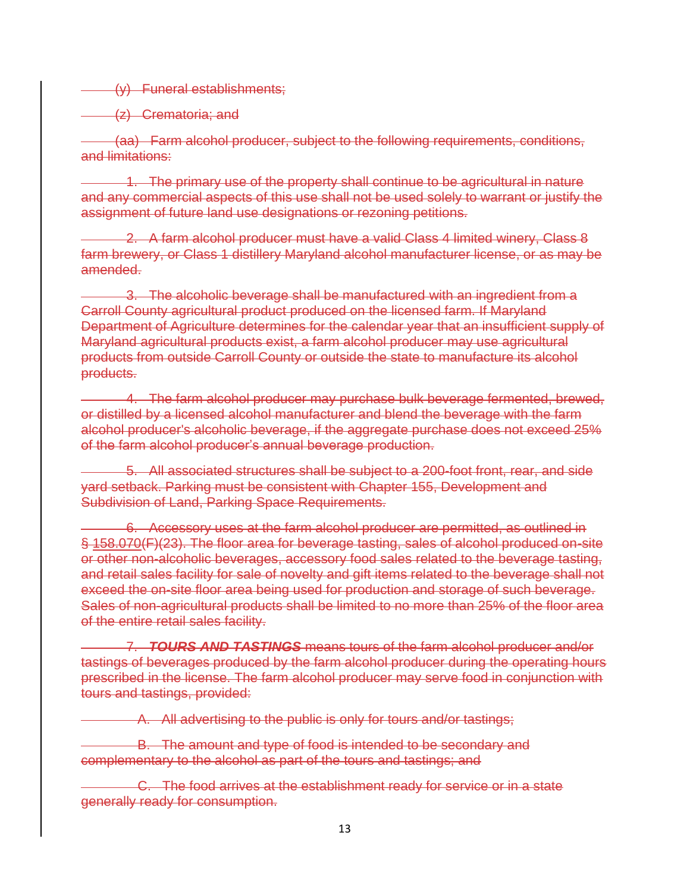~~(y) Funeral establishments;~~

~~(z) Crematoria; and~~

~~(aa) Farm alcohol producer, subject to the following requirements, conditions, and limitations:~~

~~1. The primary use of the property shall continue to be agricultural in nature and any commercial aspects of this use shall not be used solely to warrant or justify the assignment of future land use designations or rezoning petitions.~~

~~2. A farm alcohol producer must have a valid Class 4 limited winery, Class 8 farm brewery, or Class 1 distillery Maryland alcohol manufacturer license, or as may be amended.~~

~~3. The alcoholic beverage shall be manufactured with an ingredient from a Carroll County agricultural product produced on the licensed farm. If Maryland Department of Agriculture determines for the calendar year that an insufficient supply of Maryland agricultural products exist, a farm alcohol producer may use agricultural products from outside Carroll County or outside the state to manufacture its alcohol products.~~

~~4. The farm alcohol producer may purchase bulk beverage fermented, brewed, or distilled by a licensed alcohol manufacturer and blend the beverage with the farm alcohol producer's alcoholic beverage, if the aggregate purchase does not exceed 25% of the farm alcohol producer's annual beverage production.~~

~~5. All associated structures shall be subject to a 200-foot front, rear, and side yard setback. Parking must be consistent with Chapter 155, Development and Subdivision of Land, Parking Space Requirements.~~

~~6. Accessory uses at the farm alcohol producer are permitted, as outlined in § 158.070(F)(23). The floor area for beverage tasting, sales of alcohol produced on-site or other non-alcoholic beverages, accessory food sales related to the beverage tasting, and retail sales facility for sale of novelty and gift items related to the beverage shall not exceed the on-site floor area being used for production and storage of such beverage. Sales of non-agricultural products shall be limited to no more than 25% of the floor area of the entire retail sales facility.~~

~~7. ***TOURS AND TASTINGS*** means tours of the farm alcohol producer and/or tastings of beverages produced by the farm alcohol producer during the operating hours prescribed in the license. The farm alcohol producer may serve food in conjunction with tours and tastings, provided:~~

~~A. All advertising to the public is only for tours and/or tastings;~~

~~B. The amount and type of food is intended to be secondary and complementary to the alcohol as part of the tours and tastings; and~~

~~C. The food arrives at the establishment ready for service or in a state generally ready for consumption.~~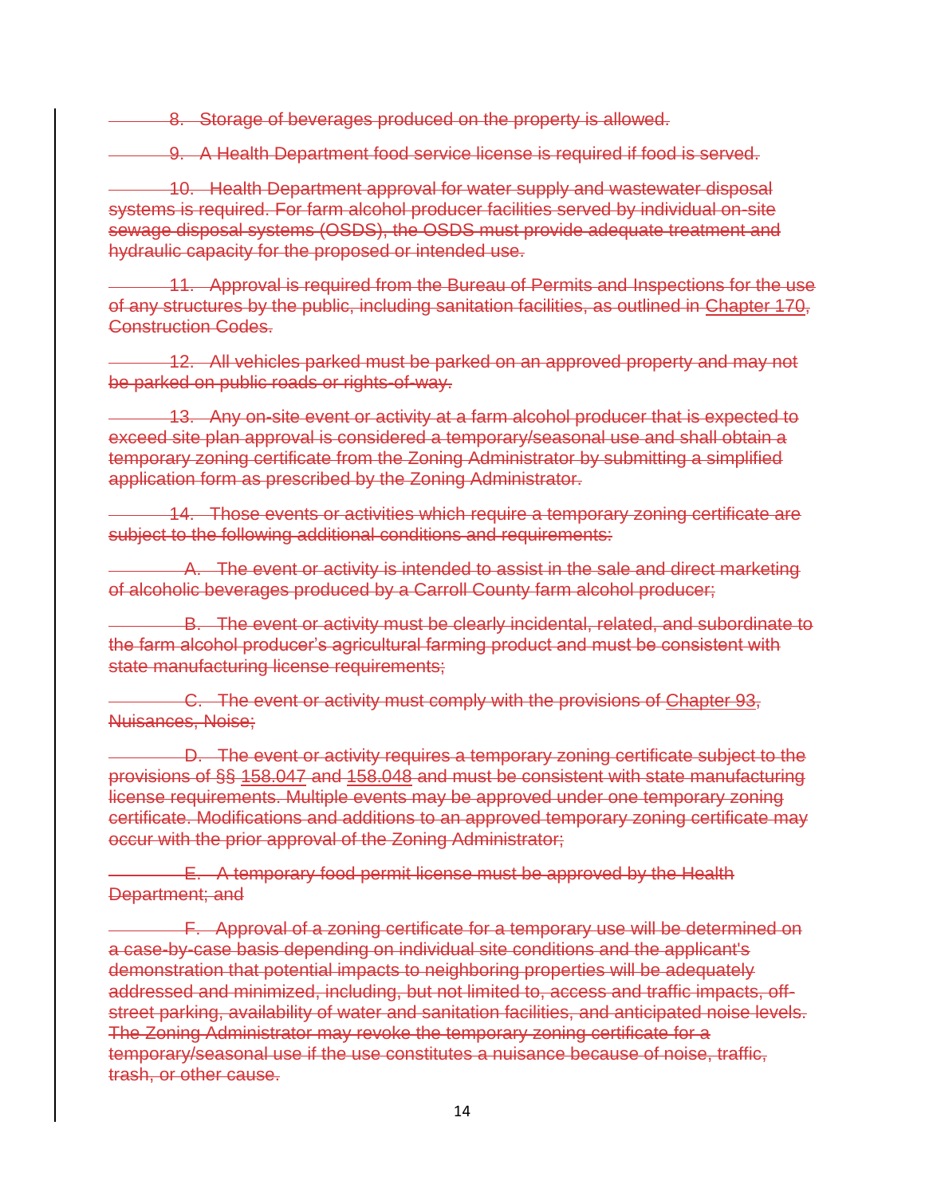~~8. Storage of beverages produced on the property is allowed.~~

~~9. A Health Department food service license is required if food is served.~~

~~10. Health Department approval for water supply and wastewater disposal systems is required. For farm alcohol producer facilities served by individual on-site sewage disposal systems (OSDS), the OSDS must provide adequate treatment and hydraulic capacity for the proposed or intended use.~~

~~11. Approval is required from the Bureau of Permits and Inspections for the use of any structures by the public, including sanitation facilities, as outlined in Chapter 170, Construction Codes.~~

~~12. All vehicles parked must be parked on an approved property and may not be parked on public roads or rights-of-way.~~

~~13. Any on-site event or activity at a farm alcohol producer that is expected to exceed site plan approval is considered a temporary/seasonal use and shall obtain a temporary zoning certificate from the Zoning Administrator by submitting a simplified application form as prescribed by the Zoning Administrator.~~

~~14. Those events or activities which require a temporary zoning certificate are subject to the following additional conditions and requirements:~~

~~A. The event or activity is intended to assist in the sale and direct marketing of alcoholic beverages produced by a Carroll County farm alcohol producer;~~

~~B. The event or activity must be clearly incidental, related, and subordinate to the farm alcohol producer's agricultural farming product and must be consistent with state manufacturing license requirements;~~

~~C. The event or activity must comply with the provisions of Chapter 93, Nuisances, Noise;~~

~~D. The event or activity requires a temporary zoning certificate subject to the provisions of §§ 158.047 and 158.048 and must be consistent with state manufacturing license requirements. Multiple events may be approved under one temporary zoning certificate. Modifications and additions to an approved temporary zoning certificate may occur with the prior approval of the Zoning Administrator;~~

~~E. A temporary food permit license must be approved by the Health Department; and~~

~~F. Approval of a zoning certificate for a temporary use will be determined on a case-by-case basis depending on individual site conditions and the applicant's demonstration that potential impacts to neighboring properties will be adequately addressed and minimized, including, but not limited to, access and traffic impacts, off-street parking, availability of water and sanitation facilities, and anticipated noise levels. The Zoning Administrator may revoke the temporary zoning certificate for a temporary/seasonal use if the use constitutes a nuisance because of noise, traffic, trash, or other cause.~~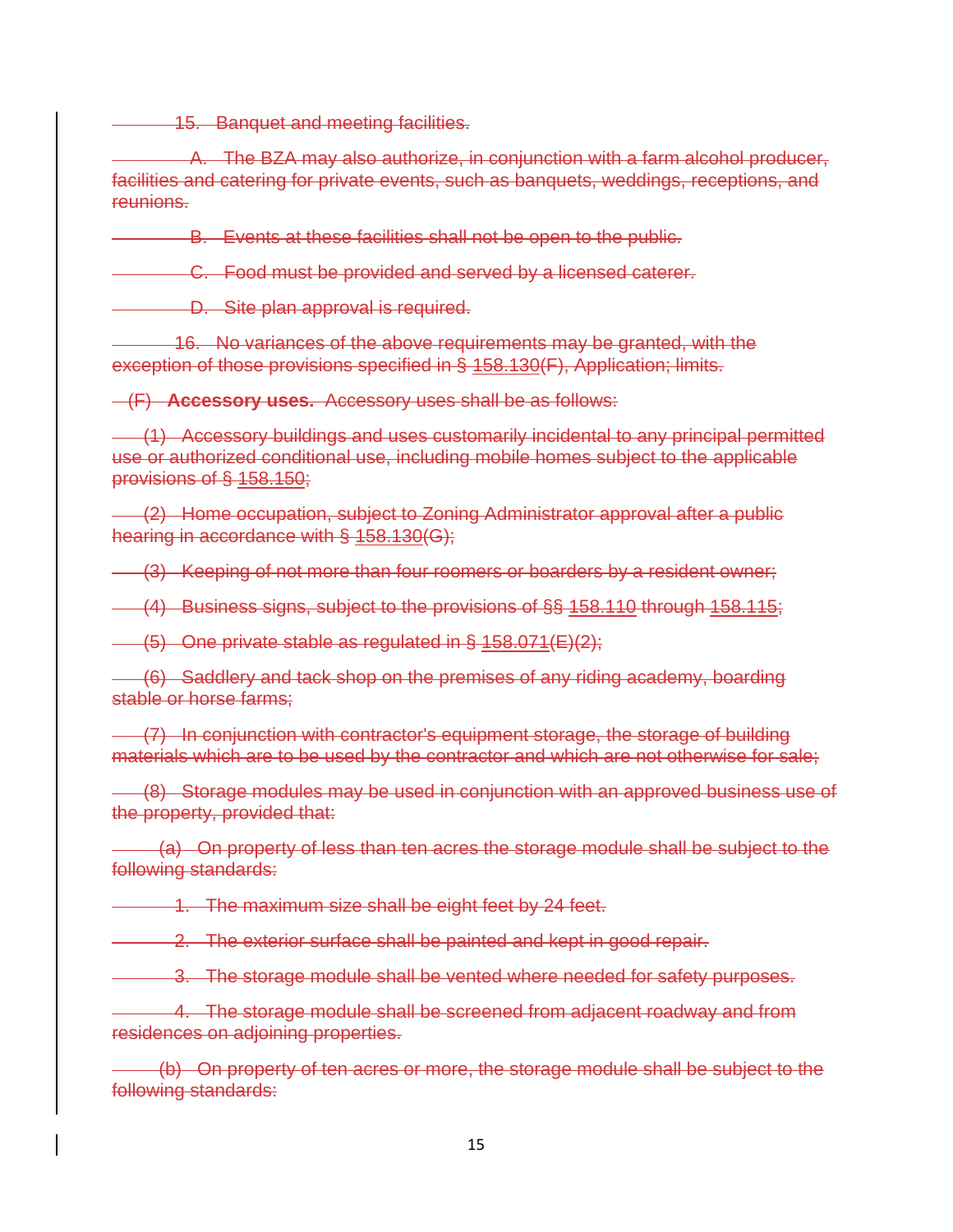15. Banquet and meeting facilities.

A. The BZA may also authorize, in conjunction with a farm alcohol producer, facilities and catering for private events, such as banquets, weddings, receptions, and reunions.

B. Events at these facilities shall not be open to the public.

C. Food must be provided and served by a licensed caterer.

D. Site plan approval is required.

16. No variances of the above requirements may be granted, with the exception of those provisions specified in § 158.130(F), Application; limits.

(F) **Accessory uses.** Accessory uses shall be as follows:

(1) Accessory buildings and uses customarily incidental to any principal permitted use or authorized conditional use, including mobile homes subject to the applicable provisions of § 158.150;

(2) Home occupation, subject to Zoning Administrator approval after a public hearing in accordance with § 158.130(G);

(3) Keeping of not more than four roomers or boarders by a resident owner;

(4) Business signs, subject to the provisions of §§ 158.110 through 158.115;

(5) One private stable as regulated in § 158.071(E)(2);

(6) Saddlery and tack shop on the premises of any riding academy, boarding stable or horse farms;

(7) In conjunction with contractor's equipment storage, the storage of building materials which are to be used by the contractor and which are not otherwise for sale;

(8) Storage modules may be used in conjunction with an approved business use of the property, provided that:

(a) On property of less than ten acres the storage module shall be subject to the following standards:

1. The maximum size shall be eight feet by 24 feet.

2. The exterior surface shall be painted and kept in good repair.

3. The storage module shall be vented where needed for safety purposes.

4. The storage module shall be screened from adjacent roadway and from residences on adjoining properties.

(b) On property of ten acres or more, the storage module shall be subject to the following standards: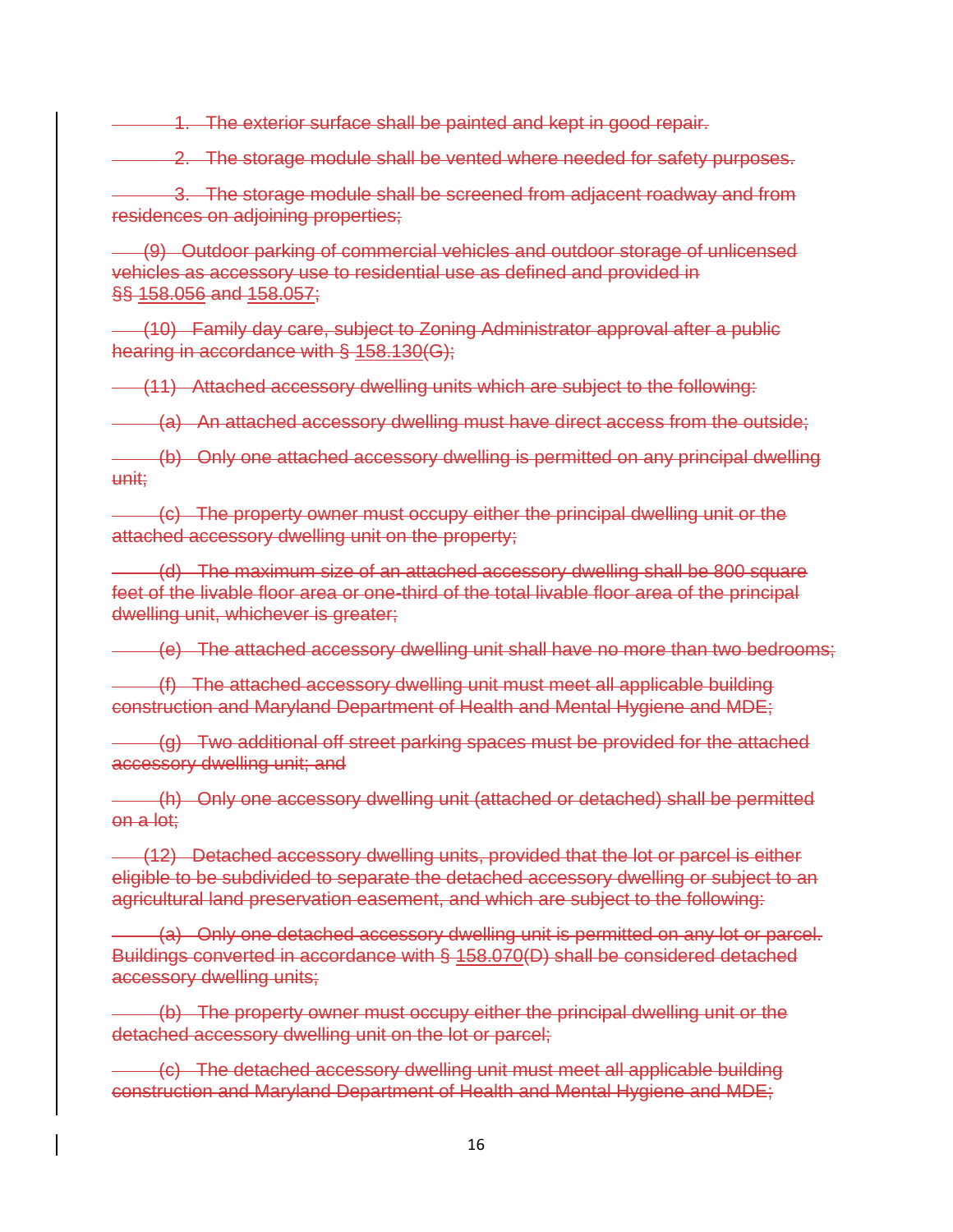~~1. The exterior surface shall be painted and kept in good repair.~~

~~2. The storage module shall be vented where needed for safety purposes.~~

~~3. The storage module shall be screened from adjacent roadway and from residences on adjoining properties;~~

~~(9) Outdoor parking of commercial vehicles and outdoor storage of unlicensed vehicles as accessory use to residential use as defined and provided in §§ 158.056 and 158.057;~~

~~(10) Family day care, subject to Zoning Administrator approval after a public hearing in accordance with § 158.130(G);~~

~~(11) Attached accessory dwelling units which are subject to the following:~~

~~(a) An attached accessory dwelling must have direct access from the outside;~~

~~(b) Only one attached accessory dwelling is permitted on any principal dwelling unit;~~

~~(c) The property owner must occupy either the principal dwelling unit or the attached accessory dwelling unit on the property;~~

~~(d) The maximum size of an attached accessory dwelling shall be 800 square feet of the livable floor area or one-third of the total livable floor area of the principal dwelling unit, whichever is greater;~~

~~(e) The attached accessory dwelling unit shall have no more than two bedrooms;~~

~~(f) The attached accessory dwelling unit must meet all applicable building construction and Maryland Department of Health and Mental Hygiene and MDE;~~

~~(g) Two additional off street parking spaces must be provided for the attached accessory dwelling unit; and~~

~~(h) Only one accessory dwelling unit (attached or detached) shall be permitted on a lot;~~

~~(12) Detached accessory dwelling units, provided that the lot or parcel is either eligible to be subdivided to separate the detached accessory dwelling or subject to an agricultural land preservation easement, and which are subject to the following:~~

~~(a) Only one detached accessory dwelling unit is permitted on any lot or parcel. Buildings converted in accordance with § 158.070(D) shall be considered detached accessory dwelling units;~~

~~(b) The property owner must occupy either the principal dwelling unit or the detached accessory dwelling unit on the lot or parcel;~~

~~(c) The detached accessory dwelling unit must meet all applicable building construction and Maryland Department of Health and Mental Hygiene and MDE;~~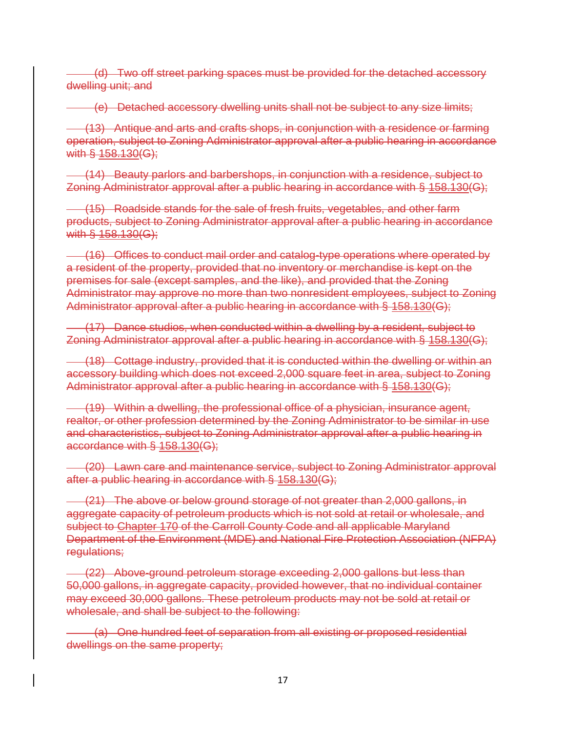~~(d) Two off street parking spaces must be provided for the detached accessory dwelling unit; and~~

~~(e) Detached accessory dwelling units shall not be subject to any size limits;~~

~~(13) Antique and arts and crafts shops, in conjunction with a residence or farming operation, subject to Zoning Administrator approval after a public hearing in accordance with § 158.130(G);~~

~~(14) Beauty parlors and barbershops, in conjunction with a residence, subject to Zoning Administrator approval after a public hearing in accordance with § 158.130(G);~~

~~(15) Roadside stands for the sale of fresh fruits, vegetables, and other farm products, subject to Zoning Administrator approval after a public hearing in accordance with § 158.130(G);~~

~~(16) Offices to conduct mail order and catalog-type operations where operated by a resident of the property, provided that no inventory or merchandise is kept on the premises for sale (except samples, and the like), and provided that the Zoning Administrator may approve no more than two nonresident employees, subject to Zoning Administrator approval after a public hearing in accordance with § 158.130(G);~~

~~(17) Dance studios, when conducted within a dwelling by a resident, subject to Zoning Administrator approval after a public hearing in accordance with § 158.130(G);~~

~~(18) Cottage industry, provided that it is conducted within the dwelling or within an accessory building which does not exceed 2,000 square feet in area, subject to Zoning Administrator approval after a public hearing in accordance with § 158.130(G);~~

~~(19) Within a dwelling, the professional office of a physician, insurance agent, realtor, or other profession determined by the Zoning Administrator to be similar in use and characteristics, subject to Zoning Administrator approval after a public hearing in accordance with § 158.130(G);~~

~~(20) Lawn care and maintenance service, subject to Zoning Administrator approval after a public hearing in accordance with § 158.130(G);~~

~~(21) The above or below ground storage of not greater than 2,000 gallons, in aggregate capacity of petroleum products which is not sold at retail or wholesale, and subject to Chapter 170 of the Carroll County Code and all applicable Maryland Department of the Environment (MDE) and National Fire Protection Association (NFPA) regulations;~~

~~(22) Above-ground petroleum storage exceeding 2,000 gallons but less than 50,000 gallons, in aggregate capacity, provided however, that no individual container may exceed 30,000 gallons. These petroleum products may not be sold at retail or wholesale, and shall be subject to the following:~~

~~(a) One hundred feet of separation from all existing or proposed residential dwellings on the same property;~~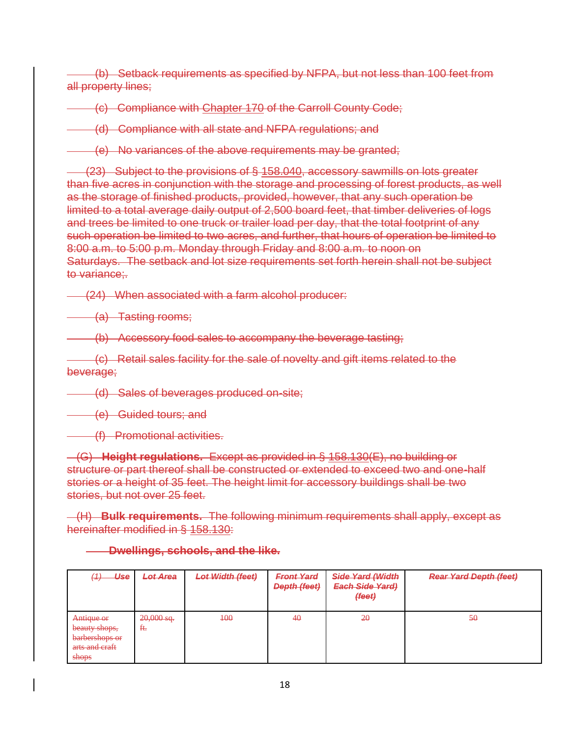(b) Setback requirements as specified by NFPA, but not less than 100 feet from all property lines;

(c) Compliance with Chapter 170 of the Carroll County Code;

(d) Compliance with all state and NFPA regulations; and

(e) No variances of the above requirements may be granted;

(23) Subject to the provisions of § 158.040, accessory sawmills on lots greater than five acres in conjunction with the storage and processing of forest products, as well as the storage of finished products, provided, however, that any such operation be limited to a total average daily output of 2,500 board feet, that timber deliveries of logs and trees be limited to one truck or trailer load per day, that the total footprint of any such operation be limited to two acres, and further, that hours of operation be limited to 8:00 a.m. to 5:00 p.m. Monday through Friday and 8:00 a.m. to noon on Saturdays. The setback and lot size requirements set forth herein shall not be subject to variance;.

(24) When associated with a farm alcohol producer:

(a) Tasting rooms;

(b) Accessory food sales to accompany the beverage tasting;

(c) Retail sales facility for the sale of novelty and gift items related to the beverage;

(d) Sales of beverages produced on-site;

(e) Guided tours; and

(f) Promotional activities.

(G) **Height regulations.** Except as provided in § 158.130(E), no building or structure or part thereof shall be constructed or extended to exceed two and one-half stories or a height of 35 feet. The height limit for accessory buildings shall be two stories, but not over 25 feet.

(H) **Bulk requirements.** The following minimum requirements shall apply, except as hereinafter modified in § 158.130:

**Dwellings, schools, and the like.**

| *(1) Use* | *Lot Area* | *Lot Width (feet)* | *Front Yard Depth (feet)* | *Side Yard (Width Each Side Yard) (feet)* | *Rear Yard Depth (feet)* |
|---|---|---|---|---|---|
| Antique or beauty shops, barbershops or arts and craft shops | 20,000 sq. ft. | 100 | 40 | 20 | 50 |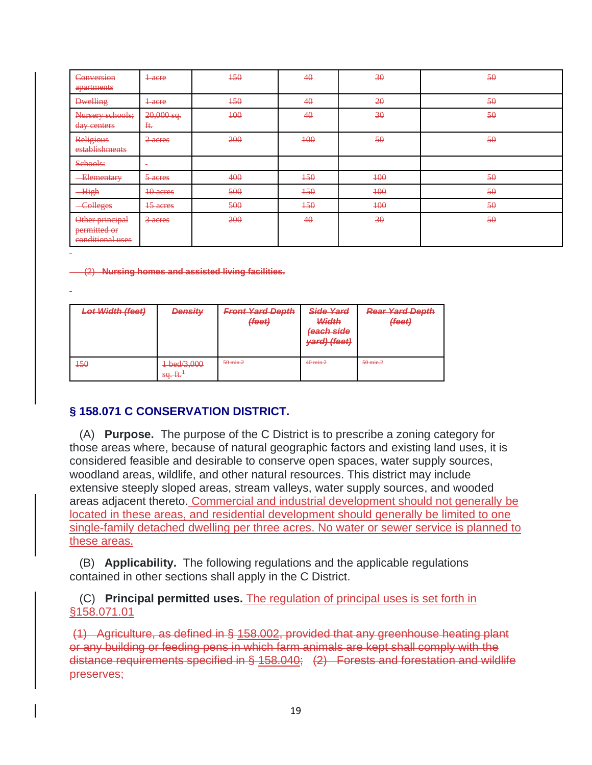| Conversion apartments | 1 acre | 150 | 40 | 30 | 50 |
|---|---|---|---|---|---|
| Dwelling | 1 acre | 150 | 40 | 20 | 50 |
| Nursery schools; day centers | 20,000 sq. ft. | 100 | 40 | 30 | 50 |
| Religious establishments | 2 acres | 200 | 100 | 50 | 50 |
| Schools: | - | | | | |
| Elementary | 5 acres | 400 | 150 | 100 | 50 |
| High | 10 acres | 500 | 150 | 100 | 50 |
| Colleges | 15 acres | 500 | 150 | 100 | 50 |
| Other principal permitted or conditional uses | 3 acres | 200 | 40 | 30 | 50 |

(2) **Nursing homes and assisted living facilities.**

| *Lot Width (feet)* | *Density* | *Front Yard Depth (feet)* | *Side Yard Width (each side yard) (feet)* | *Rear Yard Depth (feet)* |
|---|---|---|---|---|
| 150 | 1 bed/3,000 sq. ft.[1] | 50 min.2 | 40 min.2 | 50 min.2 |

## § 158.071 C CONSERVATION DISTRICT.

(A) **Purpose.** The purpose of the C District is to prescribe a zoning category for those areas where, because of natural geographic factors and existing land uses, it is considered feasible and desirable to conserve open spaces, water supply sources, woodland areas, wildlife, and other natural resources. This district may include extensive steeply sloped areas, stream valleys, water supply sources, and wooded areas adjacent thereto. Commercial and industrial development should not generally be located in these areas, and residential development should generally be limited to one single-family detached dwelling per three acres. No water or sewer service is planned to these areas.

(B) **Applicability.** The following regulations and the applicable regulations contained in other sections shall apply in the C District.

(C) **Principal permitted uses.** The regulation of principal uses is set forth in §158.071.01

(1) Agriculture, as defined in § 158.002, provided that any greenhouse heating plant or any building or feeding pens in which farm animals are kept shall comply with the distance requirements specified in § 158.040; (2) Forests and forestation and wildlife preserves;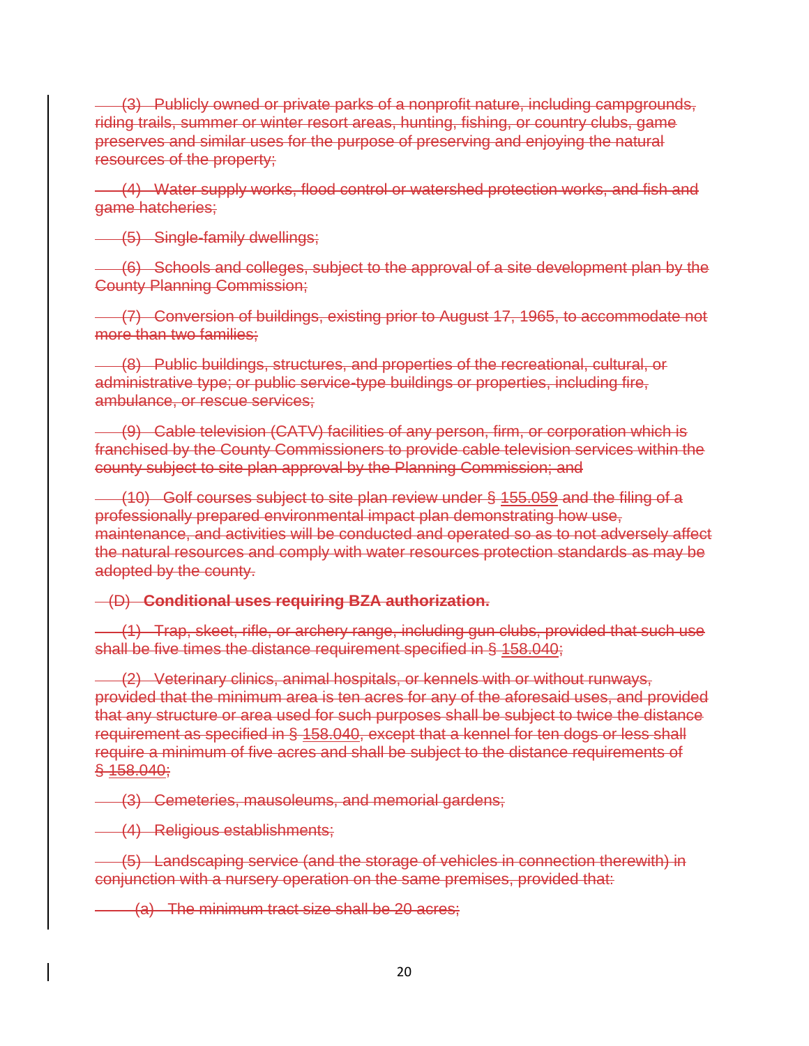(3) Publicly owned or private parks of a nonprofit nature, including campgrounds, riding trails, summer or winter resort areas, hunting, fishing, or country clubs, game preserves and similar uses for the purpose of preserving and enjoying the natural resources of the property;

(4) Water supply works, flood control or watershed protection works, and fish and game hatcheries;

(5) Single-family dwellings;

(6) Schools and colleges, subject to the approval of a site development plan by the County Planning Commission;

(7) Conversion of buildings, existing prior to August 17, 1965, to accommodate not more than two families;

(8) Public buildings, structures, and properties of the recreational, cultural, or administrative type; or public service-type buildings or properties, including fire, ambulance, or rescue services;

(9) Cable television (CATV) facilities of any person, firm, or corporation which is franchised by the County Commissioners to provide cable television services within the county subject to site plan approval by the Planning Commission; and

(10) Golf courses subject to site plan review under § 155.059 and the filing of a professionally prepared environmental impact plan demonstrating how use, maintenance, and activities will be conducted and operated so as to not adversely affect the natural resources and comply with water resources protection standards as may be adopted by the county.

(D) **Conditional uses requiring BZA authorization.**

(1) Trap, skeet, rifle, or archery range, including gun clubs, provided that such use shall be five times the distance requirement specified in § 158.040;

(2) Veterinary clinics, animal hospitals, or kennels with or without runways, provided that the minimum area is ten acres for any of the aforesaid uses, and provided that any structure or area used for such purposes shall be subject to twice the distance requirement as specified in § 158.040, except that a kennel for ten dogs or less shall require a minimum of five acres and shall be subject to the distance requirements of § 158.040;

(3) Cemeteries, mausoleums, and memorial gardens;

(4) Religious establishments;

(5) Landscaping service (and the storage of vehicles in connection therewith) in conjunction with a nursery operation on the same premises, provided that:

(a) The minimum tract size shall be 20 acres;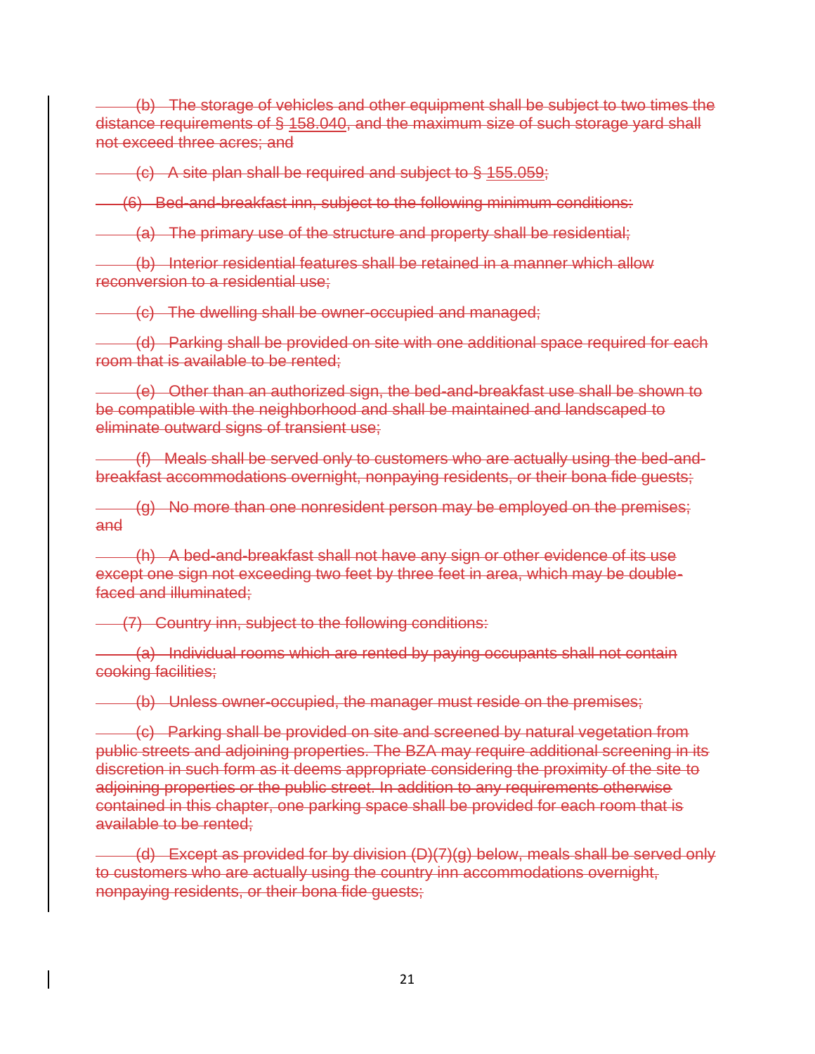~~(b) The storage of vehicles and other equipment shall be subject to two times the distance requirements of § 158.040, and the maximum size of such storage yard shall not exceed three acres; and~~

~~(c) A site plan shall be required and subject to § 155.059;~~

~~(6) Bed-and-breakfast inn, subject to the following minimum conditions:~~

~~(a) The primary use of the structure and property shall be residential;~~

~~(b) Interior residential features shall be retained in a manner which allow reconversion to a residential use;~~

~~(c) The dwelling shall be owner-occupied and managed;~~

~~(d) Parking shall be provided on site with one additional space required for each room that is available to be rented;~~

~~(e) Other than an authorized sign, the bed-and-breakfast use shall be shown to be compatible with the neighborhood and shall be maintained and landscaped to eliminate outward signs of transient use;~~

~~(f) Meals shall be served only to customers who are actually using the bed-and-breakfast accommodations overnight, nonpaying residents, or their bona fide guests;~~

~~(g) No more than one nonresident person may be employed on the premises; and~~

~~(h) A bed-and-breakfast shall not have any sign or other evidence of its use except one sign not exceeding two feet by three feet in area, which may be double-faced and illuminated;~~

~~(7) Country inn, subject to the following conditions:~~

~~(a) Individual rooms which are rented by paying occupants shall not contain cooking facilities;~~

~~(b) Unless owner-occupied, the manager must reside on the premises;~~

~~(c) Parking shall be provided on site and screened by natural vegetation from public streets and adjoining properties. The BZA may require additional screening in its discretion in such form as it deems appropriate considering the proximity of the site to adjoining properties or the public street. In addition to any requirements otherwise contained in this chapter, one parking space shall be provided for each room that is available to be rented;~~

~~(d) Except as provided for by division (D)(7)(g) below, meals shall be served only to customers who are actually using the country inn accommodations overnight, nonpaying residents, or their bona fide guests;~~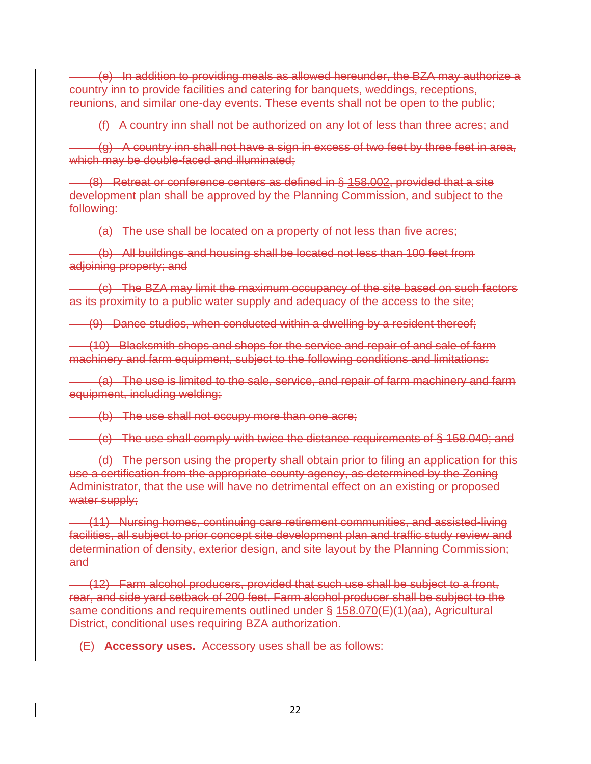~~(e) In addition to providing meals as allowed hereunder, the BZA may authorize a country inn to provide facilities and catering for banquets, weddings, receptions, reunions, and similar one-day events. These events shall not be open to the public;~~

~~(f) A country inn shall not be authorized on any lot of less than three acres; and~~

~~(g) A country inn shall not have a sign in excess of two feet by three feet in area, which may be double-faced and illuminated;~~

~~(8) Retreat or conference centers as defined in § 158.002, provided that a site development plan shall be approved by the Planning Commission, and subject to the following:~~

~~(a) The use shall be located on a property of not less than five acres;~~

~~(b) All buildings and housing shall be located not less than 100 feet from adjoining property; and~~

~~(c) The BZA may limit the maximum occupancy of the site based on such factors as its proximity to a public water supply and adequacy of the access to the site;~~

~~(9) Dance studios, when conducted within a dwelling by a resident thereof;~~

~~(10) Blacksmith shops and shops for the service and repair of and sale of farm machinery and farm equipment, subject to the following conditions and limitations:~~

~~(a) The use is limited to the sale, service, and repair of farm machinery and farm equipment, including welding;~~

~~(b) The use shall not occupy more than one acre;~~

~~(c) The use shall comply with twice the distance requirements of § 158.040; and~~

~~(d) The person using the property shall obtain prior to filing an application for this use a certification from the appropriate county agency, as determined by the Zoning Administrator, that the use will have no detrimental effect on an existing or proposed water supply;~~

~~(11) Nursing homes, continuing care retirement communities, and assisted-living facilities, all subject to prior concept site development plan and traffic study review and determination of density, exterior design, and site layout by the Planning Commission; and~~

~~(12) Farm alcohol producers, provided that such use shall be subject to a front, rear, and side yard setback of 200 feet. Farm alcohol producer shall be subject to the same conditions and requirements outlined under § 158.070(E)(1)(aa), Agricultural District, conditional uses requiring BZA authorization.~~

~~(E) **Accessory uses.** Accessory uses shall be as follows:~~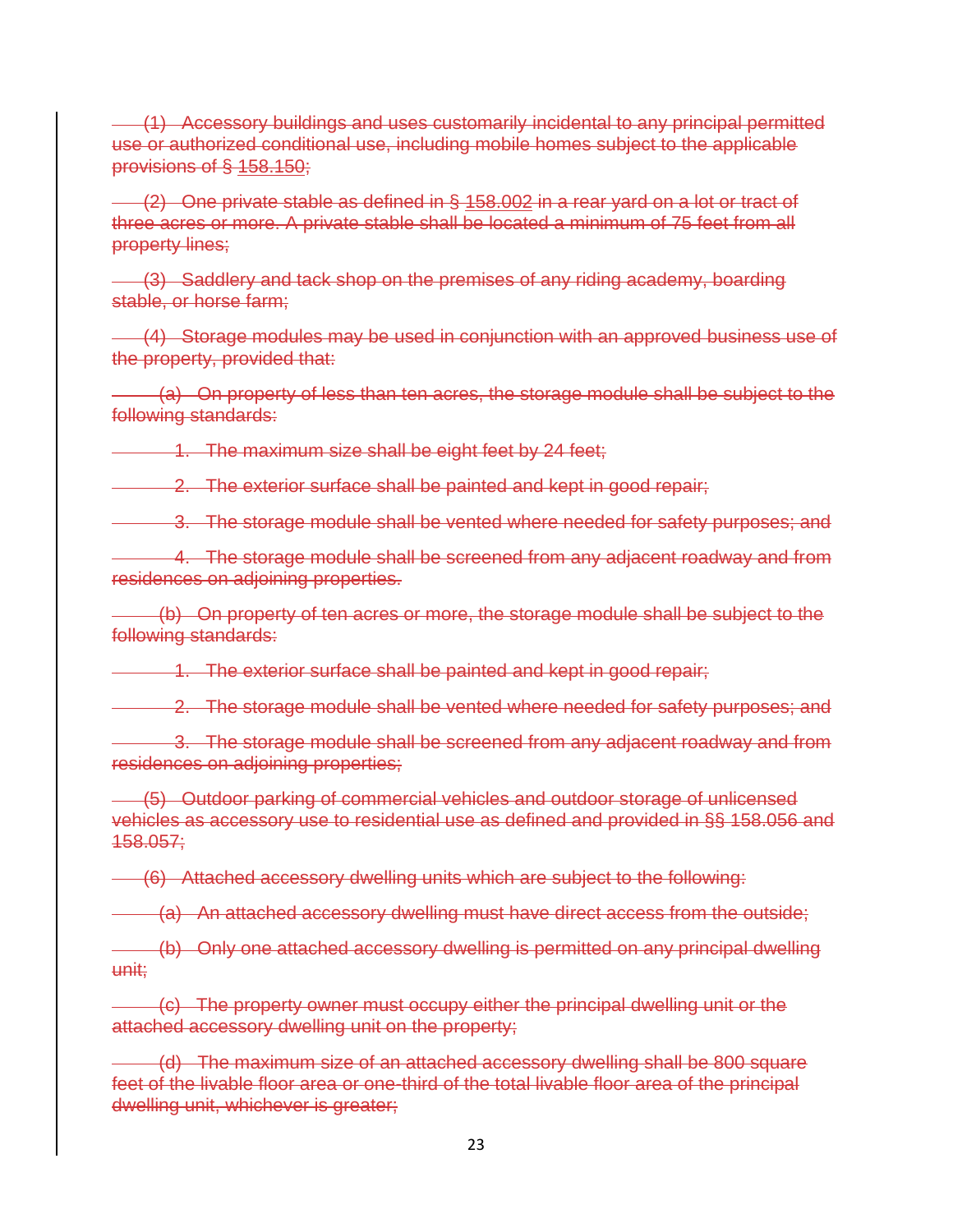~~(1) Accessory buildings and uses customarily incidental to any principal permitted use or authorized conditional use, including mobile homes subject to the applicable provisions of § 158.150;~~

~~(2) One private stable as defined in § 158.002 in a rear yard on a lot or tract of three acres or more. A private stable shall be located a minimum of 75 feet from all property lines;~~

~~(3) Saddlery and tack shop on the premises of any riding academy, boarding stable, or horse farm;~~

~~(4) Storage modules may be used in conjunction with an approved business use of the property, provided that:~~

~~(a) On property of less than ten acres, the storage module shall be subject to the following standards:~~

~~1. The maximum size shall be eight feet by 24 feet;~~

~~2. The exterior surface shall be painted and kept in good repair;~~

~~3. The storage module shall be vented where needed for safety purposes; and~~

~~4. The storage module shall be screened from any adjacent roadway and from residences on adjoining properties.~~

~~(b) On property of ten acres or more, the storage module shall be subject to the following standards:~~

~~1. The exterior surface shall be painted and kept in good repair;~~

~~2. The storage module shall be vented where needed for safety purposes; and~~

~~3. The storage module shall be screened from any adjacent roadway and from residences on adjoining properties;~~

~~(5) Outdoor parking of commercial vehicles and outdoor storage of unlicensed vehicles as accessory use to residential use as defined and provided in §§ 158.056 and 158.057;~~

~~(6) Attached accessory dwelling units which are subject to the following:~~

~~(a) An attached accessory dwelling must have direct access from the outside;~~

~~(b) Only one attached accessory dwelling is permitted on any principal dwelling unit;~~

~~(c) The property owner must occupy either the principal dwelling unit or the attached accessory dwelling unit on the property;~~

~~(d) The maximum size of an attached accessory dwelling shall be 800 square feet of the livable floor area or one-third of the total livable floor area of the principal dwelling unit, whichever is greater;~~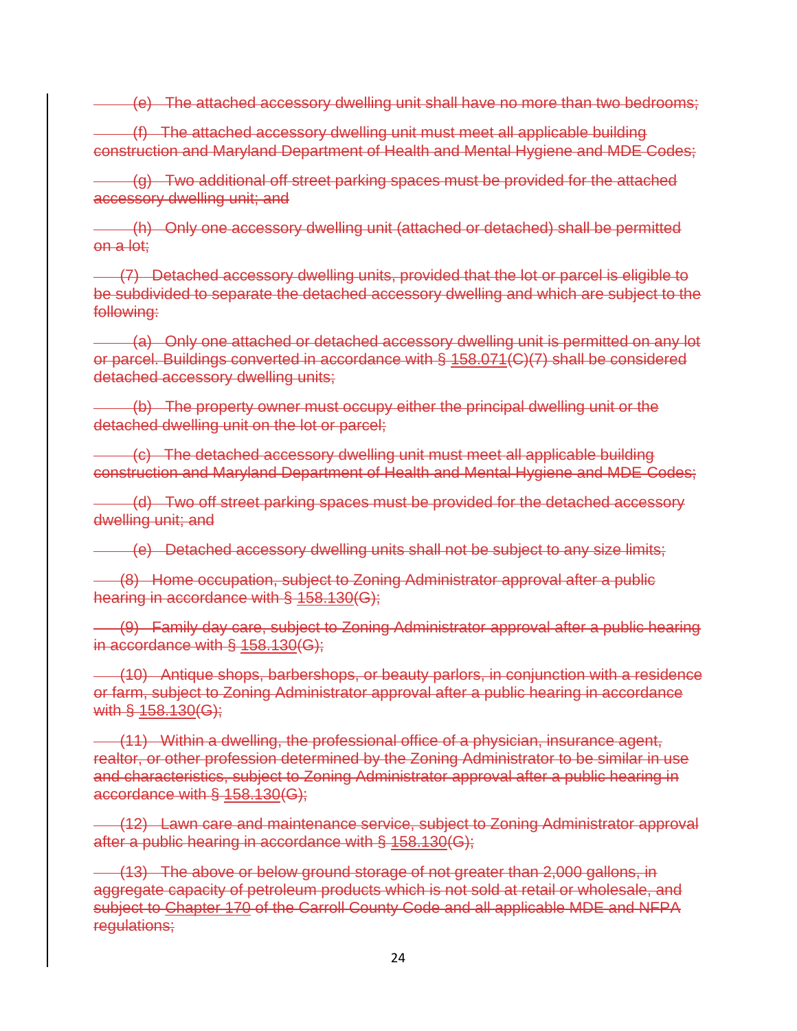~~(e) The attached accessory dwelling unit shall have no more than two bedrooms;~~

~~(f) The attached accessory dwelling unit must meet all applicable building construction and Maryland Department of Health and Mental Hygiene and MDE Codes;~~

~~(g) Two additional off street parking spaces must be provided for the attached accessory dwelling unit; and~~

~~(h) Only one accessory dwelling unit (attached or detached) shall be permitted on a lot;~~

~~(7) Detached accessory dwelling units, provided that the lot or parcel is eligible to be subdivided to separate the detached accessory dwelling and which are subject to the following:~~

~~(a) Only one attached or detached accessory dwelling unit is permitted on any lot or parcel. Buildings converted in accordance with § 158.071(C)(7) shall be considered detached accessory dwelling units;~~

~~(b) The property owner must occupy either the principal dwelling unit or the detached dwelling unit on the lot or parcel;~~

~~(c) The detached accessory dwelling unit must meet all applicable building construction and Maryland Department of Health and Mental Hygiene and MDE Codes;~~

~~(d) Two off street parking spaces must be provided for the detached accessory dwelling unit; and~~

~~(e) Detached accessory dwelling units shall not be subject to any size limits;~~

~~(8) Home occupation, subject to Zoning Administrator approval after a public hearing in accordance with § 158.130(G);~~

~~(9) Family day care, subject to Zoning Administrator approval after a public hearing in accordance with § 158.130(G);~~

~~(10) Antique shops, barbershops, or beauty parlors, in conjunction with a residence or farm, subject to Zoning Administrator approval after a public hearing in accordance with § 158.130(G);~~

~~(11) Within a dwelling, the professional office of a physician, insurance agent, realtor, or other profession determined by the Zoning Administrator to be similar in use and characteristics, subject to Zoning Administrator approval after a public hearing in accordance with § 158.130(G);~~

~~(12) Lawn care and maintenance service, subject to Zoning Administrator approval after a public hearing in accordance with § 158.130(G);~~

~~(13) The above or below ground storage of not greater than 2,000 gallons, in aggregate capacity of petroleum products which is not sold at retail or wholesale, and subject to Chapter 170 of the Carroll County Code and all applicable MDE and NFPA regulations;~~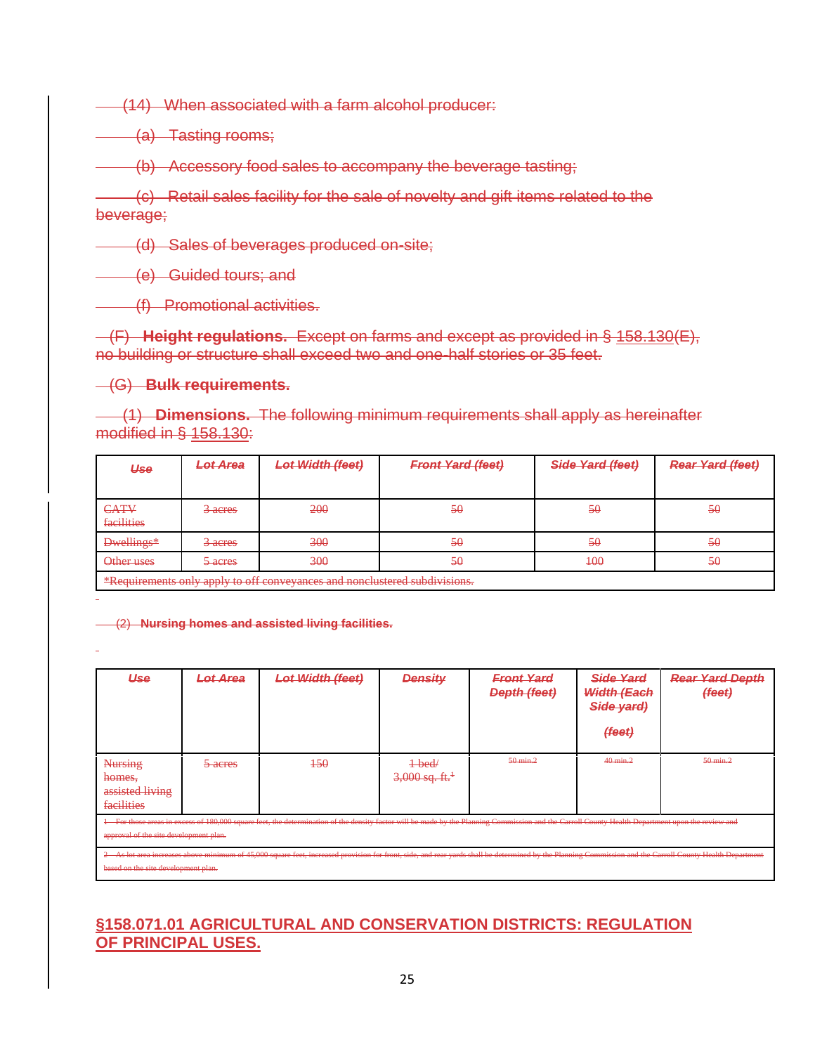(14) When associated with a farm alcohol producer:

(a) Tasting rooms;

(b) Accessory food sales to accompany the beverage tasting;

(c) Retail sales facility for the sale of novelty and gift items related to the beverage;

(d) Sales of beverages produced on-site;

(e) Guided tours; and

(f) Promotional activities.

(F) **Height regulations.** Except on farms and except as provided in § 158.130(E), no building or structure shall exceed two and one-half stories or 35 feet.

(G) **Bulk requirements.**

(1) **Dimensions.** The following minimum requirements shall apply as hereinafter modified in § 158.130:

| *Use* | *Lot Area* | *Lot Width (feet)* | *Front Yard (feet)* | *Side Yard (feet)* | *Rear Yard (feet)* |
|---|---|---|---|---|---|
| CATV facilities | 3 acres | 200 | 50 | 50 | 50 |
| Dwellings* | 3 acres | 300 | 50 | 50 | 50 |
| Other uses | 5 acres | 300 | 50 | 100 | 50 |
| *Requirements only apply to off conveyances and nonclustered subdivisions. | | | | | |

(2) **Nursing homes and assisted living facilities.**

| *Use* | *Lot Area* | *Lot Width (feet)* | *Density* | *Front Yard Depth (feet)* | *Side Yard Width (Each Side yard) (feet)* | *Rear Yard Depth (feet)* |
|---|---|---|---|---|---|---|
| Nursing homes, assisted living facilities | 5 acres | 150 | 1 bed/ 3,000 sq. ft.[1] | 50 min.[2] | 40 min.[2] | 50 min.[2] |
| 1 For those areas in excess of 180,000 square feet, the determination of the density factor will be made by the Planning Commission and the Carroll County Health Department upon the review and approval of the site development plan. | | | | | | |
| 2 As lot area increases above minimum of 45,000 square feet, increased provision for front, side, and rear yards shall be determined by the Planning Commission and the Carroll County Health Department based on the site development plan. | | | | | | |

## §158.071.01 AGRICULTURAL AND CONSERVATION DISTRICTS: REGULATION OF PRINCIPAL USES.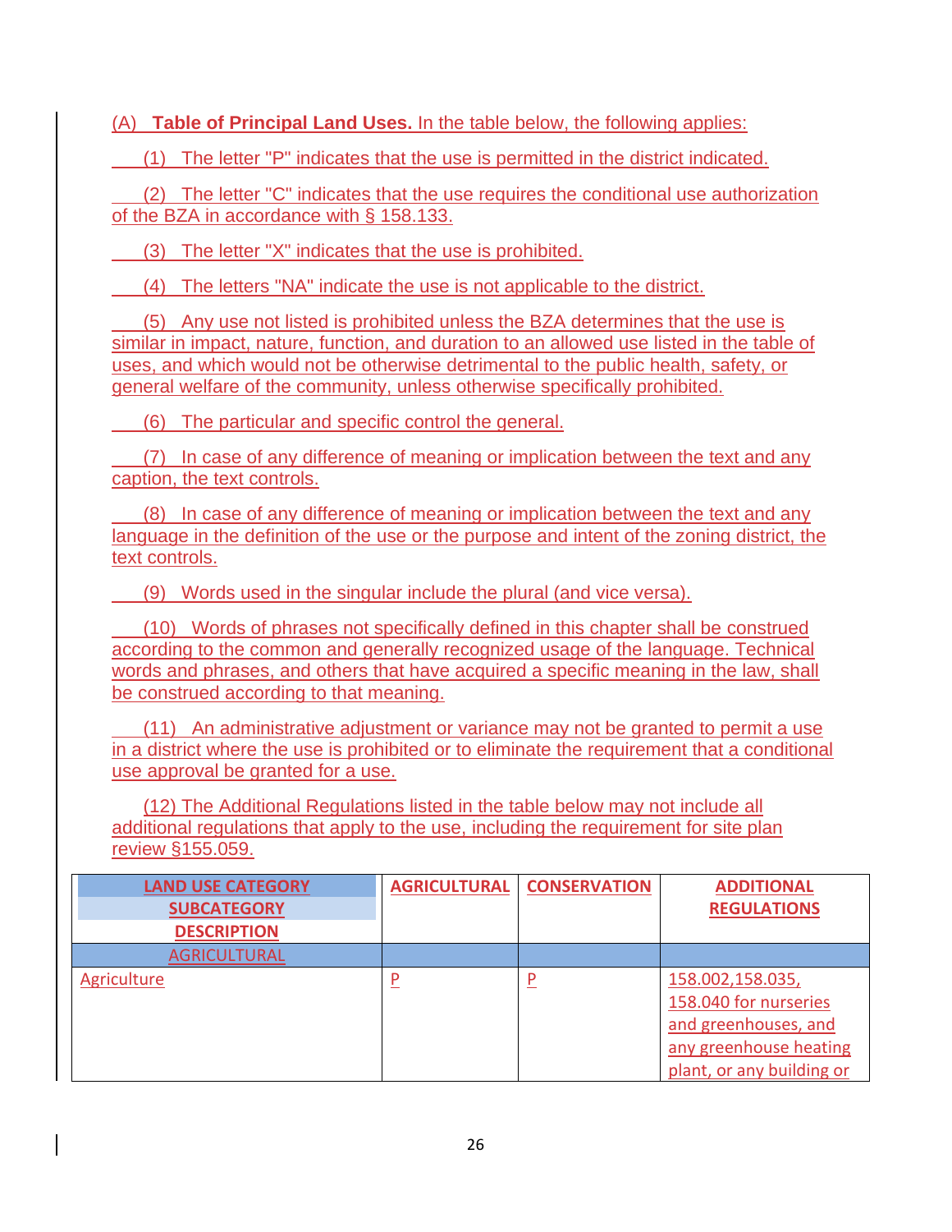(A) **Table of Principal Land Uses.** In the table below, the following applies:

(1) The letter "P" indicates that the use is permitted in the district indicated.

(2) The letter "C" indicates that the use requires the conditional use authorization of the BZA in accordance with § 158.133.

(3) The letter "X" indicates that the use is prohibited.

(4) The letters "NA" indicate the use is not applicable to the district.

(5) Any use not listed is prohibited unless the BZA determines that the use is similar in impact, nature, function, and duration to an allowed use listed in the table of uses, and which would not be otherwise detrimental to the public health, safety, or general welfare of the community, unless otherwise specifically prohibited.

(6) The particular and specific control the general.

(7) In case of any difference of meaning or implication between the text and any caption, the text controls.

(8) In case of any difference of meaning or implication between the text and any language in the definition of the use or the purpose and intent of the zoning district, the text controls.

(9) Words used in the singular include the plural (and vice versa).

(10) Words of phrases not specifically defined in this chapter shall be construed according to the common and generally recognized usage of the language. Technical words and phrases, and others that have acquired a specific meaning in the law, shall be construed according to that meaning.

(11) An administrative adjustment or variance may not be granted to permit a use in a district where the use is prohibited or to eliminate the requirement that a conditional use approval be granted for a use.

(12) The Additional Regulations listed in the table below may not include all additional regulations that apply to the use, including the requirement for site plan review §155.059.

| LAND USE CATEGORY<br>SUBCATEGORY<br>DESCRIPTION | AGRICULTURAL | CONSERVATION | ADDITIONAL REGULATIONS |
|---|---|---|---|
| AGRICULTURAL | | | |
| Agriculture | P | P | 158.002,158.035, 158.040 for nurseries and greenhouses, and any greenhouse heating plant, or any building or |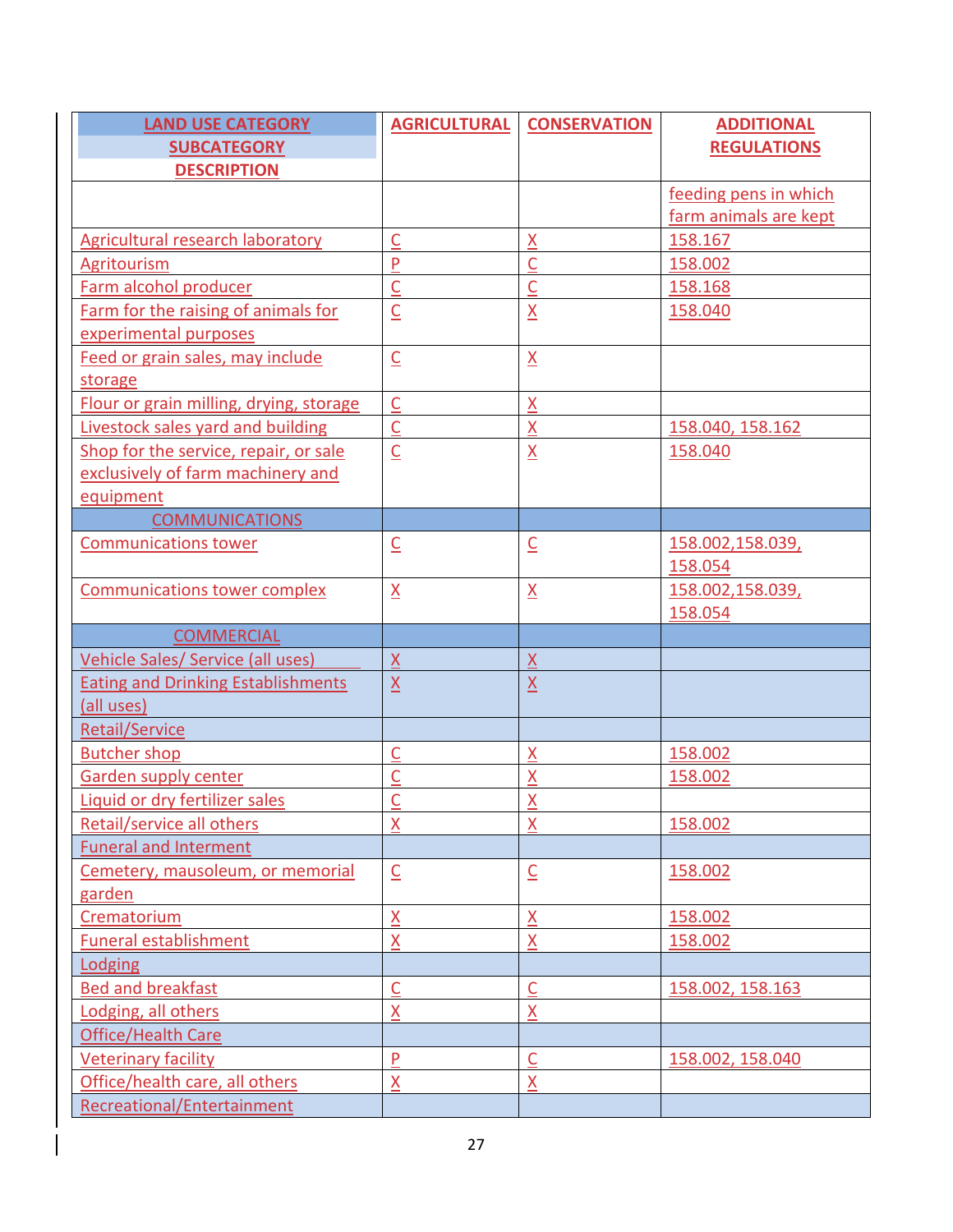| LAND USE CATEGORY SUBCATEGORY DESCRIPTION | AGRICULTURAL | CONSERVATION | ADDITIONAL REGULATIONS |
| --- | --- | --- | --- |
| | | | feeding pens in which farm animals are kept |
| Agricultural research laboratory | C | X | 158.167 |
| Agritourism | P | C | 158.002 |
| Farm alcohol producer | C | C | 158.168 |
| Farm for the raising of animals for experimental purposes | C | X | 158.040 |
| Feed or grain sales, may include storage | C | X | |
| Flour or grain milling, drying, storage | C | X | |
| Livestock sales yard and building | C | X | 158.040, 158.162 |
| Shop for the service, repair, or sale exclusively of farm machinery and equipment | C | X | 158.040 |
| COMMUNICATIONS | | | |
| Communications tower | C | C | 158.002,158.039, 158.054 |
| Communications tower complex | X | X | 158.002,158.039, 158.054 |
| COMMERCIAL | | | |
| Vehicle Sales/ Service (all uses) | X | X | |
| Eating and Drinking Establishments (all uses) | X | X | |
| Retail/Service | | | |
| Butcher shop | C | X | 158.002 |
| Garden supply center | C | X | 158.002 |
| Liquid or dry fertilizer sales | C | X | |
| Retail/service all others | X | X | 158.002 |
| Funeral and Interment | | | |
| Cemetery, mausoleum, or memorial garden | C | C | 158.002 |
| Crematorium | X | X | 158.002 |
| Funeral establishment | X | X | 158.002 |
| Lodging | | | |
| Bed and breakfast | C | C | 158.002, 158.163 |
| Lodging, all others | X | X | |
| Office/Health Care | | | |
| Veterinary facility | P | C | 158.002, 158.040 |
| Office/health care, all others | X | X | |
| Recreational/Entertainment | | | |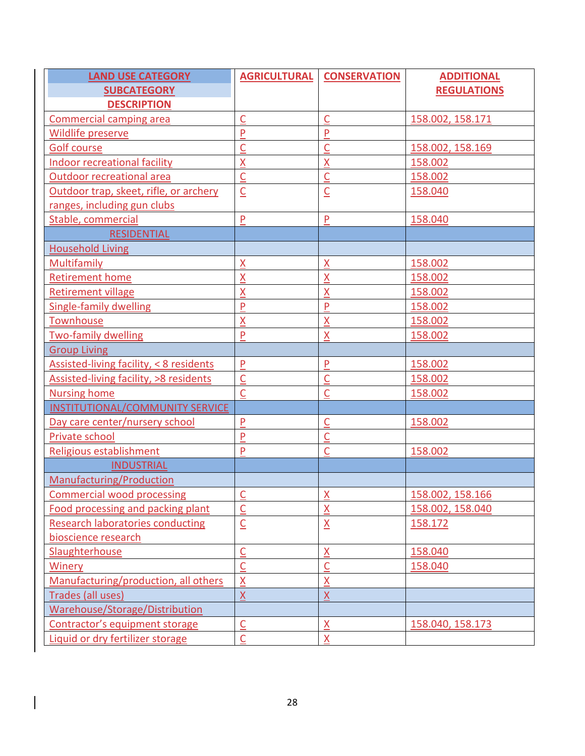| LAND USE CATEGORY SUBCATEGORY DESCRIPTION | AGRICULTURAL | CONSERVATION | ADDITIONAL REGULATIONS |
|---|---|---|---|
| Commercial camping area | C | C | 158.002, 158.171 |
| Wildlife preserve | P | P | |
| Golf course | C | C | 158.002, 158.169 |
| Indoor recreational facility | X | X | 158.002 |
| Outdoor recreational area | C | C | 158.002 |
| Outdoor trap, skeet, rifle, or archery ranges, including gun clubs | C | C | 158.040 |
| Stable, commercial | P | P | 158.040 |
| RESIDENTIAL | | | |
| Household Living | | | |
| Multifamily | X | X | 158.002 |
| Retirement home | X | X | 158.002 |
| Retirement village | X | X | 158.002 |
| Single-family dwelling | P | P | 158.002 |
| Townhouse | X | X | 158.002 |
| Two-family dwelling | P | X | 158.002 |
| Group Living | | | |
| Assisted-living facility, < 8 residents | P | P | 158.002 |
| Assisted-living facility, >8 residents | C | C | 158.002 |
| Nursing home | C | C | 158.002 |
| INSTITUTIONAL/COMMUNITY SERVICE | | | |
| Day care center/nursery school | P | C | 158.002 |
| Private school | P | C | |
| Religious establishment | P | C | 158.002 |
| INDUSTRIAL | | | |
| Manufacturing/Production | | | |
| Commercial wood processing | C | X | 158.002, 158.166 |
| Food processing and packing plant | C | X | 158.002, 158.040 |
| Research laboratories conducting bioscience research | C | X | 158.172 |
| Slaughterhouse | C | X | 158.040 |
| Winery | C | C | 158.040 |
| Manufacturing/production, all others | X | X | |
| Trades (all uses) | X | X | |
| Warehouse/Storage/Distribution | | | |
| Contractor's equipment storage | C | X | 158.040, 158.173 |
| Liquid or dry fertilizer storage | C | X | |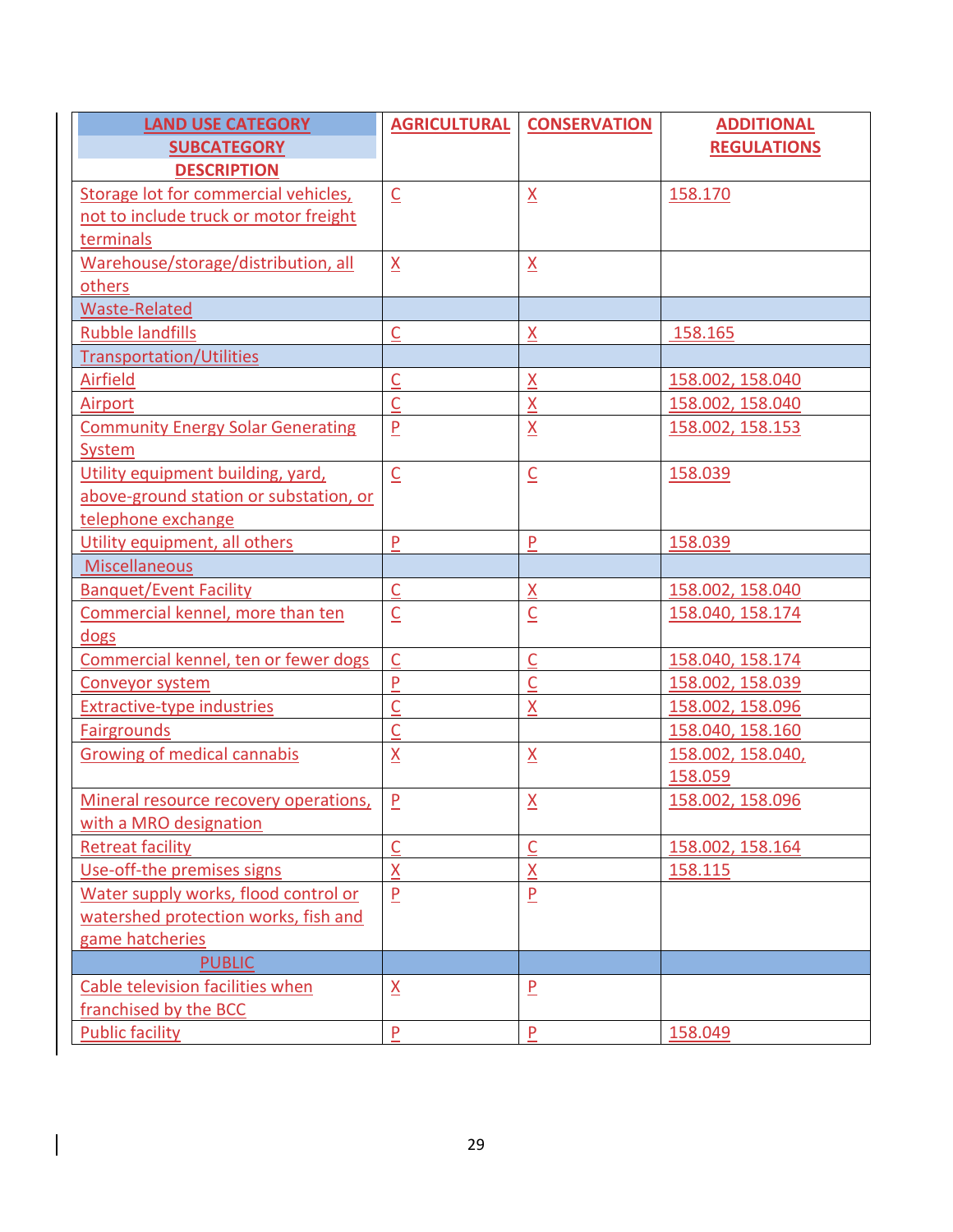| LAND USE CATEGORY<br>SUBCATEGORY<br>DESCRIPTION | AGRICULTURAL | CONSERVATION | ADDITIONAL REGULATIONS |
|---|---|---|---|
| Storage lot for commercial vehicles, not to include truck or motor freight terminals | C | X | 158.170 |
| Warehouse/storage/distribution, all others | X | X | |
| Waste-Related | | | |
| Rubble landfills | C | X | 158.165 |
| Transportation/Utilities | | | |
| Airfield | C | X | 158.002, 158.040 |
| Airport | C | X | 158.002, 158.040 |
| Community Energy Solar Generating System | P | X | 158.002, 158.153 |
| Utility equipment building, yard, above-ground station or substation, or telephone exchange | C | C | 158.039 |
| Utility equipment, all others | P | P | 158.039 |
| Miscellaneous | | | |
| Banquet/Event Facility | C | X | 158.002, 158.040 |
| Commercial kennel, more than ten dogs | C | C | 158.040, 158.174 |
| Commercial kennel, ten or fewer dogs | C | C | 158.040, 158.174 |
| Conveyor system | P | C | 158.002, 158.039 |
| Extractive-type industries | C | X | 158.002, 158.096 |
| Fairgrounds | C | | 158.040, 158.160 |
| Growing of medical cannabis | X | X | 158.002, 158.040, 158.059 |
| Mineral resource recovery operations, with a MRO designation | P | X | 158.002, 158.096 |
| Retreat facility | C | C | 158.002, 158.164 |
| Use-off-the premises signs | X | X | 158.115 |
| Water supply works, flood control or watershed protection works, fish and game hatcheries | P | P | |
| PUBLIC | | | |
| Cable television facilities when franchised by the BCC | X | P | |
| Public facility | P | P | 158.049 |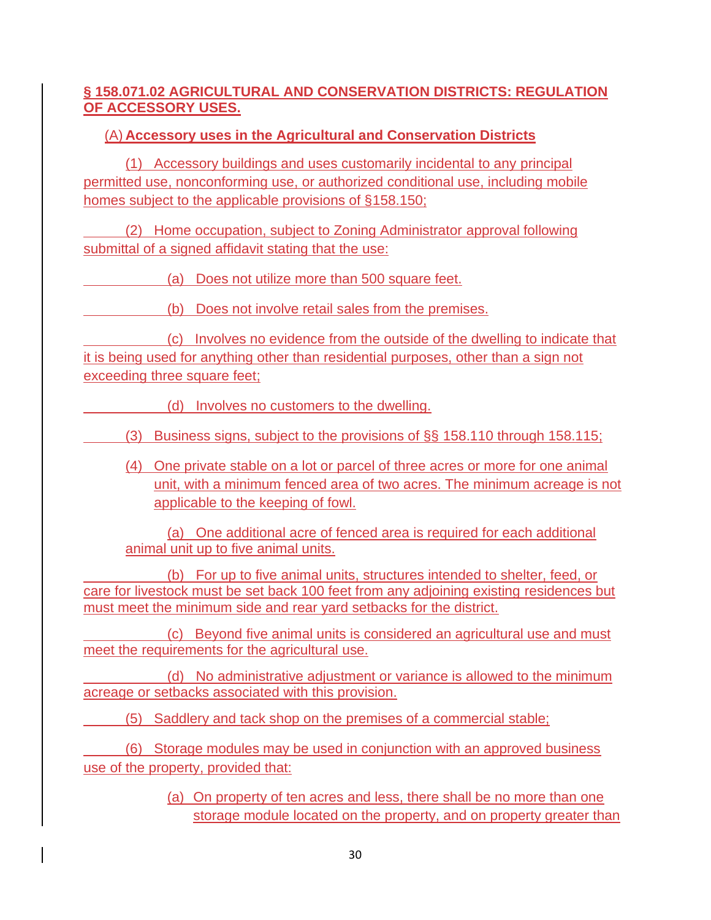## § 158.071.02 AGRICULTURAL AND CONSERVATION DISTRICTS: REGULATION OF ACCESSORY USES.

(A) **Accessory uses in the Agricultural and Conservation Districts**

(1) Accessory buildings and uses customarily incidental to any principal permitted use, nonconforming use, or authorized conditional use, including mobile homes subject to the applicable provisions of §158.150;

(2) Home occupation, subject to Zoning Administrator approval following submittal of a signed affidavit stating that the use:

(a) Does not utilize more than 500 square feet.

(b) Does not involve retail sales from the premises.

(c) Involves no evidence from the outside of the dwelling to indicate that it is being used for anything other than residential purposes, other than a sign not exceeding three square feet;

(d) Involves no customers to the dwelling.

(3) Business signs, subject to the provisions of §§ 158.110 through 158.115;

(4) One private stable on a lot or parcel of three acres or more for one animal unit, with a minimum fenced area of two acres. The minimum acreage is not applicable to the keeping of fowl.

(a) One additional acre of fenced area is required for each additional animal unit up to five animal units.

(b) For up to five animal units, structures intended to shelter, feed, or care for livestock must be set back 100 feet from any adjoining existing residences but must meet the minimum side and rear yard setbacks for the district.

(c) Beyond five animal units is considered an agricultural use and must meet the requirements for the agricultural use.

(d) No administrative adjustment or variance is allowed to the minimum acreage or setbacks associated with this provision.

(5) Saddlery and tack shop on the premises of a commercial stable;

(6) Storage modules may be used in conjunction with an approved business use of the property, provided that:

(a) On property of ten acres and less, there shall be no more than one storage module located on the property, and on property greater than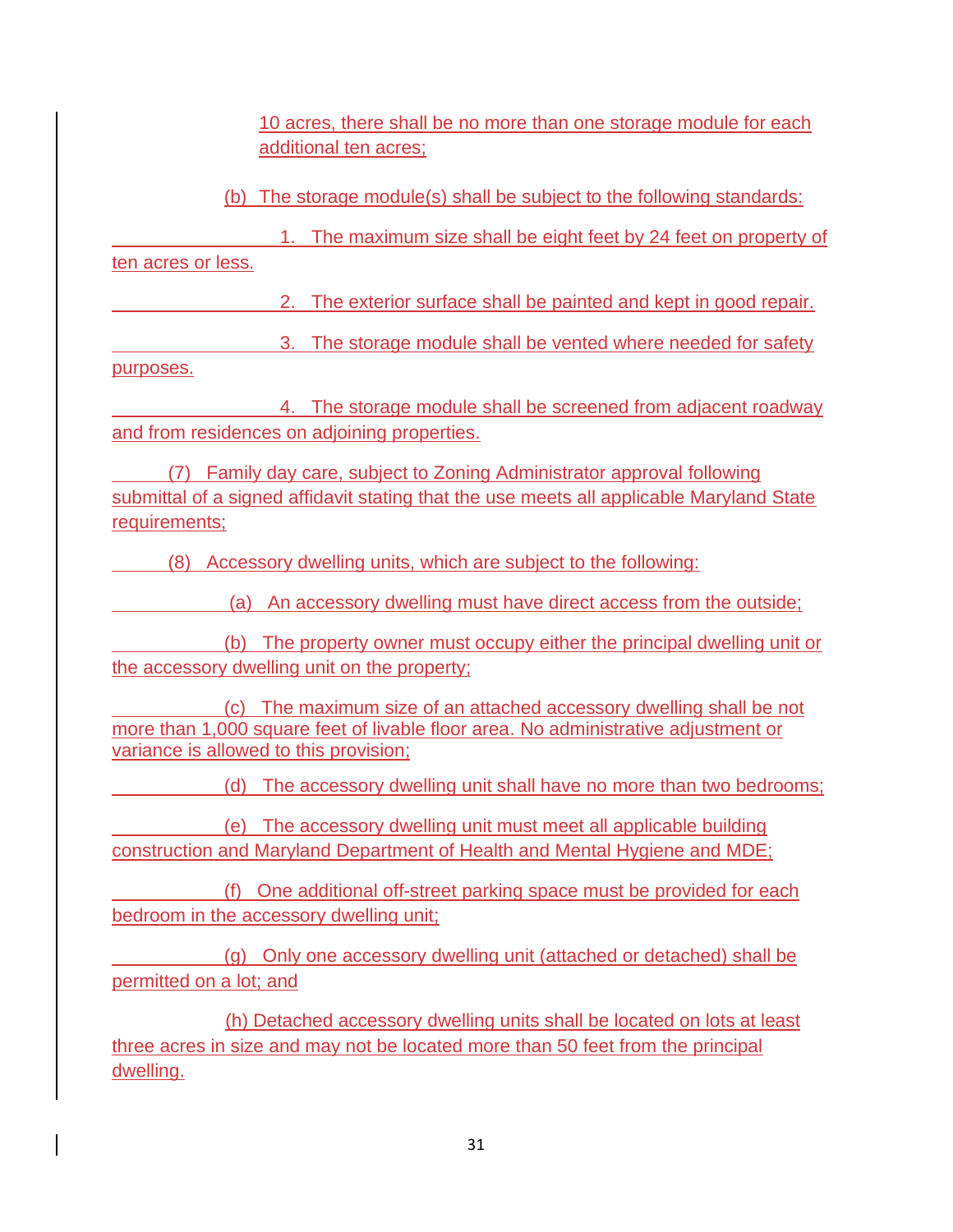10 acres, there shall be no more than one storage module for each additional ten acres;

(b) The storage module(s) shall be subject to the following standards:

1. The maximum size shall be eight feet by 24 feet on property of ten acres or less.

2. The exterior surface shall be painted and kept in good repair.

3. The storage module shall be vented where needed for safety purposes.

4. The storage module shall be screened from adjacent roadway and from residences on adjoining properties.

(7) Family day care, subject to Zoning Administrator approval following submittal of a signed affidavit stating that the use meets all applicable Maryland State requirements;

(8) Accessory dwelling units, which are subject to the following:

(a) An accessory dwelling must have direct access from the outside;

(b) The property owner must occupy either the principal dwelling unit or the accessory dwelling unit on the property;

(c) The maximum size of an attached accessory dwelling shall be not more than 1,000 square feet of livable floor area. No administrative adjustment or variance is allowed to this provision;

(d) The accessory dwelling unit shall have no more than two bedrooms;

(e) The accessory dwelling unit must meet all applicable building construction and Maryland Department of Health and Mental Hygiene and MDE;

(f) One additional off-street parking space must be provided for each bedroom in the accessory dwelling unit;

(g) Only one accessory dwelling unit (attached or detached) shall be permitted on a lot; and

(h) Detached accessory dwelling units shall be located on lots at least three acres in size and may not be located more than 50 feet from the principal dwelling.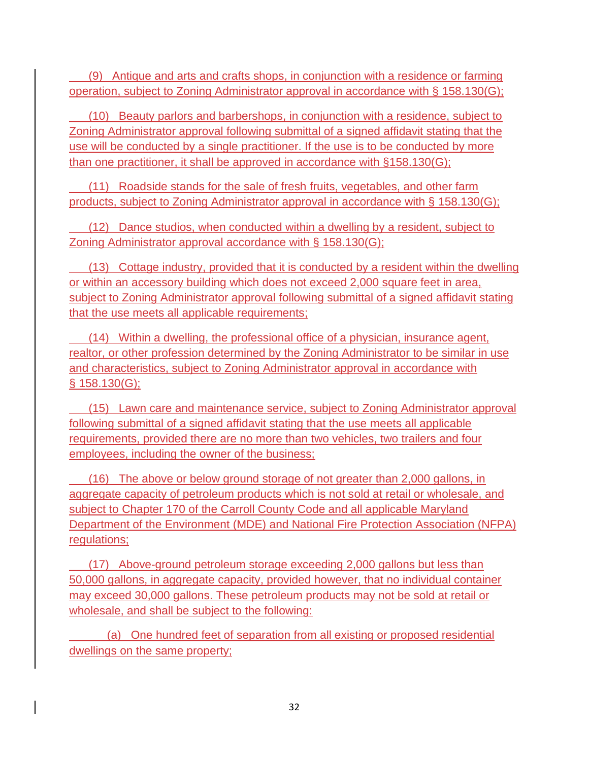(9) Antique and arts and crafts shops, in conjunction with a residence or farming operation, subject to Zoning Administrator approval in accordance with § 158.130(G);

(10) Beauty parlors and barbershops, in conjunction with a residence, subject to Zoning Administrator approval following submittal of a signed affidavit stating that the use will be conducted by a single practitioner. If the use is to be conducted by more than one practitioner, it shall be approved in accordance with §158.130(G);

(11) Roadside stands for the sale of fresh fruits, vegetables, and other farm products, subject to Zoning Administrator approval in accordance with § 158.130(G);

(12) Dance studios, when conducted within a dwelling by a resident, subject to Zoning Administrator approval accordance with § 158.130(G);

(13) Cottage industry, provided that it is conducted by a resident within the dwelling or within an accessory building which does not exceed 2,000 square feet in area, subject to Zoning Administrator approval following submittal of a signed affidavit stating that the use meets all applicable requirements;

(14) Within a dwelling, the professional office of a physician, insurance agent, realtor, or other profession determined by the Zoning Administrator to be similar in use and characteristics, subject to Zoning Administrator approval in accordance with § 158.130(G);

(15) Lawn care and maintenance service, subject to Zoning Administrator approval following submittal of a signed affidavit stating that the use meets all applicable requirements, provided there are no more than two vehicles, two trailers and four employees, including the owner of the business;

(16) The above or below ground storage of not greater than 2,000 gallons, in aggregate capacity of petroleum products which is not sold at retail or wholesale, and subject to Chapter 170 of the Carroll County Code and all applicable Maryland Department of the Environment (MDE) and National Fire Protection Association (NFPA) regulations;

(17) Above-ground petroleum storage exceeding 2,000 gallons but less than 50,000 gallons, in aggregate capacity, provided however, that no individual container may exceed 30,000 gallons. These petroleum products may not be sold at retail or wholesale, and shall be subject to the following:

(a) One hundred feet of separation from all existing or proposed residential dwellings on the same property;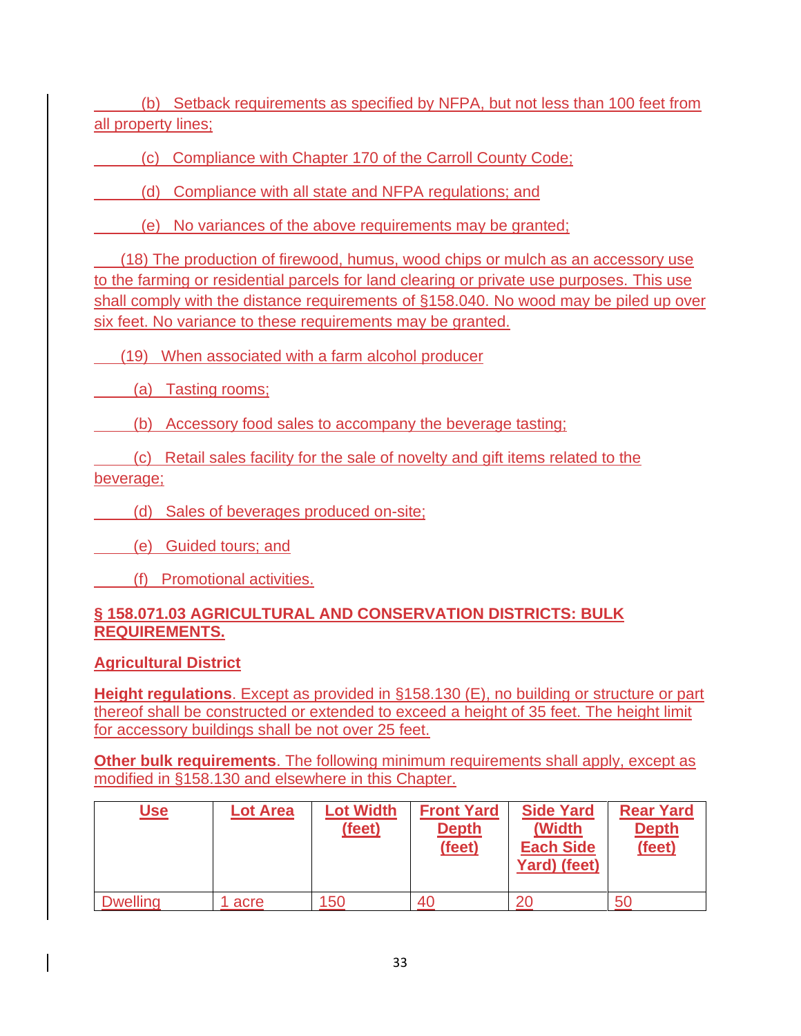(b) Setback requirements as specified by NFPA, but not less than 100 feet from all property lines;

(c) Compliance with Chapter 170 of the Carroll County Code;

(d) Compliance with all state and NFPA regulations; and

(e) No variances of the above requirements may be granted;

(18) The production of firewood, humus, wood chips or mulch as an accessory use to the farming or residential parcels for land clearing or private use purposes. This use shall comply with the distance requirements of §158.040. No wood may be piled up over six feet. No variance to these requirements may be granted.

(19) When associated with a farm alcohol producer

(a) Tasting rooms;

(b) Accessory food sales to accompany the beverage tasting;

(c) Retail sales facility for the sale of novelty and gift items related to the beverage;

(d) Sales of beverages produced on-site;

(e) Guided tours; and

(f) Promotional activities.

## § 158.071.03 AGRICULTURAL AND CONSERVATION DISTRICTS: BULK REQUIREMENTS.

### Agricultural District

**Height regulations**. Except as provided in §158.130 (E), no building or structure or part thereof shall be constructed or extended to exceed a height of 35 feet. The height limit for accessory buildings shall be not over 25 feet.

**Other bulk requirements**. The following minimum requirements shall apply, except as modified in §158.130 and elsewhere in this Chapter.

| Use | Lot Area | Lot Width (feet) | Front Yard Depth (feet) | Side Yard (Width Each Side Yard) (feet) | Rear Yard Depth (feet) |
|---|---|---|---|---|---|
| Dwelling | 1 acre | 150 | 40 | 20 | 50 |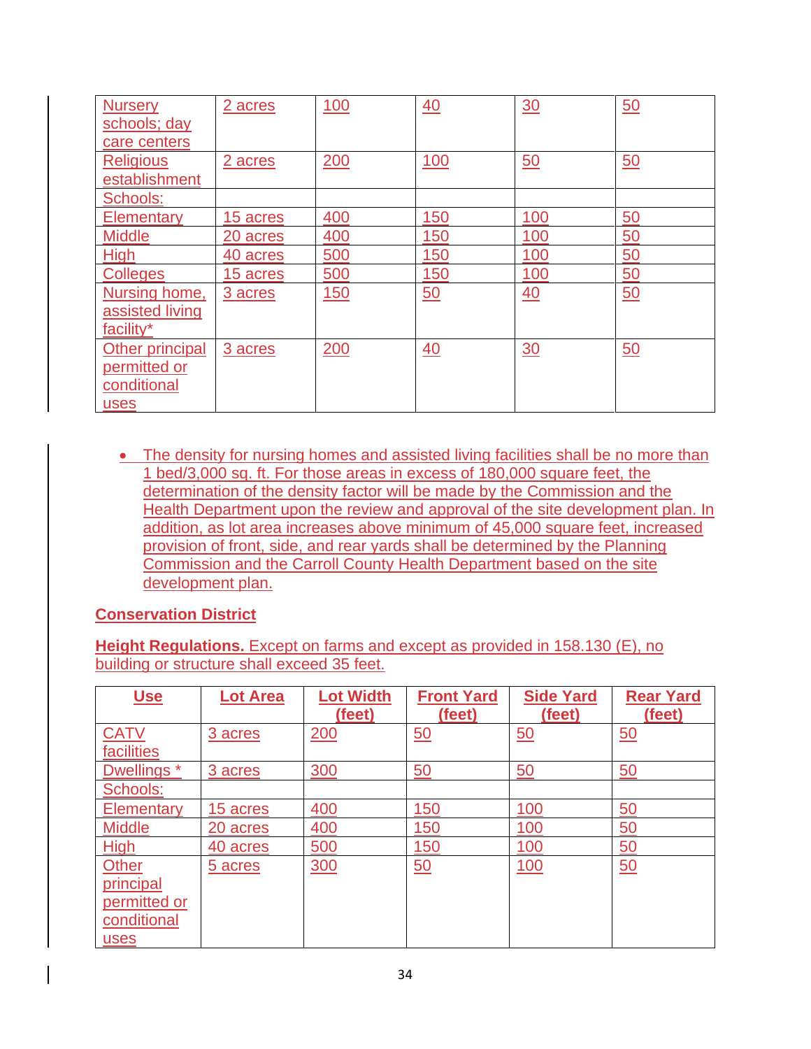| | | | | | |
|---|---|---|---|---|---|
| Nursery schools; day care centers | 2 acres | 100 | 40 | 30 | 50 |
| Religious establishment | 2 acres | 200 | 100 | 50 | 50 |
| Schools: | | | | | |
| Elementary | 15 acres | 400 | 150 | 100 | 50 |
| Middle | 20 acres | 400 | 150 | 100 | 50 |
| High | 40 acres | 500 | 150 | 100 | 50 |
| Colleges | 15 acres | 500 | 150 | 100 | 50 |
| Nursing home, assisted living facility* | 3 acres | 150 | 50 | 40 | 50 |
| Other principal permitted or conditional uses | 3 acres | 200 | 40 | 30 | 50 |

- The density for nursing homes and assisted living facilities shall be no more than 1 bed/3,000 sq. ft. For those areas in excess of 180,000 square feet, the determination of the density factor will be made by the Commission and the Health Department upon the review and approval of the site development plan. In addition, as lot area increases above minimum of 45,000 square feet, increased provision of front, side, and rear yards shall be determined by the Planning Commission and the Carroll County Health Department based on the site development plan.

**Conservation District**

**Height Regulations.** Except on farms and except as provided in 158.130 (E), no building or structure shall exceed 35 feet.

| Use | Lot Area | Lot Width (feet) | Front Yard (feet) | Side Yard (feet) | Rear Yard (feet) |
|---|---|---|---|---|---|
| CATV facilities | 3 acres | 200 | 50 | 50 | 50 |
| Dwellings * | 3 acres | 300 | 50 | 50 | 50 |
| Schools: | | | | | |
| Elementary | 15 acres | 400 | 150 | 100 | 50 |
| Middle | 20 acres | 400 | 150 | 100 | 50 |
| High | 40 acres | 500 | 150 | 100 | 50 |
| Other principal permitted or conditional uses | 5 acres | 300 | 50 | 100 | 50 |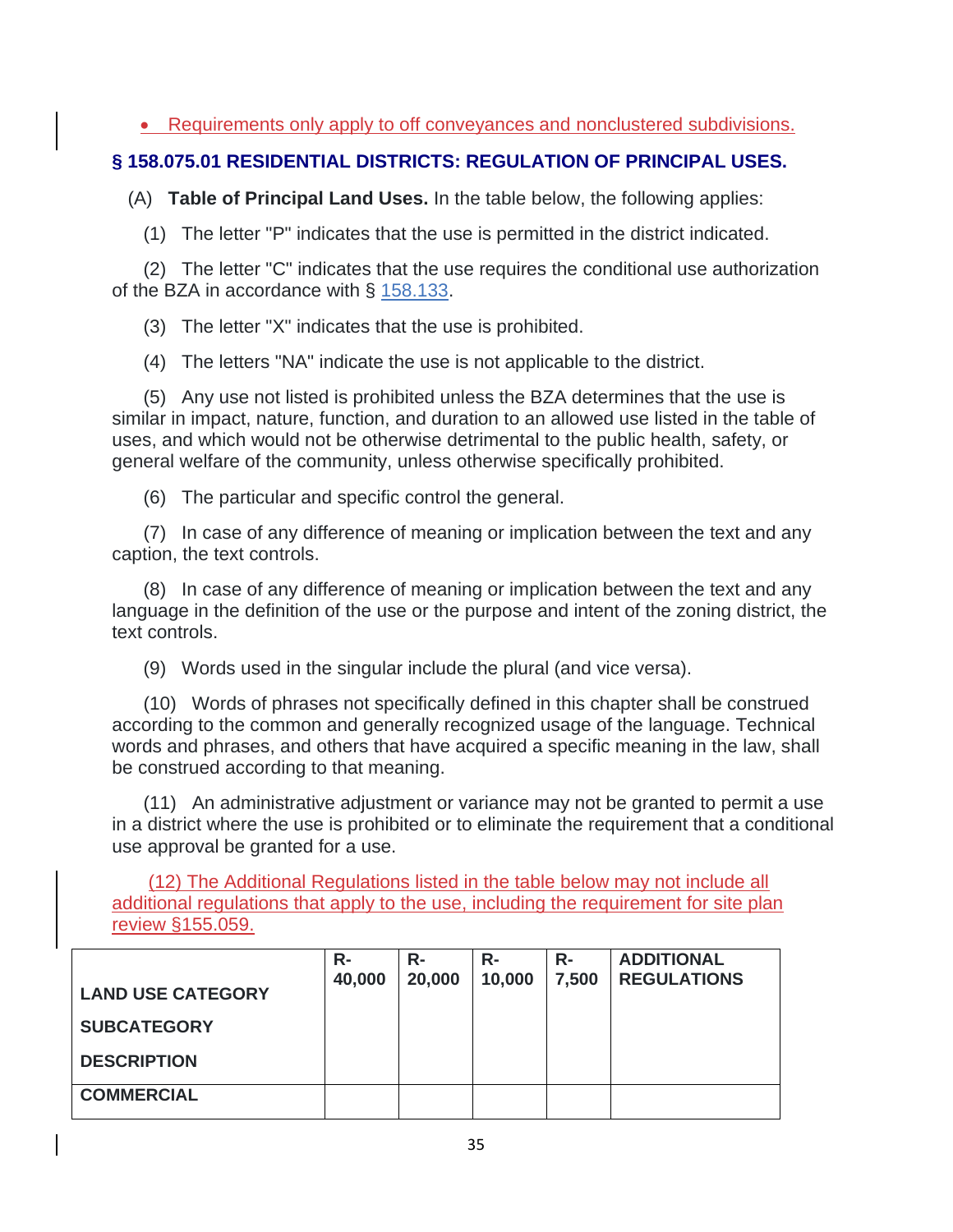- Requirements only apply to off conveyances and nonclustered subdivisions.

## § 158.075.01 RESIDENTIAL DISTRICTS: REGULATION OF PRINCIPAL USES.

(A) **Table of Principal Land Uses.** In the table below, the following applies:

(1) The letter "P" indicates that the use is permitted in the district indicated.

(2) The letter "C" indicates that the use requires the conditional use authorization of the BZA in accordance with § 158.133.

(3) The letter "X" indicates that the use is prohibited.

(4) The letters "NA" indicate the use is not applicable to the district.

(5) Any use not listed is prohibited unless the BZA determines that the use is similar in impact, nature, function, and duration to an allowed use listed in the table of uses, and which would not be otherwise detrimental to the public health, safety, or general welfare of the community, unless otherwise specifically prohibited.

(6) The particular and specific control the general.

(7) In case of any difference of meaning or implication between the text and any caption, the text controls.

(8) In case of any difference of meaning or implication between the text and any language in the definition of the use or the purpose and intent of the zoning district, the text controls.

(9) Words used in the singular include the plural (and vice versa).

(10) Words of phrases not specifically defined in this chapter shall be construed according to the common and generally recognized usage of the language. Technical words and phrases, and others that have acquired a specific meaning in the law, shall be construed according to that meaning.

(11) An administrative adjustment or variance may not be granted to permit a use in a district where the use is prohibited or to eliminate the requirement that a conditional use approval be granted for a use.

(12) The Additional Regulations listed in the table below may not include all additional regulations that apply to the use, including the requirement for site plan review §155.059.

| LAND USE CATEGORY<br>SUBCATEGORY<br>DESCRIPTION | R-40,000 | R-20,000 | R-10,000 | R-7,500 | ADDITIONAL REGULATIONS |
|---|---|---|---|---|---|
| **COMMERCIAL** | | | | | |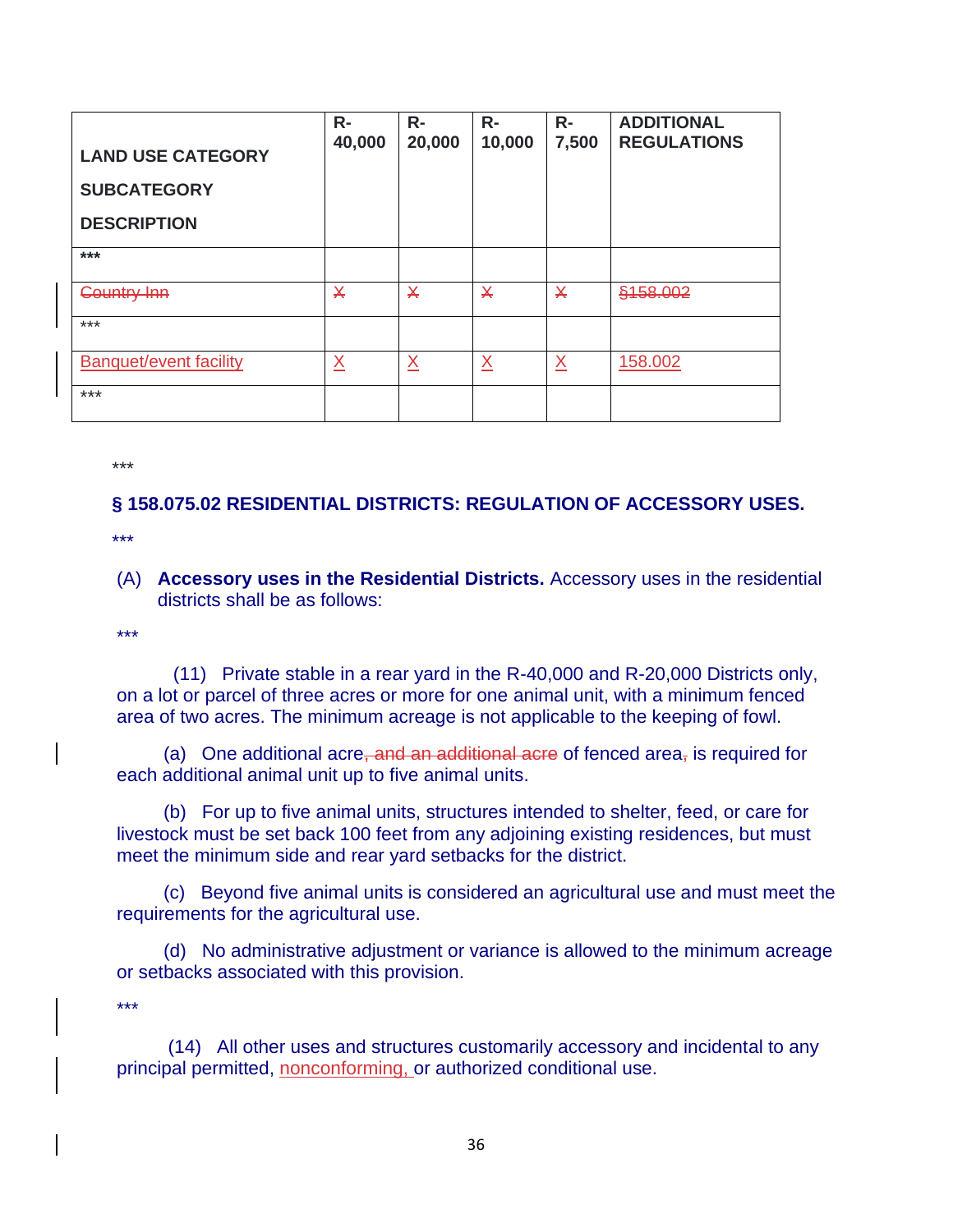| LAND USE CATEGORY<br><br>SUBCATEGORY<br><br>DESCRIPTION | R-40,000 | R-20,000 | R-10,000 | R-7,500 | ADDITIONAL REGULATIONS |
|---|---|---|---|---|---|
| *** | | | | | |
| ~~Country Inn~~ | ~~X~~ | ~~X~~ | ~~X~~ | ~~X~~ | ~~§158.002~~ |
| *** | | | | | |
| Banquet/event facility | X | X | X | X | 158.002 |
| *** | | | | | |

***

### § 158.075.02 RESIDENTIAL DISTRICTS: REGULATION OF ACCESSORY USES.

***

(A) **Accessory uses in the Residential Districts.** Accessory uses in the residential districts shall be as follows:

***

(11) Private stable in a rear yard in the R-40,000 and R-20,000 Districts only, on a lot or parcel of three acres or more for one animal unit, with a minimum fenced area of two acres. The minimum acreage is not applicable to the keeping of fowl.

(a) One additional acre~~, and an additional acre~~ of fenced area~~,~~ is required for each additional animal unit up to five animal units.

(b) For up to five animal units, structures intended to shelter, feed, or care for livestock must be set back 100 feet from any adjoining existing residences, but must meet the minimum side and rear yard setbacks for the district.

(c) Beyond five animal units is considered an agricultural use and must meet the requirements for the agricultural use.

(d) No administrative adjustment or variance is allowed to the minimum acreage or setbacks associated with this provision.

***

(14) All other uses and structures customarily accessory and incidental to any principal permitted, nonconforming, or authorized conditional use.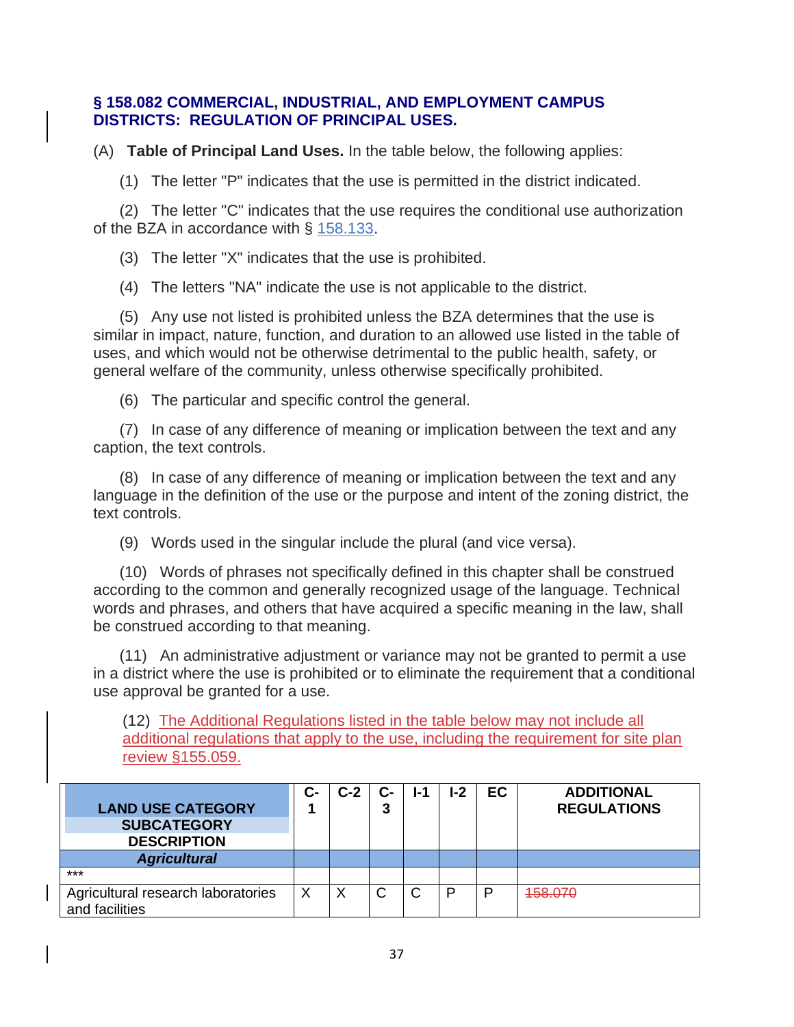## § 158.082 COMMERCIAL, INDUSTRIAL, AND EMPLOYMENT CAMPUS DISTRICTS: REGULATION OF PRINCIPAL USES.

(A) **Table of Principal Land Uses.** In the table below, the following applies:

(1) The letter "P" indicates that the use is permitted in the district indicated.

(2) The letter "C" indicates that the use requires the conditional use authorization of the BZA in accordance with § 158.133.

(3) The letter "X" indicates that the use is prohibited.

(4) The letters "NA" indicate the use is not applicable to the district.

(5) Any use not listed is prohibited unless the BZA determines that the use is similar in impact, nature, function, and duration to an allowed use listed in the table of uses, and which would not be otherwise detrimental to the public health, safety, or general welfare of the community, unless otherwise specifically prohibited.

(6) The particular and specific control the general.

(7) In case of any difference of meaning or implication between the text and any caption, the text controls.

(8) In case of any difference of meaning or implication between the text and any language in the definition of the use or the purpose and intent of the zoning district, the text controls.

(9) Words used in the singular include the plural (and vice versa).

(10) Words of phrases not specifically defined in this chapter shall be construed according to the common and generally recognized usage of the language. Technical words and phrases, and others that have acquired a specific meaning in the law, shall be construed according to that meaning.

(11) An administrative adjustment or variance may not be granted to permit a use in a district where the use is prohibited or to eliminate the requirement that a conditional use approval be granted for a use.

(12) <u>The Additional Regulations listed in the table below may not include all additional regulations that apply to the use, including the requirement for site plan review §155.059.</u>

| LAND USE CATEGORY<br>SUBCATEGORY<br>DESCRIPTION | C-1 | C-2 | C-3 | I-1 | I-2 | EC | ADDITIONAL REGULATIONS |
|---|---|---|---|---|---|---|---|
| ***Agricultural*** | | | | | | | |
| *** | | | | | | | |
| Agricultural research laboratories and facilities | X | X | C | C | P | P | ~~158.070~~ |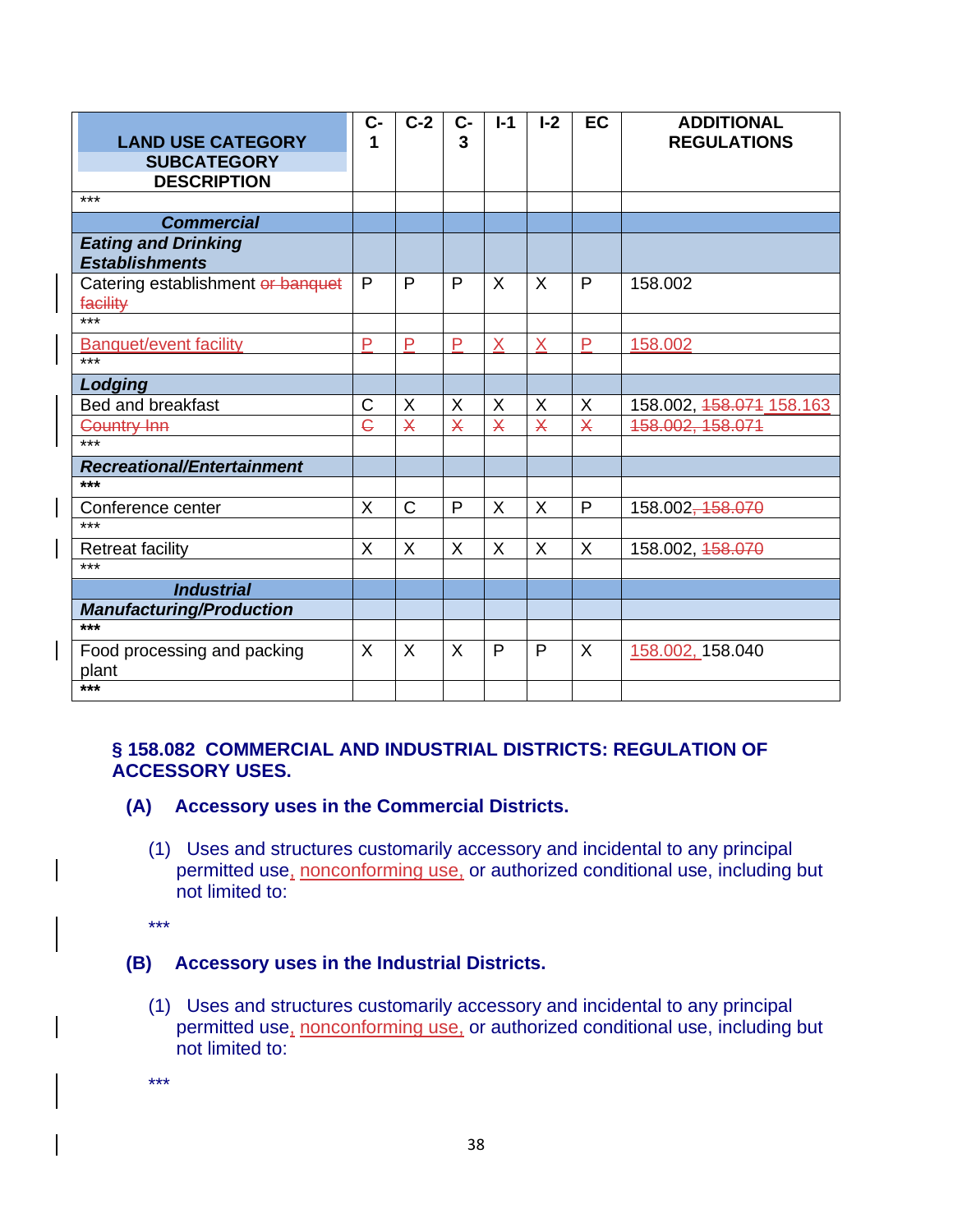| LAND USE CATEGORY SUBCATEGORY DESCRIPTION | C-1 | C-2 | C-3 | I-1 | I-2 | EC | ADDITIONAL REGULATIONS |
|---|---|---|---|---|---|---|---|
| *** | | | | | | | |
| ***Commercial*** | | | | | | | |
| ***Eating and Drinking Establishments*** | | | | | | | |
| Catering establishment ~~or banquet facility~~ | P | P | P | X | X | P | 158.002 |
| *** | | | | | | | |
| Banquet/event facility | P | P | P | X | X | P | 158.002 |
| *** | | | | | | | |
| ***Lodging*** | | | | | | | |
| Bed and breakfast | C | X | X | X | X | X | 158.002, ~~158.071~~ 158.163 |
| ~~Country Inn~~ | ~~C~~ | ~~X~~ | ~~X~~ | ~~X~~ | ~~X~~ | ~~X~~ | ~~158.002, 158.071~~ |
| *** | | | | | | | |
| ***Recreational/Entertainment*** | | | | | | | |
| *** | | | | | | | |
| Conference center | X | C | P | X | X | P | 158.002~~, 158.070~~ |
| *** | | | | | | | |
| Retreat facility | X | X | X | X | X | X | 158.002, ~~158.070~~ |
| *** | | | | | | | |
| ***Industrial*** | | | | | | | |
| ***Manufacturing/Production*** | | | | | | | |
| *** | | | | | | | |
| Food processing and packing plant | X | X | X | P | P | X | 158.002, 158.040 |
| *** | | | | | | | |

## § 158.082 COMMERCIAL AND INDUSTRIAL DISTRICTS: REGULATION OF ACCESSORY USES.

### (A) Accessory uses in the Commercial Districts.

(1) Uses and structures customarily accessory and incidental to any principal permitted use, nonconforming use, or authorized conditional use, including but not limited to:

***

### (B) Accessory uses in the Industrial Districts.

(1) Uses and structures customarily accessory and incidental to any principal permitted use, nonconforming use, or authorized conditional use, including but not limited to:

***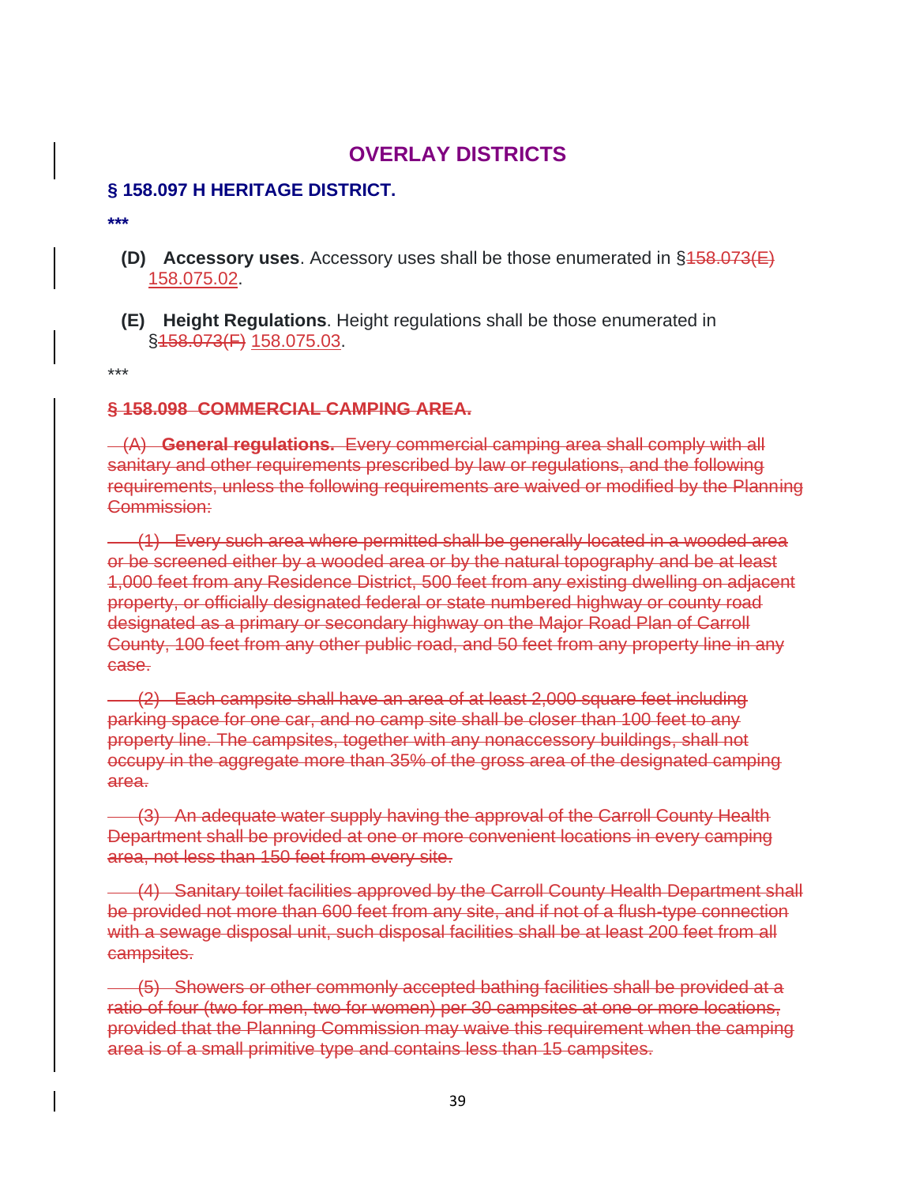# OVERLAY DISTRICTS

## § 158.097 H HERITAGE DISTRICT.

***

**(D) Accessory uses**. Accessory uses shall be those enumerated in §~~158.073(E)~~ 158.075.02.

**(E) Height Regulations**. Height regulations shall be those enumerated in §~~158.073(F)~~ 158.075.03.

***

~~**§ 158.098 COMMERCIAL CAMPING AREA.**~~

~~(A) **General regulations.** Every commercial camping area shall comply with all sanitary and other requirements prescribed by law or regulations, and the following requirements, unless the following requirements are waived or modified by the Planning Commission:~~

~~(1) Every such area where permitted shall be generally located in a wooded area or be screened either by a wooded area or by the natural topography and be at least 1,000 feet from any Residence District, 500 feet from any existing dwelling on adjacent property, or officially designated federal or state numbered highway or county road designated as a primary or secondary highway on the Major Road Plan of Carroll County, 100 feet from any other public road, and 50 feet from any property line in any case.~~

~~(2) Each campsite shall have an area of at least 2,000 square feet including parking space for one car, and no camp site shall be closer than 100 feet to any property line. The campsites, together with any nonaccessory buildings, shall not occupy in the aggregate more than 35% of the gross area of the designated camping area.~~

~~(3) An adequate water supply having the approval of the Carroll County Health Department shall be provided at one or more convenient locations in every camping area, not less than 150 feet from every site.~~

~~(4) Sanitary toilet facilities approved by the Carroll County Health Department shall be provided not more than 600 feet from any site, and if not of a flush-type connection with a sewage disposal unit, such disposal facilities shall be at least 200 feet from all campsites.~~

~~(5) Showers or other commonly accepted bathing facilities shall be provided at a ratio of four (two for men, two for women) per 30 campsites at one or more locations, provided that the Planning Commission may waive this requirement when the camping area is of a small primitive type and contains less than 15 campsites.~~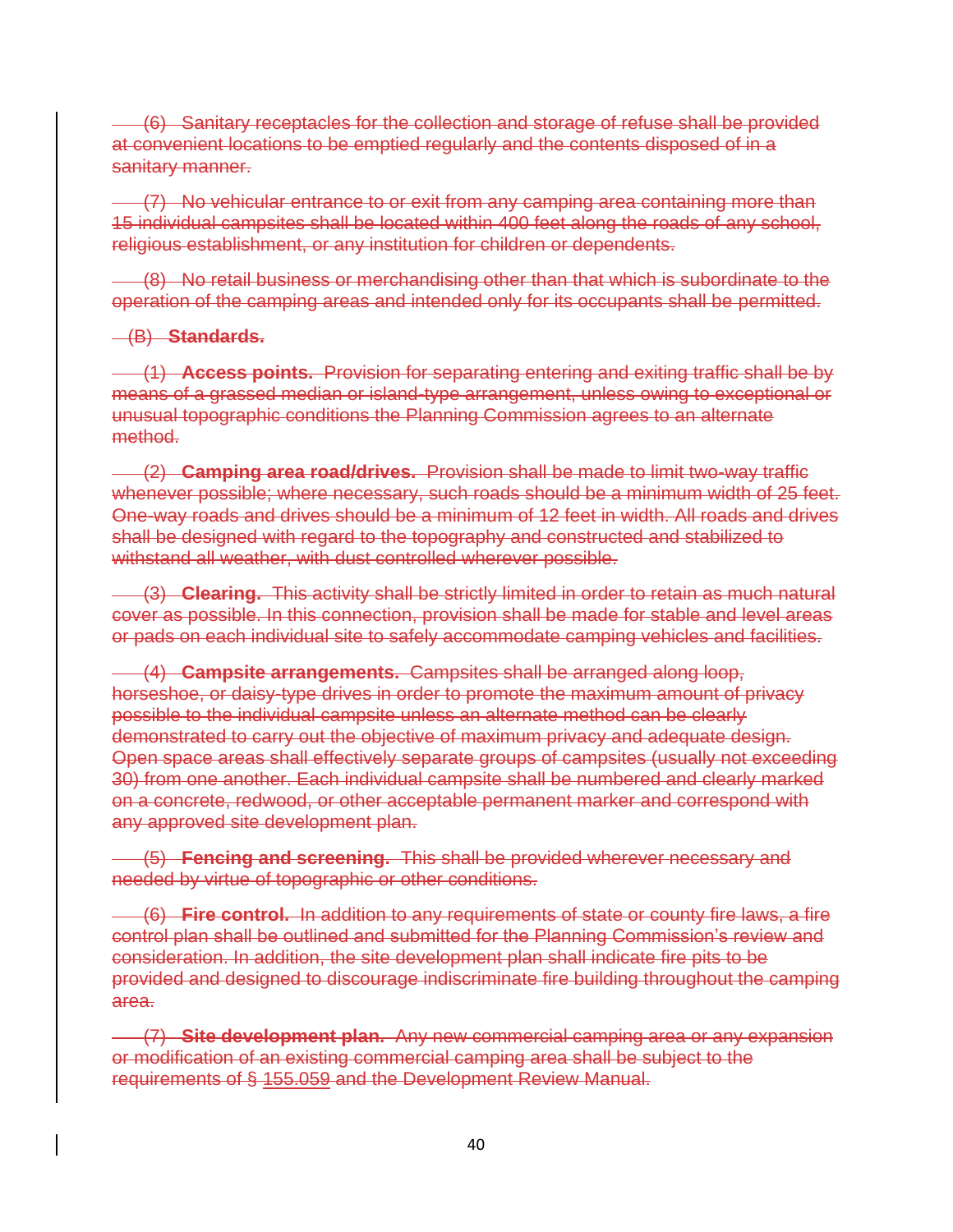(6) Sanitary receptacles for the collection and storage of refuse shall be provided at convenient locations to be emptied regularly and the contents disposed of in a sanitary manner.

(7) No vehicular entrance to or exit from any camping area containing more than 15 individual campsites shall be located within 400 feet along the roads of any school, religious establishment, or any institution for children or dependents.

(8) No retail business or merchandising other than that which is subordinate to the operation of the camping areas and intended only for its occupants shall be permitted.

(B) **Standards.**

(1) **Access points.** Provision for separating entering and exiting traffic shall be by means of a grassed median or island-type arrangement, unless owing to exceptional or unusual topographic conditions the Planning Commission agrees to an alternate method.

(2) **Camping area road/drives.** Provision shall be made to limit two-way traffic whenever possible; where necessary, such roads should be a minimum width of 25 feet. One-way roads and drives should be a minimum of 12 feet in width. All roads and drives shall be designed with regard to the topography and constructed and stabilized to withstand all weather, with dust controlled wherever possible.

(3) **Clearing.** This activity shall be strictly limited in order to retain as much natural cover as possible. In this connection, provision shall be made for stable and level areas or pads on each individual site to safely accommodate camping vehicles and facilities.

(4) **Campsite arrangements.** Campsites shall be arranged along loop, horseshoe, or daisy-type drives in order to promote the maximum amount of privacy possible to the individual campsite unless an alternate method can be clearly demonstrated to carry out the objective of maximum privacy and adequate design. Open space areas shall effectively separate groups of campsites (usually not exceeding 30) from one another. Each individual campsite shall be numbered and clearly marked on a concrete, redwood, or other acceptable permanent marker and correspond with any approved site development plan.

(5) **Fencing and screening.** This shall be provided wherever necessary and needed by virtue of topographic or other conditions.

(6) **Fire control.** In addition to any requirements of state or county fire laws, a fire control plan shall be outlined and submitted for the Planning Commission's review and consideration. In addition, the site development plan shall indicate fire pits to be provided and designed to discourage indiscriminate fire building throughout the camping area.

(7) **Site development plan.** Any new commercial camping area or any expansion or modification of an existing commercial camping area shall be subject to the requirements of § 155.059 and the Development Review Manual.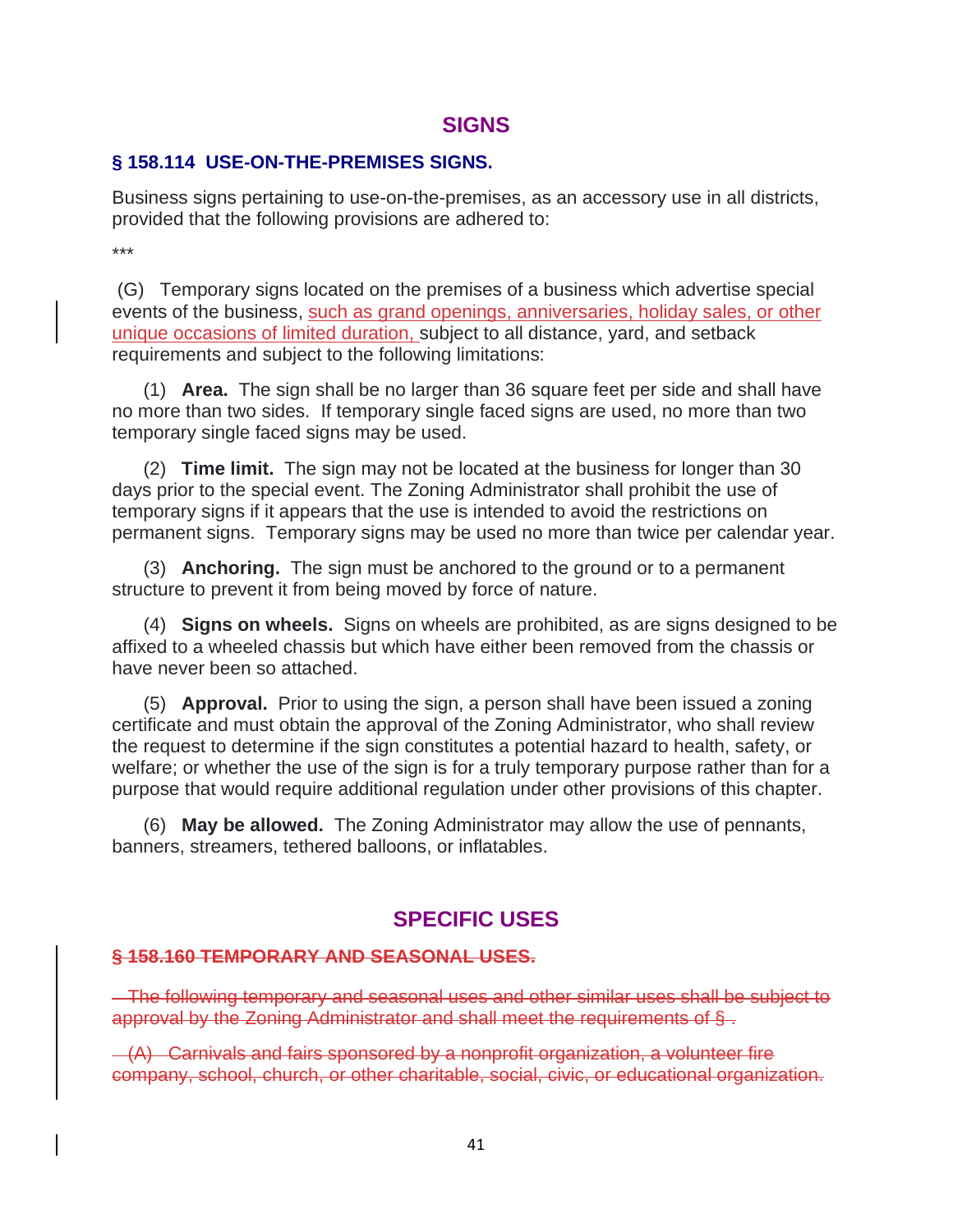## SIGNS

### § 158.114 USE-ON-THE-PREMISES SIGNS.

Business signs pertaining to use-on-the-premises, as an accessory use in all districts, provided that the following provisions are adhered to:

***

(G) Temporary signs located on the premises of a business which advertise special events of the business, <u>such as grand openings, anniversaries, holiday sales, or other unique occasions of limited duration,</u> subject to all distance, yard, and setback requirements and subject to the following limitations:

(1) **Area.** The sign shall be no larger than 36 square feet per side and shall have no more than two sides. If temporary single faced signs are used, no more than two temporary single faced signs may be used.

(2) **Time limit.** The sign may not be located at the business for longer than 30 days prior to the special event. The Zoning Administrator shall prohibit the use of temporary signs if it appears that the use is intended to avoid the restrictions on permanent signs. Temporary signs may be used no more than twice per calendar year.

(3) **Anchoring.** The sign must be anchored to the ground or to a permanent structure to prevent it from being moved by force of nature.

(4) **Signs on wheels.** Signs on wheels are prohibited, as are signs designed to be affixed to a wheeled chassis but which have either been removed from the chassis or have never been so attached.

(5) **Approval.** Prior to using the sign, a person shall have been issued a zoning certificate and must obtain the approval of the Zoning Administrator, who shall review the request to determine if the sign constitutes a potential hazard to health, safety, or welfare; or whether the use of the sign is for a truly temporary purpose rather than for a purpose that would require additional regulation under other provisions of this chapter.

(6) **May be allowed.** The Zoning Administrator may allow the use of pennants, banners, streamers, tethered balloons, or inflatables.

## SPECIFIC USES

### ~~§ 158.160 TEMPORARY AND SEASONAL USES.~~

~~The following temporary and seasonal uses and other similar uses shall be subject to approval by the Zoning Administrator and shall meet the requirements of § .~~

~~(A) Carnivals and fairs sponsored by a nonprofit organization, a volunteer fire company, school, church, or other charitable, social, civic, or educational organization.~~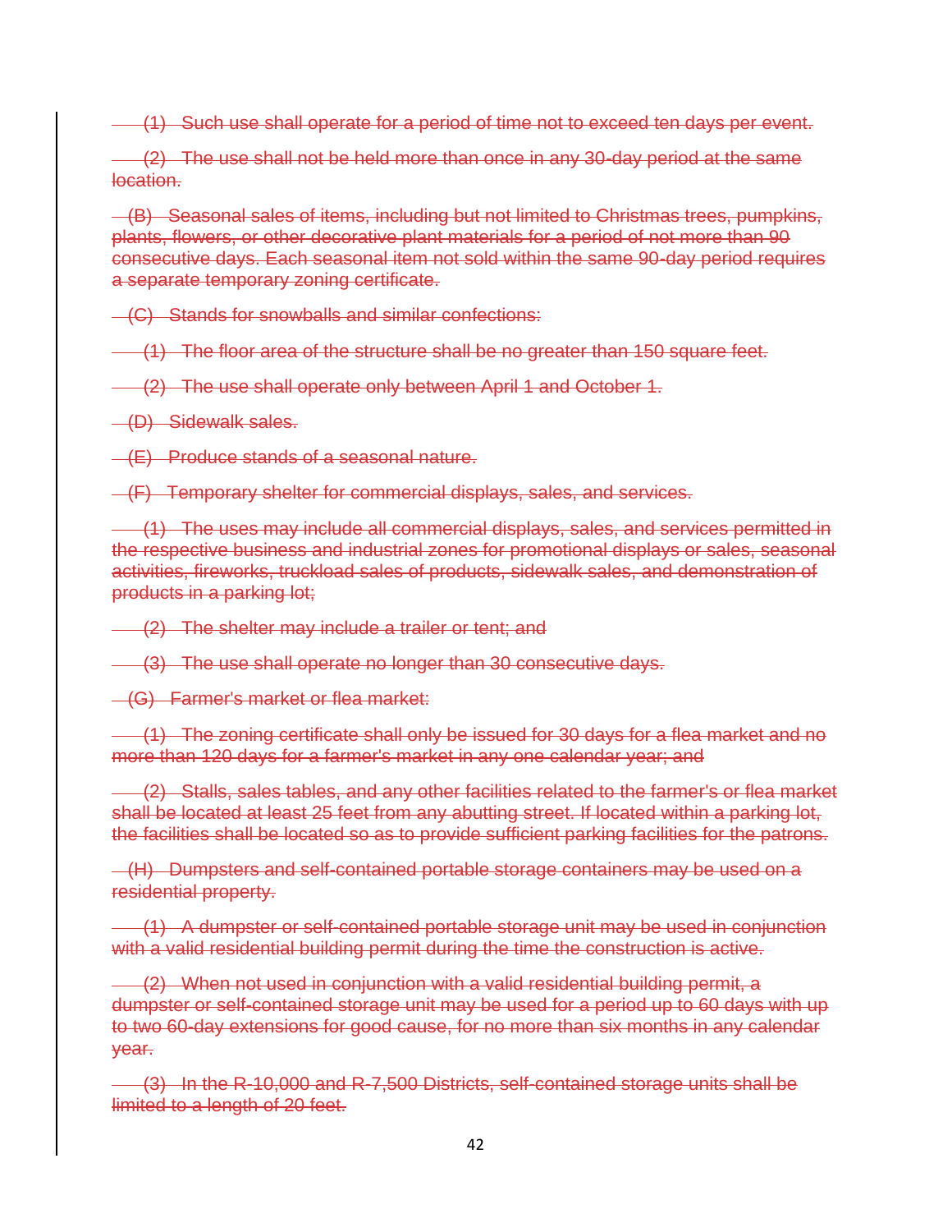~~(1) Such use shall operate for a period of time not to exceed ten days per event.~~

~~(2) The use shall not be held more than once in any 30-day period at the same location.~~

~~(B) Seasonal sales of items, including but not limited to Christmas trees, pumpkins, plants, flowers, or other decorative plant materials for a period of not more than 90 consecutive days. Each seasonal item not sold within the same 90-day period requires a separate temporary zoning certificate.~~

~~(C) Stands for snowballs and similar confections:~~

~~(1) The floor area of the structure shall be no greater than 150 square feet.~~

~~(2) The use shall operate only between April 1 and October 1.~~

~~(D) Sidewalk sales.~~

~~(E) Produce stands of a seasonal nature.~~

~~(F) Temporary shelter for commercial displays, sales, and services.~~

~~(1) The uses may include all commercial displays, sales, and services permitted in the respective business and industrial zones for promotional displays or sales, seasonal activities, fireworks, truckload sales of products, sidewalk sales, and demonstration of products in a parking lot;~~

~~(2) The shelter may include a trailer or tent; and~~

~~(3) The use shall operate no longer than 30 consecutive days.~~

~~(G) Farmer's market or flea market:~~

~~(1) The zoning certificate shall only be issued for 30 days for a flea market and no more than 120 days for a farmer's market in any one calendar year; and~~

~~(2) Stalls, sales tables, and any other facilities related to the farmer's or flea market shall be located at least 25 feet from any abutting street. If located within a parking lot, the facilities shall be located so as to provide sufficient parking facilities for the patrons.~~

~~(H) Dumpsters and self-contained portable storage containers may be used on a residential property.~~

~~(1) A dumpster or self-contained portable storage unit may be used in conjunction with a valid residential building permit during the time the construction is active.~~

~~(2) When not used in conjunction with a valid residential building permit, a dumpster or self-contained storage unit may be used for a period up to 60 days with up to two 60-day extensions for good cause, for no more than six months in any calendar year.~~

~~(3) In the R-10,000 and R-7,500 Districts, self-contained storage units shall be limited to a length of 20 feet.~~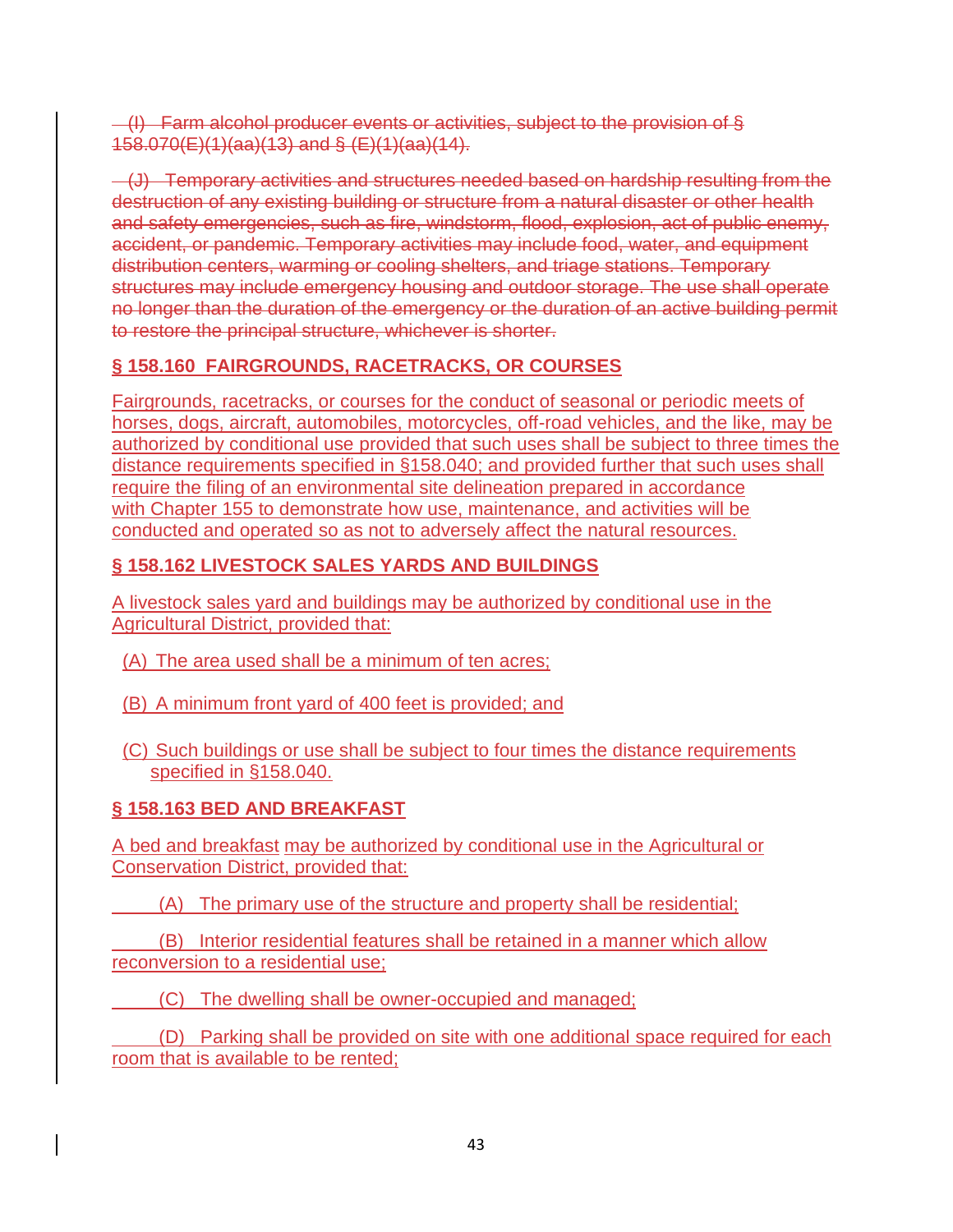~~(I) Farm alcohol producer events or activities, subject to the provision of § 158.070(E)(1)(aa)(13) and § (E)(1)(aa)(14).~~

~~(J) Temporary activities and structures needed based on hardship resulting from the destruction of any existing building or structure from a natural disaster or other health and safety emergencies, such as fire, windstorm, flood, explosion, act of public enemy, accident, or pandemic. Temporary activities may include food, water, and equipment distribution centers, warming or cooling shelters, and triage stations. Temporary structures may include emergency housing and outdoor storage. The use shall operate no longer than the duration of the emergency or the duration of an active building permit to restore the principal structure, whichever is shorter.~~

### § 158.160 FAIRGROUNDS, RACETRACKS, OR COURSES

Fairgrounds, racetracks, or courses for the conduct of seasonal or periodic meets of horses, dogs, aircraft, automobiles, motorcycles, off-road vehicles, and the like, may be authorized by conditional use provided that such uses shall be subject to three times the distance requirements specified in §158.040; and provided further that such uses shall require the filing of an environmental site delineation prepared in accordance with Chapter 155 to demonstrate how use, maintenance, and activities will be conducted and operated so as not to adversely affect the natural resources.

### § 158.162 LIVESTOCK SALES YARDS AND BUILDINGS

A livestock sales yard and buildings may be authorized by conditional use in the Agricultural District, provided that:

(A) The area used shall be a minimum of ten acres;

(B) A minimum front yard of 400 feet is provided; and

(C) Such buildings or use shall be subject to four times the distance requirements specified in §158.040.

### § 158.163 BED AND BREAKFAST

A bed and breakfast may be authorized by conditional use in the Agricultural or Conservation District, provided that:

(A) The primary use of the structure and property shall be residential;

(B) Interior residential features shall be retained in a manner which allow reconversion to a residential use;

(C) The dwelling shall be owner-occupied and managed;

(D) Parking shall be provided on site with one additional space required for each room that is available to be rented;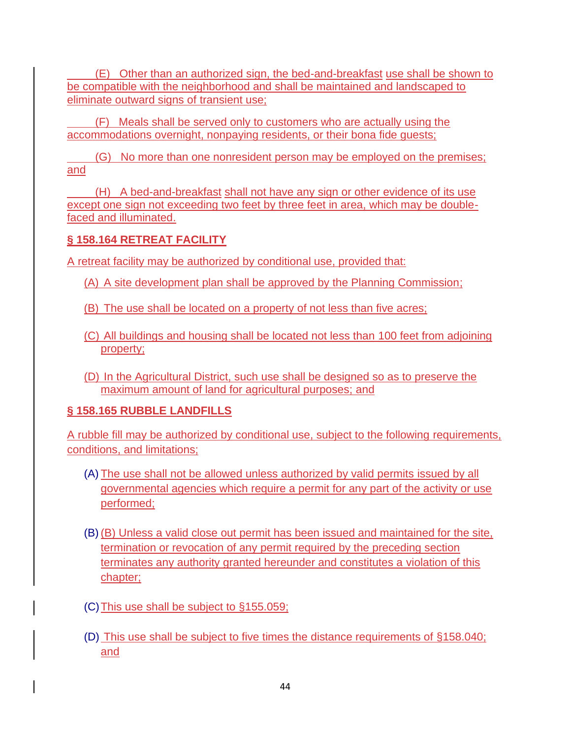(E) Other than an authorized sign, the bed-and-breakfast use shall be shown to be compatible with the neighborhood and shall be maintained and landscaped to eliminate outward signs of transient use;

(F) Meals shall be served only to customers who are actually using the accommodations overnight, nonpaying residents, or their bona fide guests;

(G) No more than one nonresident person may be employed on the premises; and

(H) A bed-and-breakfast shall not have any sign or other evidence of its use except one sign not exceeding two feet by three feet in area, which may be double-faced and illuminated.

**§ 158.164 RETREAT FACILITY**

A retreat facility may be authorized by conditional use, provided that:

(A) A site development plan shall be approved by the Planning Commission;

(B) The use shall be located on a property of not less than five acres;

(C) All buildings and housing shall be located not less than 100 feet from adjoining property;

(D) In the Agricultural District, such use shall be designed so as to preserve the maximum amount of land for agricultural purposes; and

**§ 158.165 RUBBLE LANDFILLS**

A rubble fill may be authorized by conditional use, subject to the following requirements, conditions, and limitations;

(A) The use shall not be allowed unless authorized by valid permits issued by all governmental agencies which require a permit for any part of the activity or use performed;

(B) (B) Unless a valid close out permit has been issued and maintained for the site, termination or revocation of any permit required by the preceding section terminates any authority granted hereunder and constitutes a violation of this chapter;

(C) This use shall be subject to §155.059;

(D) This use shall be subject to five times the distance requirements of §158.040; and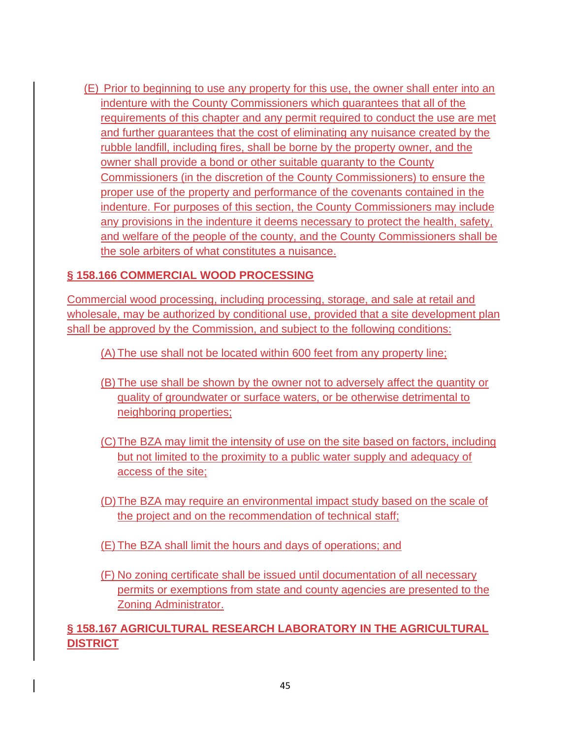(E) Prior to beginning to use any property for this use, the owner shall enter into an indenture with the County Commissioners which guarantees that all of the requirements of this chapter and any permit required to conduct the use are met and further guarantees that the cost of eliminating any nuisance created by the rubble landfill, including fires, shall be borne by the property owner, and the owner shall provide a bond or other suitable guaranty to the County Commissioners (in the discretion of the County Commissioners) to ensure the proper use of the property and performance of the covenants contained in the indenture. For purposes of this section, the County Commissioners may include any provisions in the indenture it deems necessary to protect the health, safety, and welfare of the people of the county, and the County Commissioners shall be the sole arbiters of what constitutes a nuisance.

### § 158.166 COMMERCIAL WOOD PROCESSING

Commercial wood processing, including processing, storage, and sale at retail and wholesale, may be authorized by conditional use, provided that a site development plan shall be approved by the Commission, and subject to the following conditions:

(A) The use shall not be located within 600 feet from any property line;

(B) The use shall be shown by the owner not to adversely affect the quantity or quality of groundwater or surface waters, or be otherwise detrimental to neighboring properties;

(C) The BZA may limit the intensity of use on the site based on factors, including but not limited to the proximity to a public water supply and adequacy of access of the site;

(D) The BZA may require an environmental impact study based on the scale of the project and on the recommendation of technical staff;

(E) The BZA shall limit the hours and days of operations; and

(F) No zoning certificate shall be issued until documentation of all necessary permits or exemptions from state and county agencies are presented to the Zoning Administrator.

### § 158.167 AGRICULTURAL RESEARCH LABORATORY IN THE AGRICULTURAL DISTRICT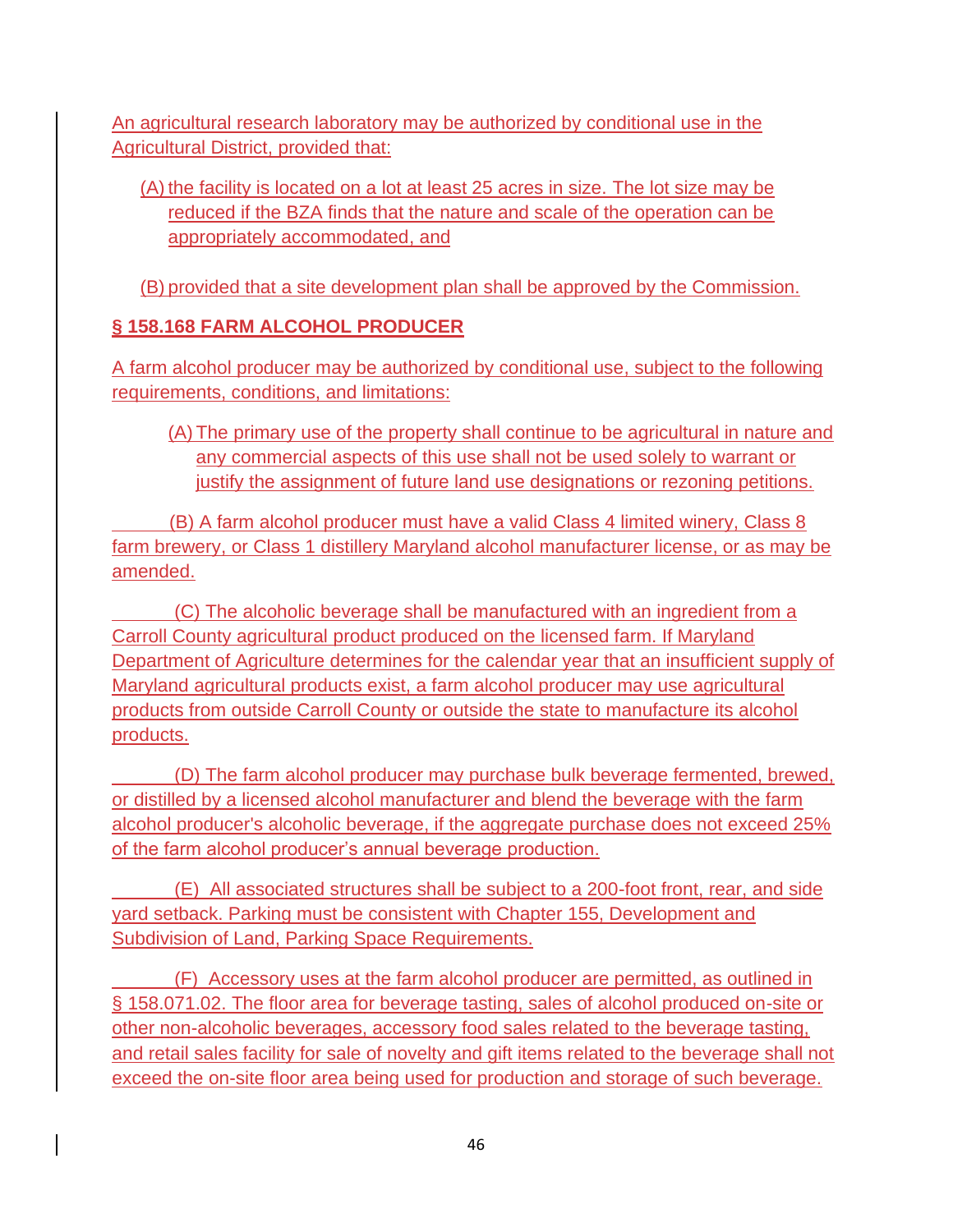An agricultural research laboratory may be authorized by conditional use in the Agricultural District, provided that:

(A) the facility is located on a lot at least 25 acres in size. The lot size may be reduced if the BZA finds that the nature and scale of the operation can be appropriately accommodated, and

(B) provided that a site development plan shall be approved by the Commission.

## § 158.168 FARM ALCOHOL PRODUCER

A farm alcohol producer may be authorized by conditional use, subject to the following requirements, conditions, and limitations:

(A) The primary use of the property shall continue to be agricultural in nature and any commercial aspects of this use shall not be used solely to warrant or justify the assignment of future land use designations or rezoning petitions.

(B) A farm alcohol producer must have a valid Class 4 limited winery, Class 8 farm brewery, or Class 1 distillery Maryland alcohol manufacturer license, or as may be amended.

(C) The alcoholic beverage shall be manufactured with an ingredient from a Carroll County agricultural product produced on the licensed farm. If Maryland Department of Agriculture determines for the calendar year that an insufficient supply of Maryland agricultural products exist, a farm alcohol producer may use agricultural products from outside Carroll County or outside the state to manufacture its alcohol products.

(D) The farm alcohol producer may purchase bulk beverage fermented, brewed, or distilled by a licensed alcohol manufacturer and blend the beverage with the farm alcohol producer's alcoholic beverage, if the aggregate purchase does not exceed 25% of the farm alcohol producer's annual beverage production.

(E) All associated structures shall be subject to a 200-foot front, rear, and side yard setback. Parking must be consistent with Chapter 155, Development and Subdivision of Land, Parking Space Requirements.

(F) Accessory uses at the farm alcohol producer are permitted, as outlined in § 158.071.02. The floor area for beverage tasting, sales of alcohol produced on-site or other non-alcoholic beverages, accessory food sales related to the beverage tasting, and retail sales facility for sale of novelty and gift items related to the beverage shall not exceed the on-site floor area being used for production and storage of such beverage.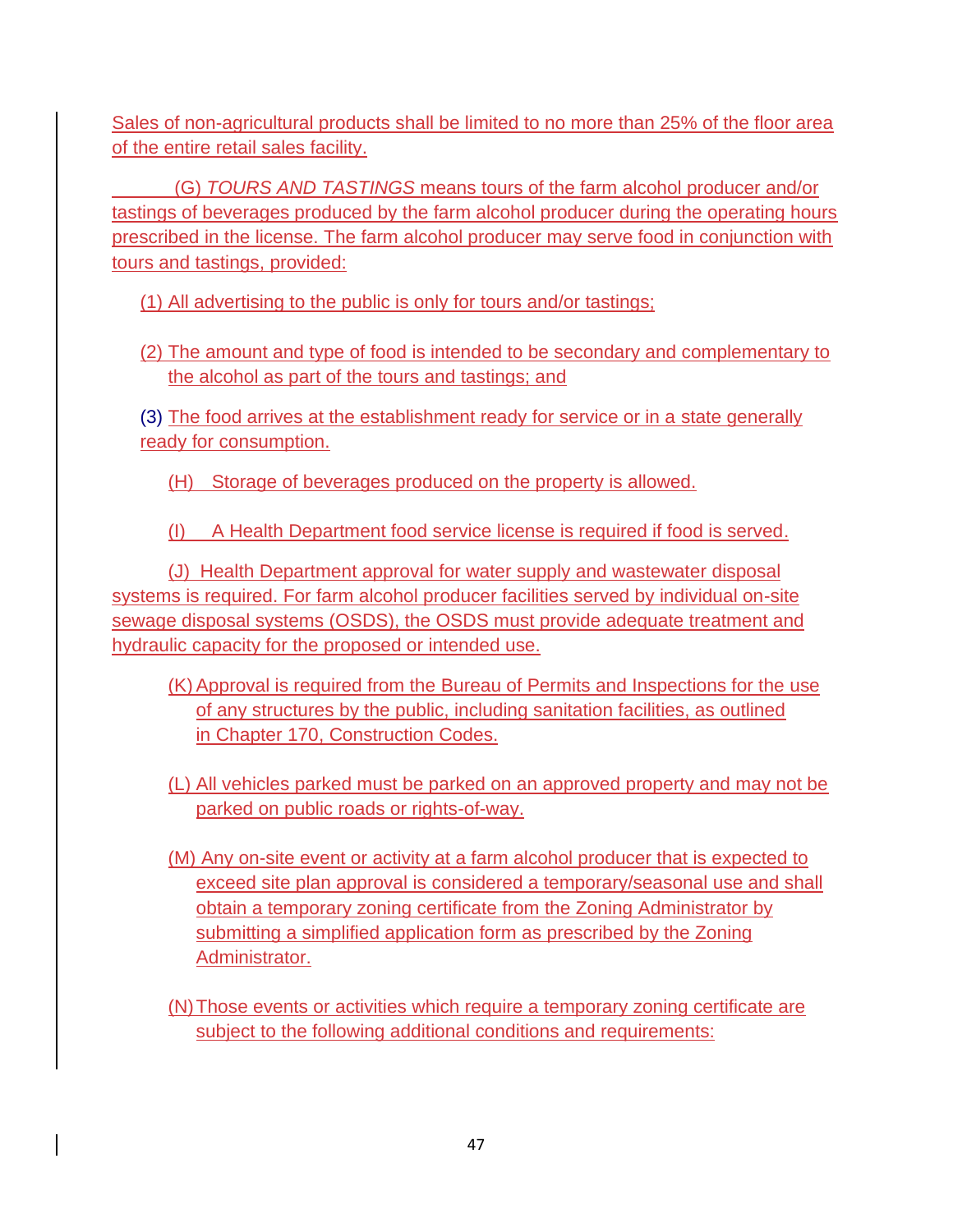Sales of non-agricultural products shall be limited to no more than 25% of the floor area of the entire retail sales facility.

(G) *TOURS AND TASTINGS* means tours of the farm alcohol producer and/or tastings of beverages produced by the farm alcohol producer during the operating hours prescribed in the license. The farm alcohol producer may serve food in conjunction with tours and tastings, provided:

(1) All advertising to the public is only for tours and/or tastings;

(2) The amount and type of food is intended to be secondary and complementary to the alcohol as part of the tours and tastings; and

(3) The food arrives at the establishment ready for service or in a state generally ready for consumption.

(H) Storage of beverages produced on the property is allowed.

(I) A Health Department food service license is required if food is served.

(J) Health Department approval for water supply and wastewater disposal systems is required. For farm alcohol producer facilities served by individual on-site sewage disposal systems (OSDS), the OSDS must provide adequate treatment and hydraulic capacity for the proposed or intended use.

(K) Approval is required from the Bureau of Permits and Inspections for the use of any structures by the public, including sanitation facilities, as outlined in Chapter 170, Construction Codes.

(L) All vehicles parked must be parked on an approved property and may not be parked on public roads or rights-of-way.

(M) Any on-site event or activity at a farm alcohol producer that is expected to exceed site plan approval is considered a temporary/seasonal use and shall obtain a temporary zoning certificate from the Zoning Administrator by submitting a simplified application form as prescribed by the Zoning Administrator.

(N) Those events or activities which require a temporary zoning certificate are subject to the following additional conditions and requirements: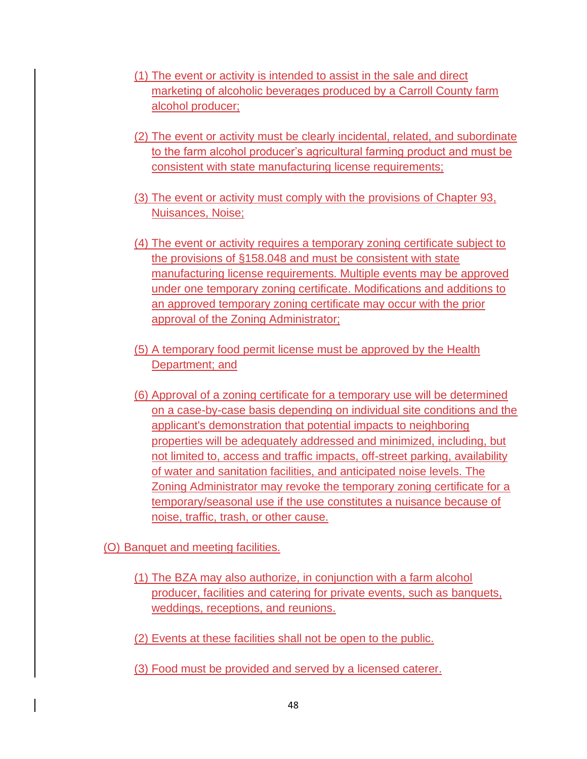(1) The event or activity is intended to assist in the sale and direct marketing of alcoholic beverages produced by a Carroll County farm alcohol producer;

(2) The event or activity must be clearly incidental, related, and subordinate to the farm alcohol producer's agricultural farming product and must be consistent with state manufacturing license requirements;

(3) The event or activity must comply with the provisions of Chapter 93, Nuisances, Noise;

(4) The event or activity requires a temporary zoning certificate subject to the provisions of §158.048 and must be consistent with state manufacturing license requirements. Multiple events may be approved under one temporary zoning certificate. Modifications and additions to an approved temporary zoning certificate may occur with the prior approval of the Zoning Administrator;

(5) A temporary food permit license must be approved by the Health Department; and

(6) Approval of a zoning certificate for a temporary use will be determined on a case-by-case basis depending on individual site conditions and the applicant's demonstration that potential impacts to neighboring properties will be adequately addressed and minimized, including, but not limited to, access and traffic impacts, off-street parking, availability of water and sanitation facilities, and anticipated noise levels. The Zoning Administrator may revoke the temporary zoning certificate for a temporary/seasonal use if the use constitutes a nuisance because of noise, traffic, trash, or other cause.

(O) Banquet and meeting facilities.

(1) The BZA may also authorize, in conjunction with a farm alcohol producer, facilities and catering for private events, such as banquets, weddings, receptions, and reunions.

(2) Events at these facilities shall not be open to the public.

(3) Food must be provided and served by a licensed caterer.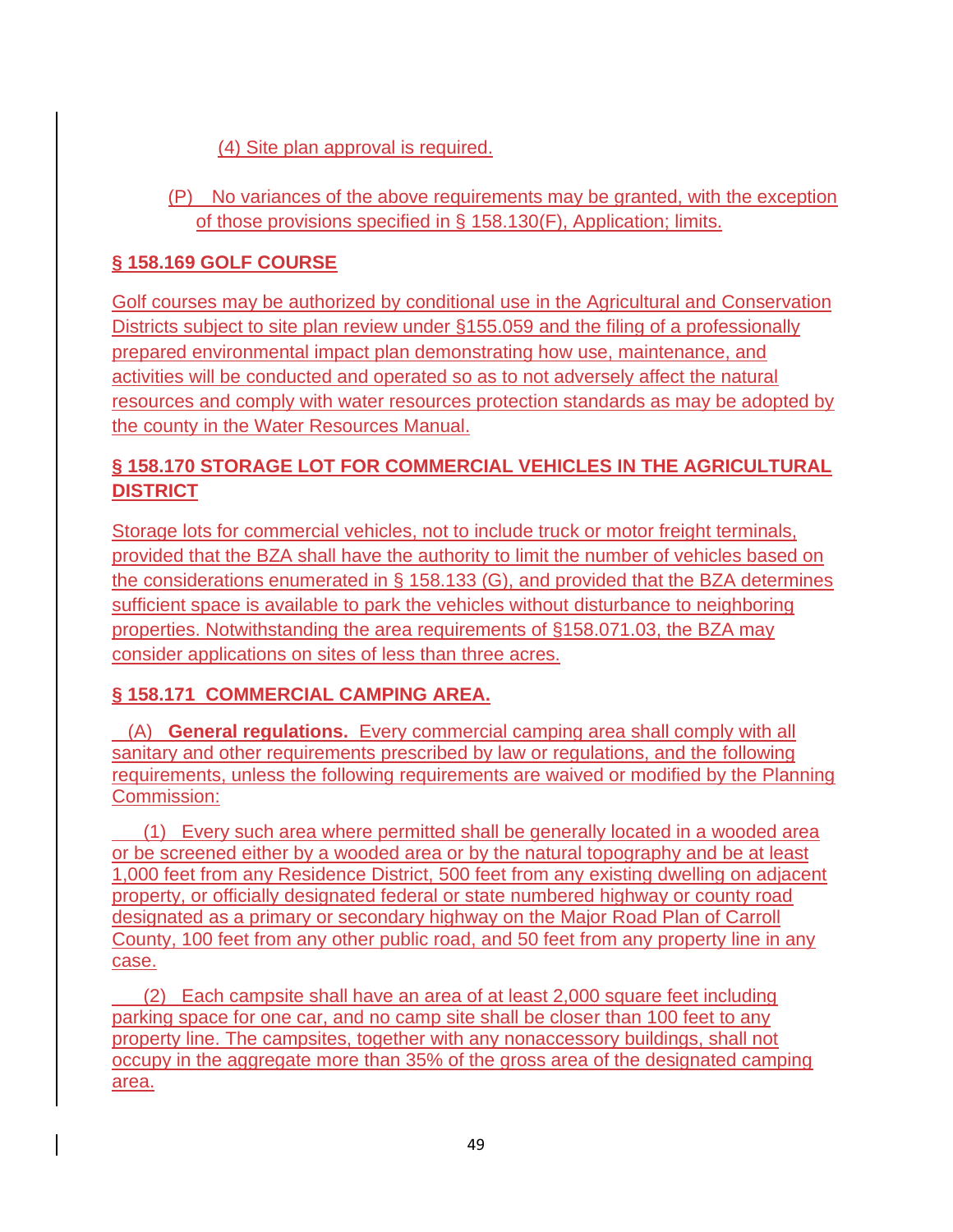(4) Site plan approval is required.

(P) No variances of the above requirements may be granted, with the exception of those provisions specified in § 158.130(F), Application; limits.

## § 158.169 GOLF COURSE

Golf courses may be authorized by conditional use in the Agricultural and Conservation Districts subject to site plan review under §155.059 and the filing of a professionally prepared environmental impact plan demonstrating how use, maintenance, and activities will be conducted and operated so as to not adversely affect the natural resources and comply with water resources protection standards as may be adopted by the county in the Water Resources Manual.

## § 158.170 STORAGE LOT FOR COMMERCIAL VEHICLES IN THE AGRICULTURAL DISTRICT

Storage lots for commercial vehicles, not to include truck or motor freight terminals, provided that the BZA shall have the authority to limit the number of vehicles based on the considerations enumerated in § 158.133 (G), and provided that the BZA determines sufficient space is available to park the vehicles without disturbance to neighboring properties. Notwithstanding the area requirements of §158.071.03, the BZA may consider applications on sites of less than three acres.

## § 158.171 COMMERCIAL CAMPING AREA.

(A) **General regulations.** Every commercial camping area shall comply with all sanitary and other requirements prescribed by law or regulations, and the following requirements, unless the following requirements are waived or modified by the Planning Commission:

(1) Every such area where permitted shall be generally located in a wooded area or be screened either by a wooded area or by the natural topography and be at least 1,000 feet from any Residence District, 500 feet from any existing dwelling on adjacent property, or officially designated federal or state numbered highway or county road designated as a primary or secondary highway on the Major Road Plan of Carroll County, 100 feet from any other public road, and 50 feet from any property line in any case.

(2) Each campsite shall have an area of at least 2,000 square feet including parking space for one car, and no camp site shall be closer than 100 feet to any property line. The campsites, together with any nonaccessory buildings, shall not occupy in the aggregate more than 35% of the gross area of the designated camping area.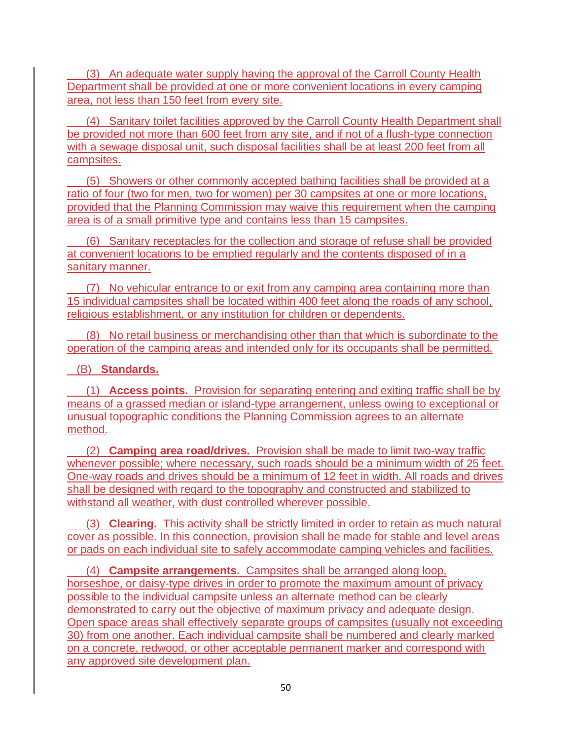(3) An adequate water supply having the approval of the Carroll County Health Department shall be provided at one or more convenient locations in every camping area, not less than 150 feet from every site.

(4) Sanitary toilet facilities approved by the Carroll County Health Department shall be provided not more than 600 feet from any site, and if not of a flush-type connection with a sewage disposal unit, such disposal facilities shall be at least 200 feet from all campsites.

(5) Showers or other commonly accepted bathing facilities shall be provided at a ratio of four (two for men, two for women) per 30 campsites at one or more locations, provided that the Planning Commission may waive this requirement when the camping area is of a small primitive type and contains less than 15 campsites.

(6) Sanitary receptacles for the collection and storage of refuse shall be provided at convenient locations to be emptied regularly and the contents disposed of in a sanitary manner.

(7) No vehicular entrance to or exit from any camping area containing more than 15 individual campsites shall be located within 400 feet along the roads of any school, religious establishment, or any institution for children or dependents.

(8) No retail business or merchandising other than that which is subordinate to the operation of the camping areas and intended only for its occupants shall be permitted.

(B) **Standards.**

(1) **Access points.** Provision for separating entering and exiting traffic shall be by means of a grassed median or island-type arrangement, unless owing to exceptional or unusual topographic conditions the Planning Commission agrees to an alternate method.

(2) **Camping area road/drives.** Provision shall be made to limit two-way traffic whenever possible; where necessary, such roads should be a minimum width of 25 feet. One-way roads and drives should be a minimum of 12 feet in width. All roads and drives shall be designed with regard to the topography and constructed and stabilized to withstand all weather, with dust controlled wherever possible.

(3) **Clearing.** This activity shall be strictly limited in order to retain as much natural cover as possible. In this connection, provision shall be made for stable and level areas or pads on each individual site to safely accommodate camping vehicles and facilities.

(4) **Campsite arrangements.** Campsites shall be arranged along loop, horseshoe, or daisy-type drives in order to promote the maximum amount of privacy possible to the individual campsite unless an alternate method can be clearly demonstrated to carry out the objective of maximum privacy and adequate design. Open space areas shall effectively separate groups of campsites (usually not exceeding 30) from one another. Each individual campsite shall be numbered and clearly marked on a concrete, redwood, or other acceptable permanent marker and correspond with any approved site development plan.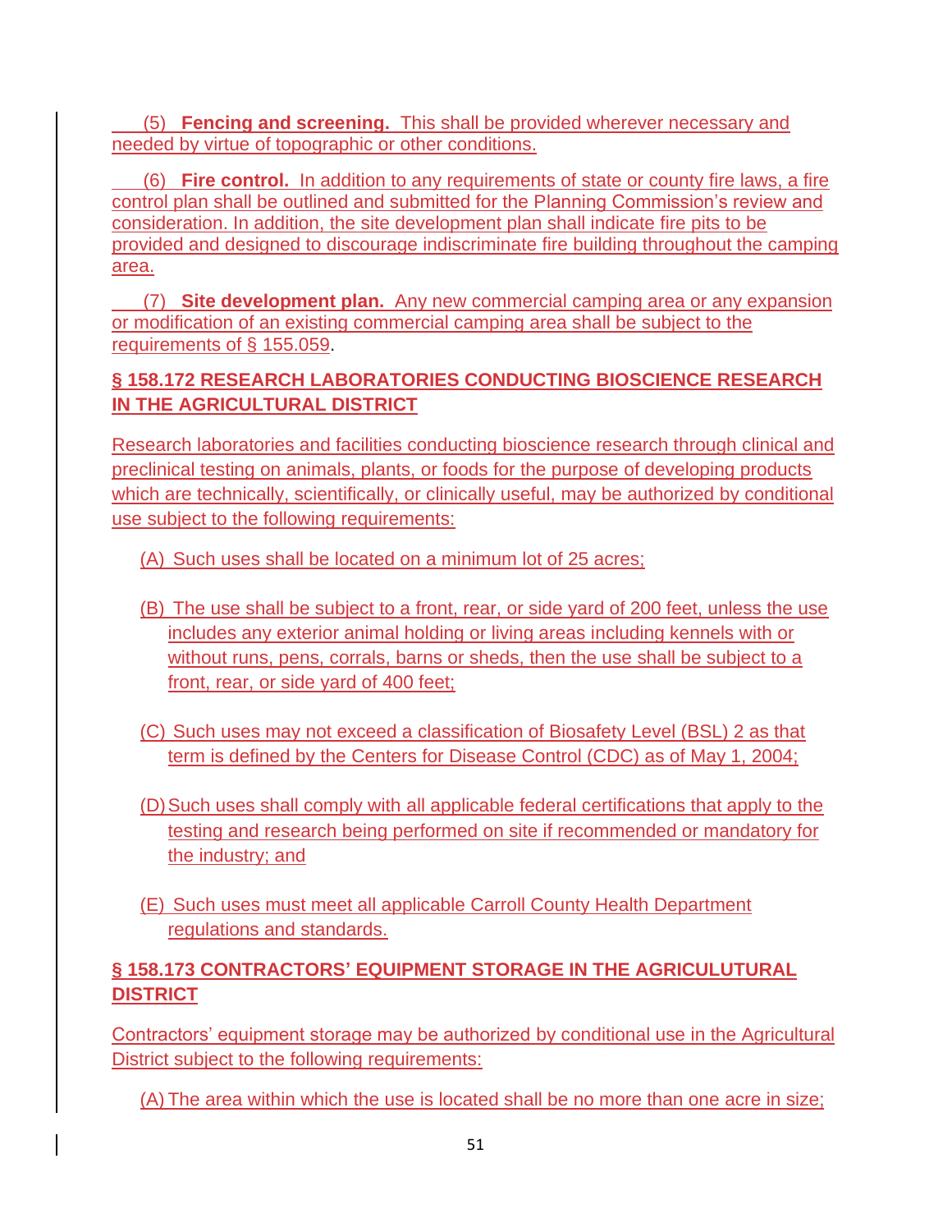(5) **Fencing and screening.** This shall be provided wherever necessary and needed by virtue of topographic or other conditions.

(6) **Fire control.** In addition to any requirements of state or county fire laws, a fire control plan shall be outlined and submitted for the Planning Commission's review and consideration. In addition, the site development plan shall indicate fire pits to be provided and designed to discourage indiscriminate fire building throughout the camping area.

(7) **Site development plan.** Any new commercial camping area or any expansion or modification of an existing commercial camping area shall be subject to the requirements of § 155.059.

## § 158.172 RESEARCH LABORATORIES CONDUCTING BIOSCIENCE RESEARCH IN THE AGRICULTURAL DISTRICT

Research laboratories and facilities conducting bioscience research through clinical and preclinical testing on animals, plants, or foods for the purpose of developing products which are technically, scientifically, or clinically useful, may be authorized by conditional use subject to the following requirements:

(A) Such uses shall be located on a minimum lot of 25 acres;

(B) The use shall be subject to a front, rear, or side yard of 200 feet, unless the use includes any exterior animal holding or living areas including kennels with or without runs, pens, corrals, barns or sheds, then the use shall be subject to a front, rear, or side yard of 400 feet;

(C) Such uses may not exceed a classification of Biosafety Level (BSL) 2 as that term is defined by the Centers for Disease Control (CDC) as of May 1, 2004;

(D) Such uses shall comply with all applicable federal certifications that apply to the testing and research being performed on site if recommended or mandatory for the industry; and

(E) Such uses must meet all applicable Carroll County Health Department regulations and standards.

## § 158.173 CONTRACTORS' EQUIPMENT STORAGE IN THE AGRICULUTURAL DISTRICT

Contractors' equipment storage may be authorized by conditional use in the Agricultural District subject to the following requirements:

(A) The area within which the use is located shall be no more than one acre in size;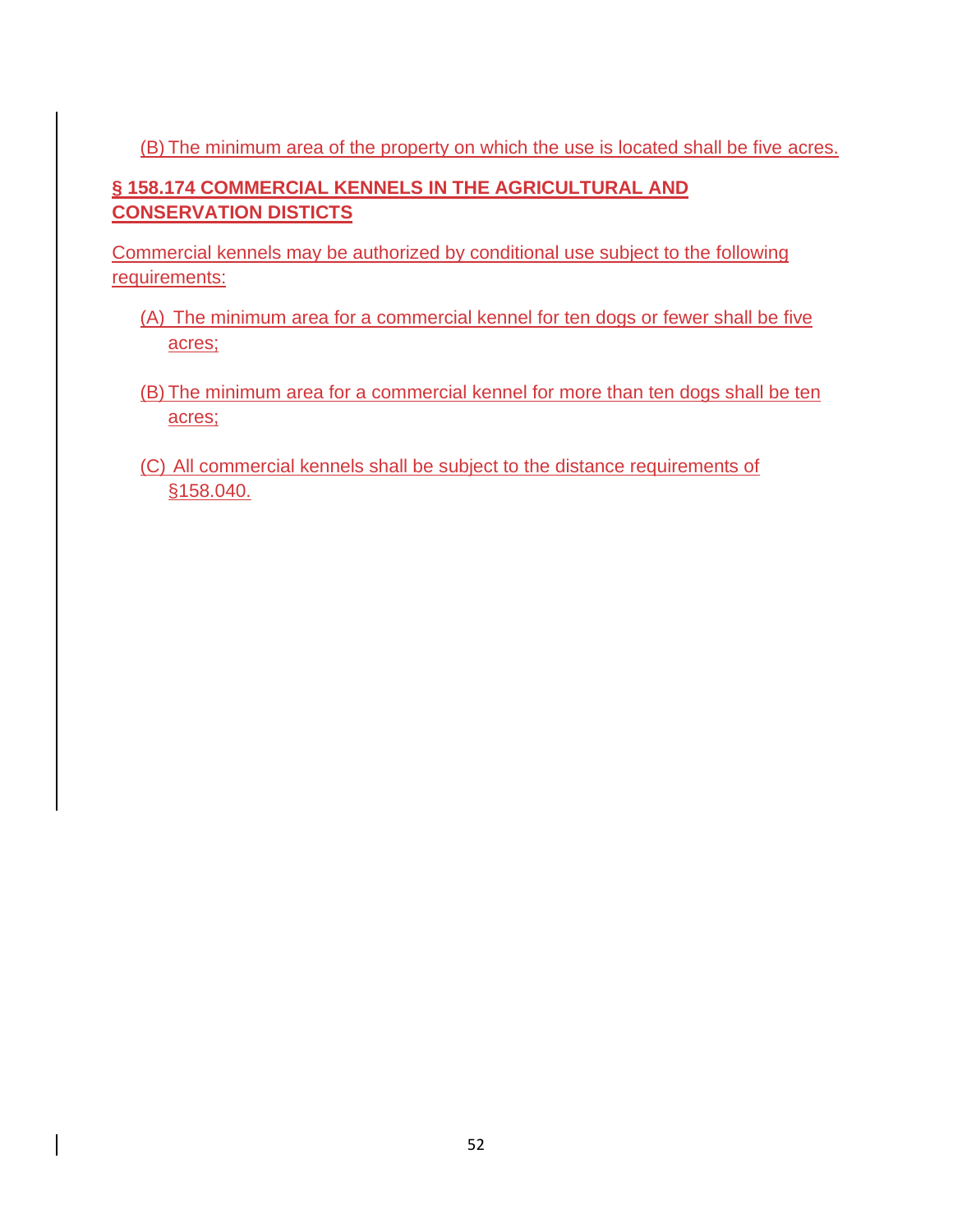(B) The minimum area of the property on which the use is located shall be five acres.

## § 158.174 COMMERCIAL KENNELS IN THE AGRICULTURAL AND CONSERVATION DISTICTS

Commercial kennels may be authorized by conditional use subject to the following requirements:

(A) The minimum area for a commercial kennel for ten dogs or fewer shall be five acres;

(B) The minimum area for a commercial kennel for more than ten dogs shall be ten acres;

(C) All commercial kennels shall be subject to the distance requirements of §158.040.